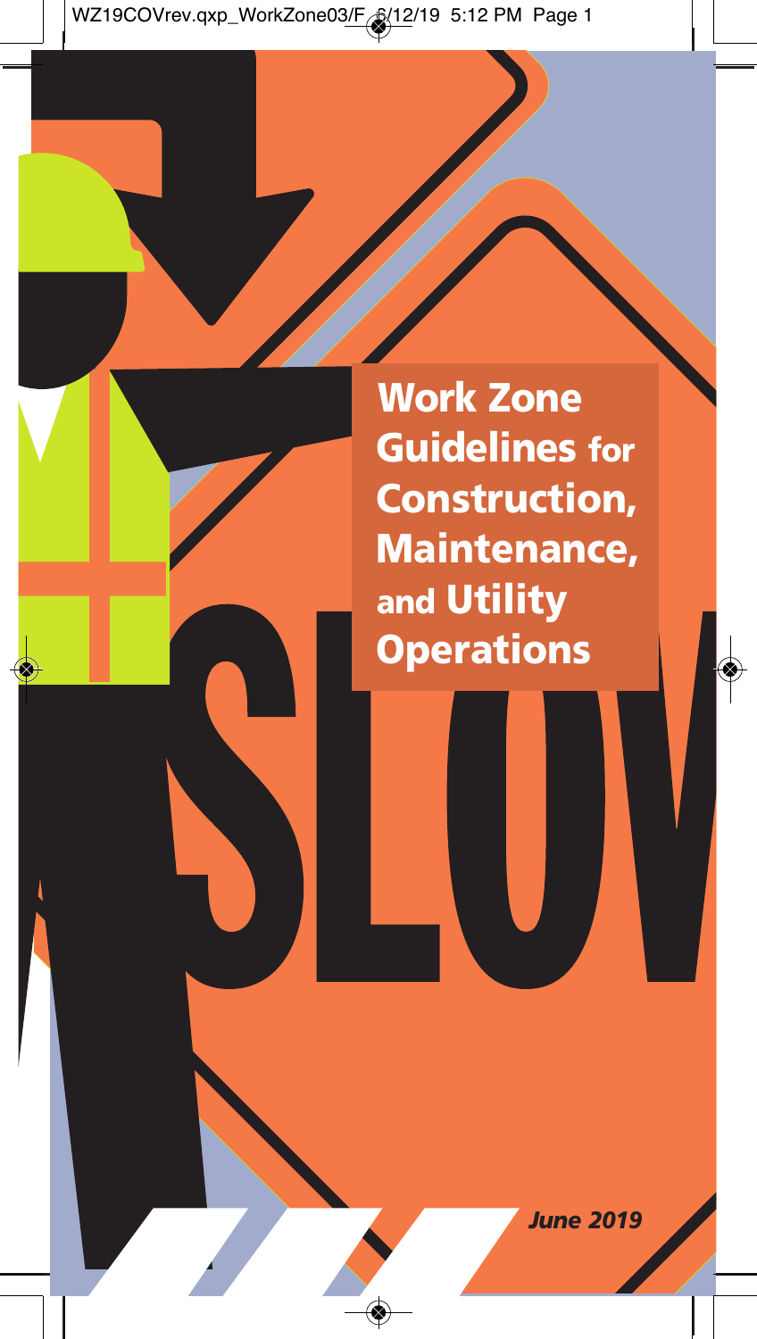# Work Zone Guidelines for Construction, Maintenance, and Utility Operations

*June 2019*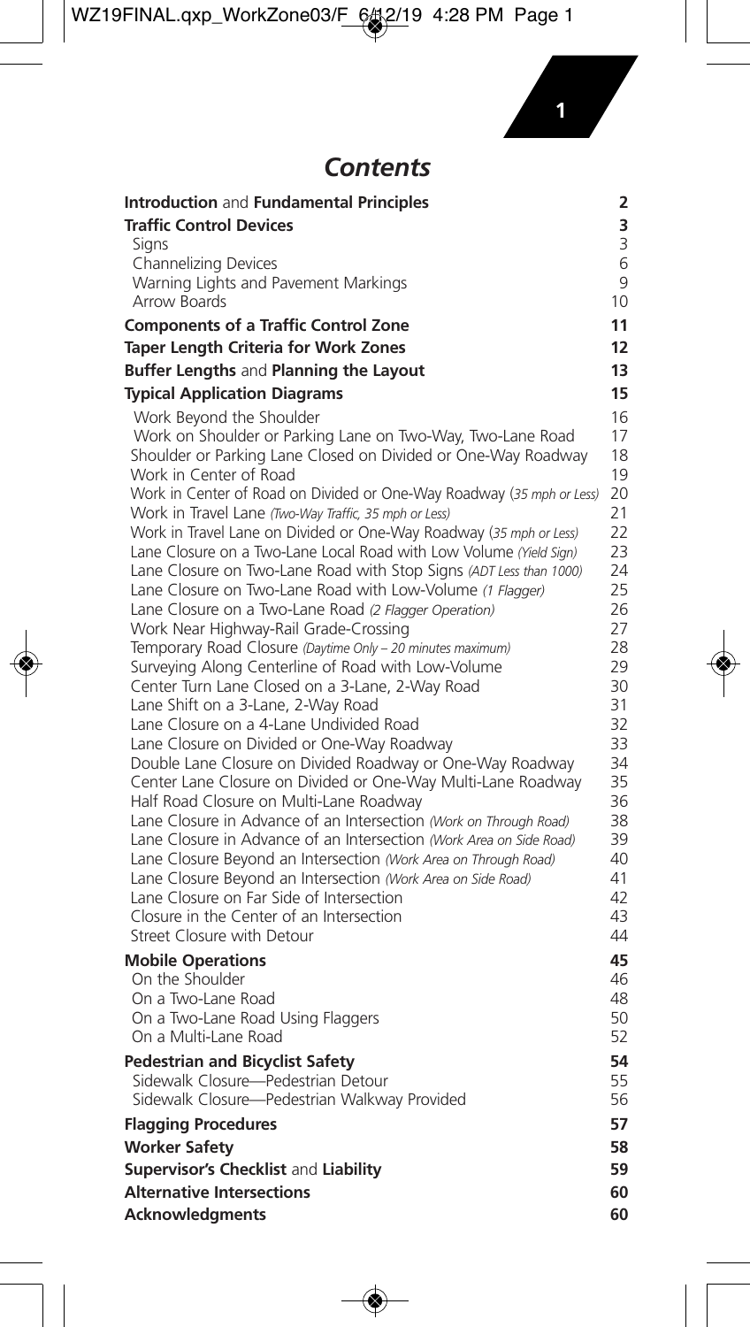# *Contents*

| | |
|---|---|
| **Introduction** and **Fundamental Principles** | **2** |
| **Traffic Control Devices** | **3** |
| Signs | 3 |
| Channelizing Devices | 6 |
| Warning Lights and Pavement Markings | 9 |
| Arrow Boards | 10 |
| **Components of a Traffic Control Zone** | **11** |
| **Taper Length Criteria for Work Zones** | **12** |
| **Buffer Lengths** and **Planning the Layout** | **13** |
| **Typical Application Diagrams** | **15** |
| Work Beyond the Shoulder | 16 |
| Work on Shoulder or Parking Lane on Two-Way, Two-Lane Road | 17 |
| Shoulder or Parking Lane Closed on Divided or One-Way Roadway | 18 |
| Work in Center of Road | 19 |
| Work in Center of Road on Divided or One-Way Roadway (*35 mph or Less*) | 20 |
| Work in Travel Lane (*Two-Way Traffic, 35 mph or Less*) | 21 |
| Work in Travel Lane on Divided or One-Way Roadway (*35 mph or Less*) | 22 |
| Lane Closure on a Two-Lane Local Road with Low Volume (*Yield Sign*) | 23 |
| Lane Closure on Two-Lane Road with Stop Signs (*ADT Less than 1000*) | 24 |
| Lane Closure on Two-Lane Road with Low-Volume (*1 Flagger*) | 25 |
| Lane Closure on a Two-Lane Road (*2 Flagger Operation*) | 26 |
| Work Near Highway-Rail Grade-Crossing | 27 |
| Temporary Road Closure (*Daytime Only – 20 minutes maximum*) | 28 |
| Surveying Along Centerline of Road with Low-Volume | 29 |
| Center Turn Lane Closed on a 3-Lane, 2-Way Road | 30 |
| Lane Shift on a 3-Lane, 2-Way Road | 31 |
| Lane Closure on a 4-Lane Undivided Road | 32 |
| Lane Closure on Divided or One-Way Roadway | 33 |
| Double Lane Closure on Divided Roadway or One-Way Roadway | 34 |
| Center Lane Closure on Divided or One-Way Multi-Lane Roadway | 35 |
| Half Road Closure on Multi-Lane Roadway | 36 |
| Lane Closure in Advance of an Intersection (*Work on Through Road*) | 38 |
| Lane Closure in Advance of an Intersection (*Work Area on Side Road*) | 39 |
| Lane Closure Beyond an Intersection (*Work Area on Through Road*) | 40 |
| Lane Closure Beyond an Intersection (*Work Area on Side Road*) | 41 |
| Lane Closure on Far Side of Intersection | 42 |
| Closure in the Center of an Intersection | 43 |
| Street Closure with Detour | 44 |
| **Mobile Operations** | **45** |
| On the Shoulder | 46 |
| On a Two-Lane Road | 48 |
| On a Two-Lane Road Using Flaggers | 50 |
| On a Multi-Lane Road | 52 |
| **Pedestrian and Bicyclist Safety** | **54** |
| Sidewalk Closure—Pedestrian Detour | 55 |
| Sidewalk Closure—Pedestrian Walkway Provided | 56 |
| **Flagging Procedures** | **57** |
| **Worker Safety** | **58** |
| **Supervisor's Checklist** and **Liability** | **59** |
| **Alternative Intersections** | **60** |
| **Acknowledgments** | **60** |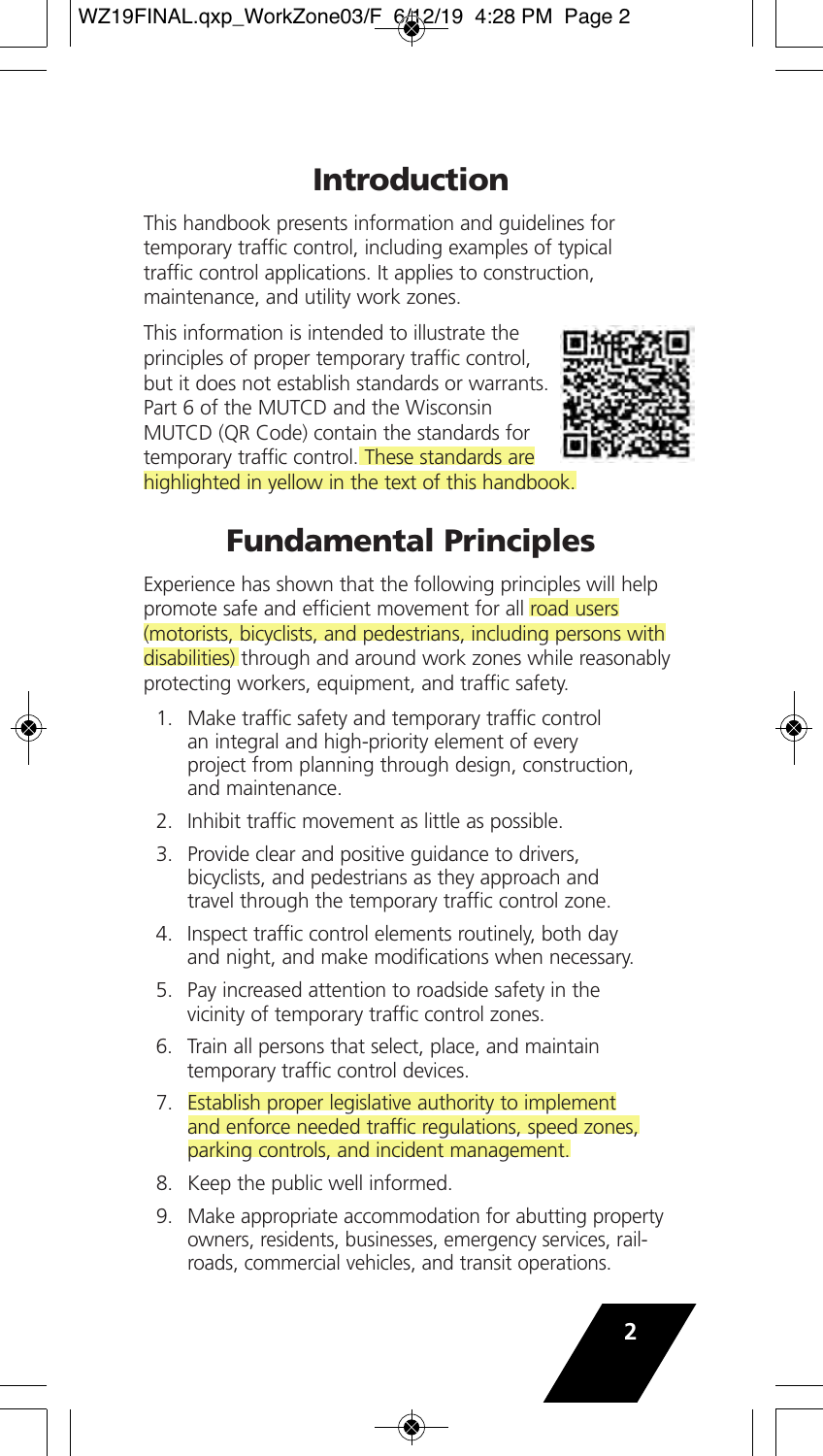# Introduction

This handbook presents information and guidelines for temporary traffic control, including examples of typical traffic control applications. It applies to construction, maintenance, and utility work zones.

This information is intended to illustrate the principles of proper temporary traffic control, but it does not establish standards or warrants. Part 6 of the MUTCD and the Wisconsin MUTCD (QR Code) contain the standards for temporary traffic control. These standards are highlighted in yellow in the text of this handbook.

# Fundamental Principles

Experience has shown that the following principles will help promote safe and efficient movement for all road users (motorists, bicyclists, and pedestrians, including persons with disabilities) through and around work zones while reasonably protecting workers, equipment, and traffic safety.

1. Make traffic safety and temporary traffic control an integral and high-priority element of every project from planning through design, construction, and maintenance.
2. Inhibit traffic movement as little as possible.
3. Provide clear and positive guidance to drivers, bicyclists, and pedestrians as they approach and travel through the temporary traffic control zone.
4. Inspect traffic control elements routinely, both day and night, and make modifications when necessary.
5. Pay increased attention to roadside safety in the vicinity of temporary traffic control zones.
6. Train all persons that select, place, and maintain temporary traffic control devices.
7. Establish proper legislative authority to implement and enforce needed traffic regulations, speed zones, parking controls, and incident management.
8. Keep the public well informed.
9. Make appropriate accommodation for abutting property owners, residents, businesses, emergency services, railroads, commercial vehicles, and transit operations.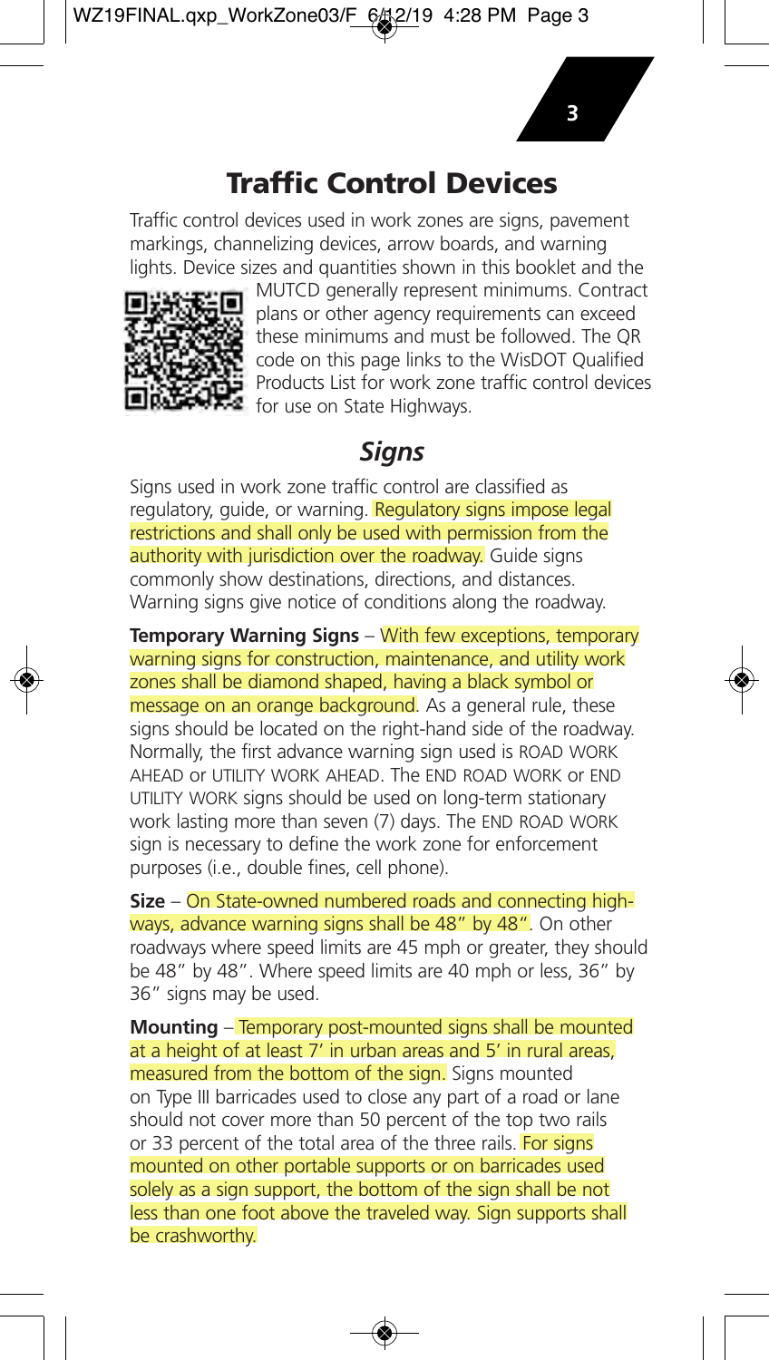# Traffic Control Devices

Traffic control devices used in work zones are signs, pavement markings, channelizing devices, arrow boards, and warning lights. Device sizes and quantities shown in this booklet and the MUTCD generally represent minimums. Contract plans or other agency requirements can exceed these minimums and must be followed. The QR code on this page links to the WisDOT Qualified Products List for work zone traffic control devices for use on State Highways.

## *Signs*

Signs used in work zone traffic control are classified as regulatory, guide, or warning. Regulatory signs impose legal restrictions and shall only be used with permission from the authority with jurisdiction over the roadway. Guide signs commonly show destinations, directions, and distances. Warning signs give notice of conditions along the roadway.

**Temporary Warning Signs** – With few exceptions, temporary warning signs for construction, maintenance, and utility work zones shall be diamond shaped, having a black symbol or message on an orange background. As a general rule, these signs should be located on the right-hand side of the roadway. Normally, the first advance warning sign used is ROAD WORK AHEAD or UTILITY WORK AHEAD. The END ROAD WORK or END UTILITY WORK signs should be used on long-term stationary work lasting more than seven (7) days. The END ROAD WORK sign is necessary to define the work zone for enforcement purposes (i.e., double fines, cell phone).

**Size** – On State-owned numbered roads and connecting highways, advance warning signs shall be 48" by 48". On other roadways where speed limits are 45 mph or greater, they should be 48" by 48". Where speed limits are 40 mph or less, 36" by 36" signs may be used.

**Mounting** – Temporary post-mounted signs shall be mounted at a height of at least 7' in urban areas and 5' in rural areas, measured from the bottom of the sign. Signs mounted on Type III barricades used to close any part of a road or lane should not cover more than 50 percent of the top two rails or 33 percent of the total area of the three rails. For signs mounted on other portable supports or on barricades used solely as a sign support, the bottom of the sign shall be not less than one foot above the traveled way. Sign supports shall be crashworthy.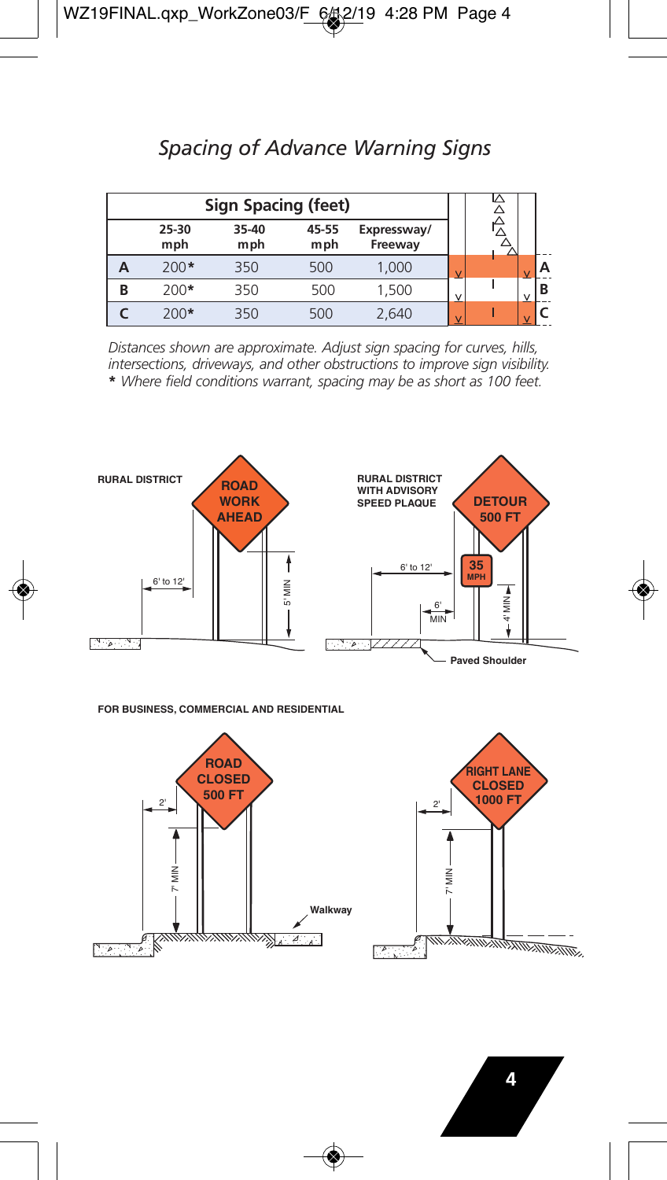# Spacing of Advance Warning Signs

| Sign Spacing (feet) | | | | |
|---|---|---|---|---|
| | 25-30 mph | 35-40 mph | 45-55 mph | Expressway/ Freeway |
| A | 200* | 350 | 500 | 1,000 |
| B | 200* | 350 | 500 | 1,500 |
| C | 200* | 350 | 500 | 2,640 |

*Distances shown are approximate. Adjust sign spacing for curves, hills, intersections, driveways, and other obstructions to improve sign visibility.*
*** Where field conditions warrant, spacing may be as short as 100 feet.*

**RURAL DISTRICT**

ROAD WORK AHEAD

6' to 12'

5' MIN

**RURAL DISTRICT WITH ADVISORY SPEED PLAQUE**

DETOUR 500 FT

35 MPH

6' to 12'

6' MIN

4' MIN

Paved Shoulder

**FOR BUSINESS, COMMERCIAL AND RESIDENTIAL**

ROAD CLOSED 500 FT

2'

7' MIN

Walkway

RIGHT LANE CLOSED 1000 FT

2'

7' MIN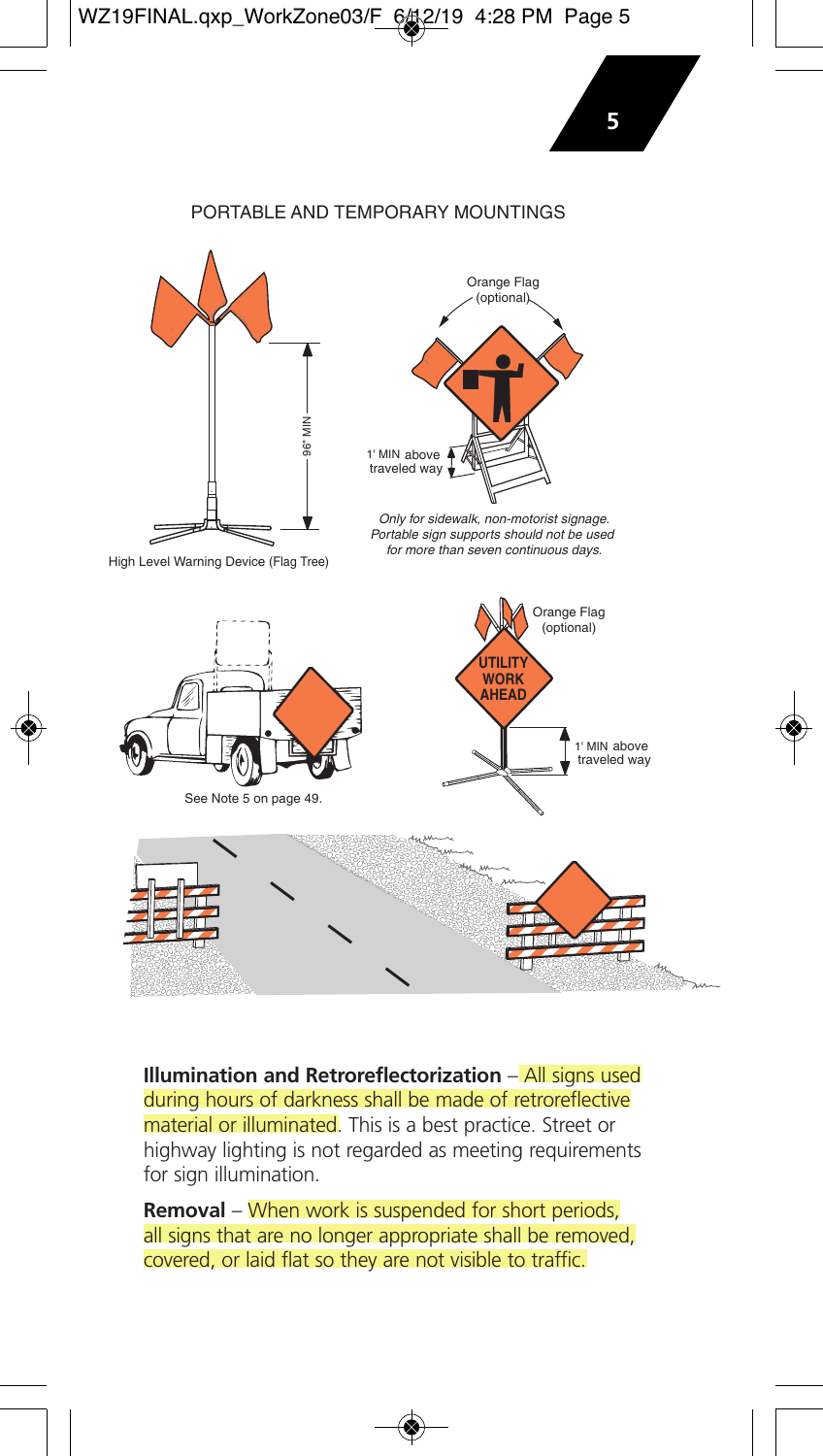PORTABLE AND TEMPORARY MOUNTINGS

High Level Warning Device (Flag Tree)

96" MIN

Orange Flag (optional)

1' MIN above traveled way

*Only for sidewalk, non-motorist signage. Portable sign supports should not be used for more than seven continuous days.*

See Note 5 on page 49.

Orange Flag (optional)

UTILITY WORK AHEAD

1' MIN above traveled way

**Illumination and Retroreflectorization** – All signs used during hours of darkness shall be made of retroreflective material or illuminated. This is a best practice. Street or highway lighting is not regarded as meeting requirements for sign illumination.

**Removal** – When work is suspended for short periods, all signs that are no longer appropriate shall be removed, covered, or laid flat so they are not visible to traffic.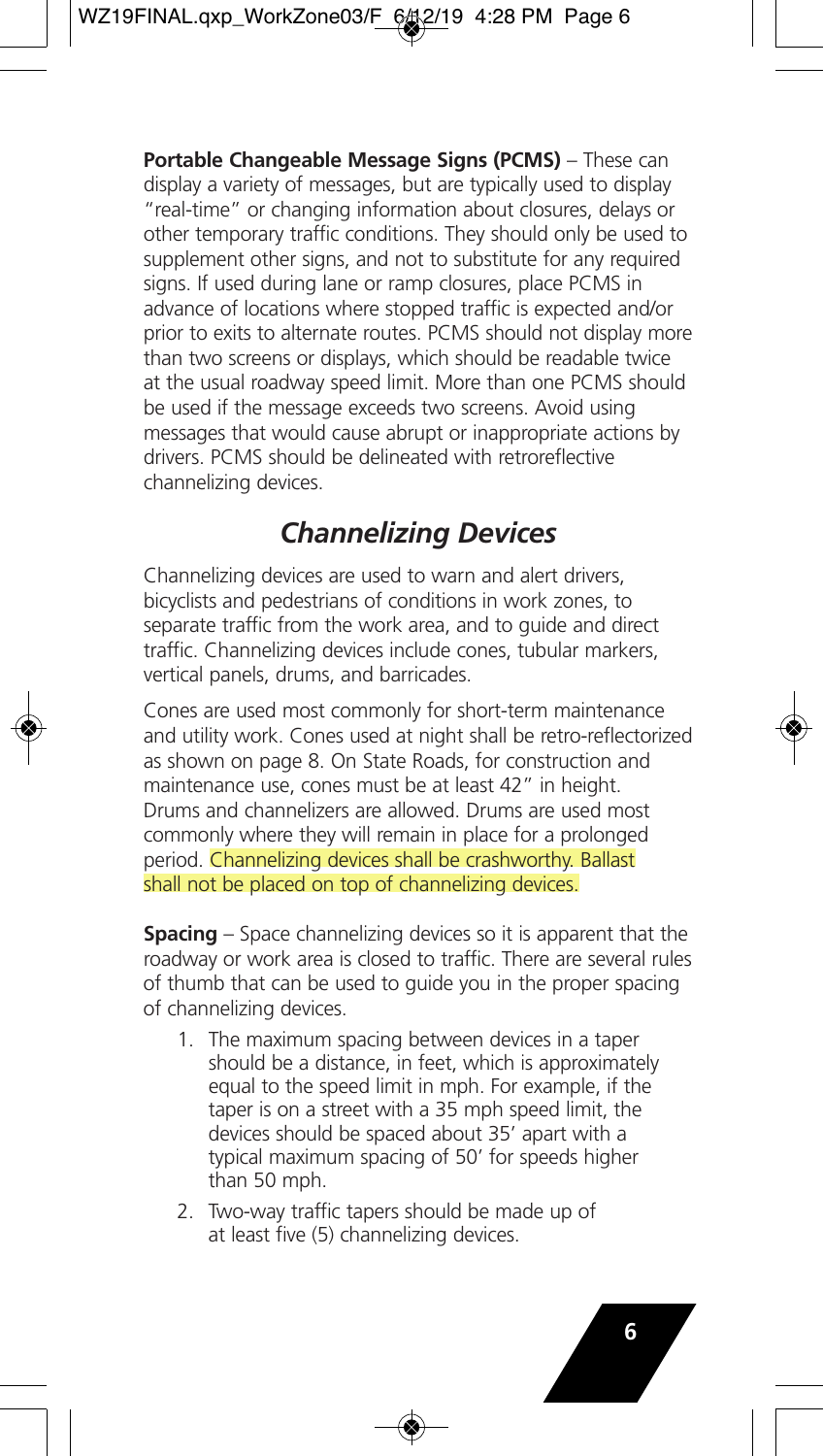**Portable Changeable Message Signs (PCMS)** – These can display a variety of messages, but are typically used to display "real-time" or changing information about closures, delays or other temporary traffic conditions. They should only be used to supplement other signs, and not to substitute for any required signs. If used during lane or ramp closures, place PCMS in advance of locations where stopped traffic is expected and/or prior to exits to alternate routes. PCMS should not display more than two screens or displays, which should be readable twice at the usual roadway speed limit. More than one PCMS should be used if the message exceeds two screens. Avoid using messages that would cause abrupt or inappropriate actions by drivers. PCMS should be delineated with retroreflective channelizing devices.

## *Channelizing Devices*

Channelizing devices are used to warn and alert drivers, bicyclists and pedestrians of conditions in work zones, to separate traffic from the work area, and to guide and direct traffic. Channelizing devices include cones, tubular markers, vertical panels, drums, and barricades.

Cones are used most commonly for short-term maintenance and utility work. Cones used at night shall be retro-reflectorized as shown on page 8. On State Roads, for construction and maintenance use, cones must be at least 42" in height. Drums and channelizers are allowed. Drums are used most commonly where they will remain in place for a prolonged period. Channelizing devices shall be crashworthy. Ballast shall not be placed on top of channelizing devices.

**Spacing** – Space channelizing devices so it is apparent that the roadway or work area is closed to traffic. There are several rules of thumb that can be used to guide you in the proper spacing of channelizing devices.

1. The maximum spacing between devices in a taper should be a distance, in feet, which is approximately equal to the speed limit in mph. For example, if the taper is on a street with a 35 mph speed limit, the devices should be spaced about 35' apart with a typical maximum spacing of 50' for speeds higher than 50 mph.
2. Two-way traffic tapers should be made up of at least five (5) channelizing devices.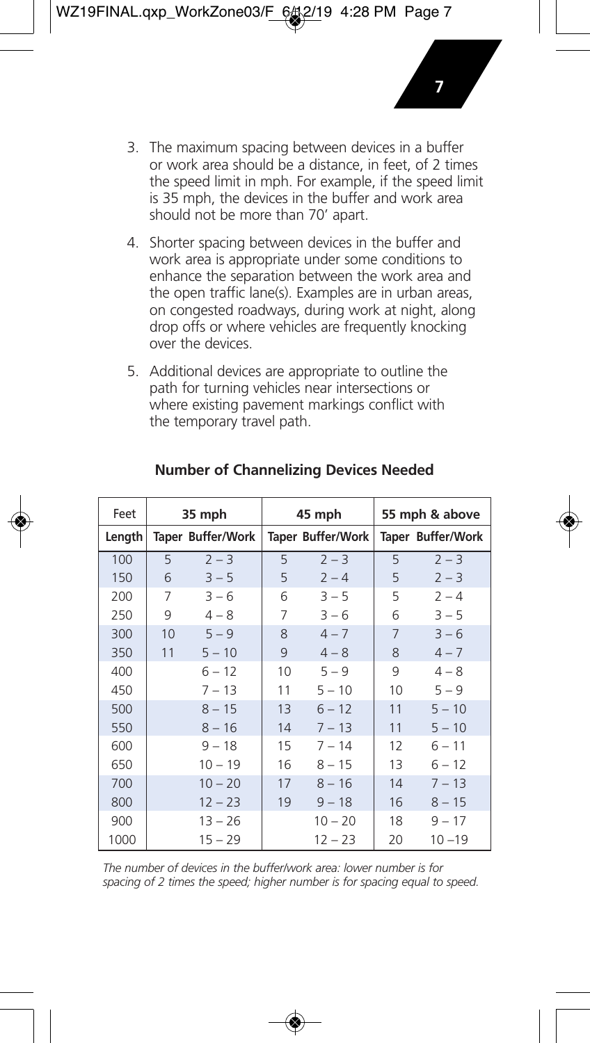3. The maximum spacing between devices in a buffer or work area should be a distance, in feet, of 2 times the speed limit in mph. For example, if the speed limit is 35 mph, the devices in the buffer and work area should not be more than 70' apart.

4. Shorter spacing between devices in the buffer and work area is appropriate under some conditions to enhance the separation between the work area and the open traffic lane(s). Examples are in urban areas, on congested roadways, during work at night, along drop offs or where vehicles are frequently knocking over the devices.

5. Additional devices are appropriate to outline the path for turning vehicles near intersections or where existing pavement markings conflict with the temporary travel path.

**Number of Channelizing Devices Needed**

| Feet | 35 mph | | 45 mph | | 55 mph & above | |
|---|---|---|---|---|---|---|
| **Length** | **Taper** | **Buffer/Work** | **Taper** | **Buffer/Work** | **Taper** | **Buffer/Work** |
| 100 | 5 | 2 – 3 | 5 | 2 – 3 | 5 | 2 – 3 |
| 150 | 6 | 3 – 5 | 5 | 2 – 4 | 5 | 2 – 3 |
| 200 | 7 | 3 – 6 | 6 | 3 – 5 | 5 | 2 – 4 |
| 250 | 9 | 4 – 8 | 7 | 3 – 6 | 6 | 3 – 5 |
| 300 | 10 | 5 – 9 | 8 | 4 – 7 | 7 | 3 – 6 |
| 350 | 11 | 5 – 10 | 9 | 4 – 8 | 8 | 4 – 7 |
| 400 | | 6 – 12 | 10 | 5 – 9 | 9 | 4 – 8 |
| 450 | | 7 – 13 | 11 | 5 – 10 | 10 | 5 – 9 |
| 500 | | 8 – 15 | 13 | 6 – 12 | 11 | 5 – 10 |
| 550 | | 8 – 16 | 14 | 7 – 13 | 11 | 5 – 10 |
| 600 | | 9 – 18 | 15 | 7 – 14 | 12 | 6 – 11 |
| 650 | | 10 – 19 | 16 | 8 – 15 | 13 | 6 – 12 |
| 700 | | 10 – 20 | 17 | 8 – 16 | 14 | 7 – 13 |
| 800 | | 12 – 23 | 19 | 9 – 18 | 16 | 8 – 15 |
| 900 | | 13 – 26 | | 10 – 20 | 18 | 9 – 17 |
| 1000 | | 15 – 29 | | 12 – 23 | 20 | 10 –19 |

*The number of devices in the buffer/work area: lower number is for spacing of 2 times the speed; higher number is for spacing equal to speed.*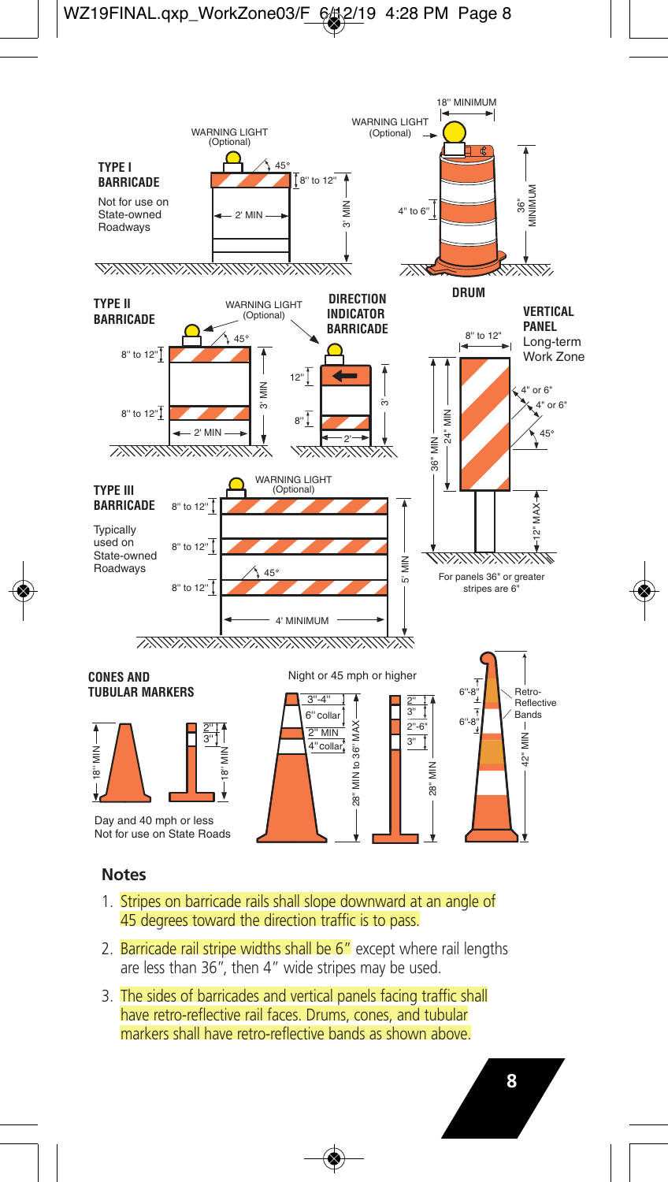TYPE I BARRICADE

Not for use on State-owned Roadways

WARNING LIGHT (Optional)

45°

8" to 12"

2' MIN

3' MIN

WARNING LIGHT (Optional)

18" MINIMUM

4" to 6"

36" MINIMUM

DRUM

TYPE II BARRICADE

WARNING LIGHT (Optional)

45°

8" to 12"

8" to 12"

2' MIN

3' MIN

DIRECTION INDICATOR BARRICADE

12"

8"

2'

3'

VERTICAL PANEL

Long-term Work Zone

8" to 12"

4" or 6"

4" or 6"

45°

24" MIN

36" MIN

12" MAX

For panels 36" or greater stripes are 6"

TYPE III BARRICADE

Typically used on State-owned Roadways

WARNING LIGHT (Optional)

8" to 12"

8" to 12"

8" to 12"

45°

4' MINIMUM

5' MIN

CONES AND TUBULAR MARKERS

18" MIN

2"

3"

18" MIN

Day and 40 mph or less
Not for use on State Roads

Night or 45 mph or higher

3"-4"

6" collar

2" MIN

4" collar

28" MIN to 36" MAX

2"

3"

2"-6"

3"

28" MIN

6"-8"

6"-8"

Retro-Reflective Bands

42" MIN

## Notes

1. Stripes on barricade rails shall slope downward at an angle of 45 degrees toward the direction traffic is to pass.
2. Barricade rail stripe widths shall be 6" except where rail lengths are less than 36", then 4" wide stripes may be used.
3. The sides of barricades and vertical panels facing traffic shall have retro-reflective rail faces. Drums, cones, and tubular markers shall have retro-reflective bands as shown above.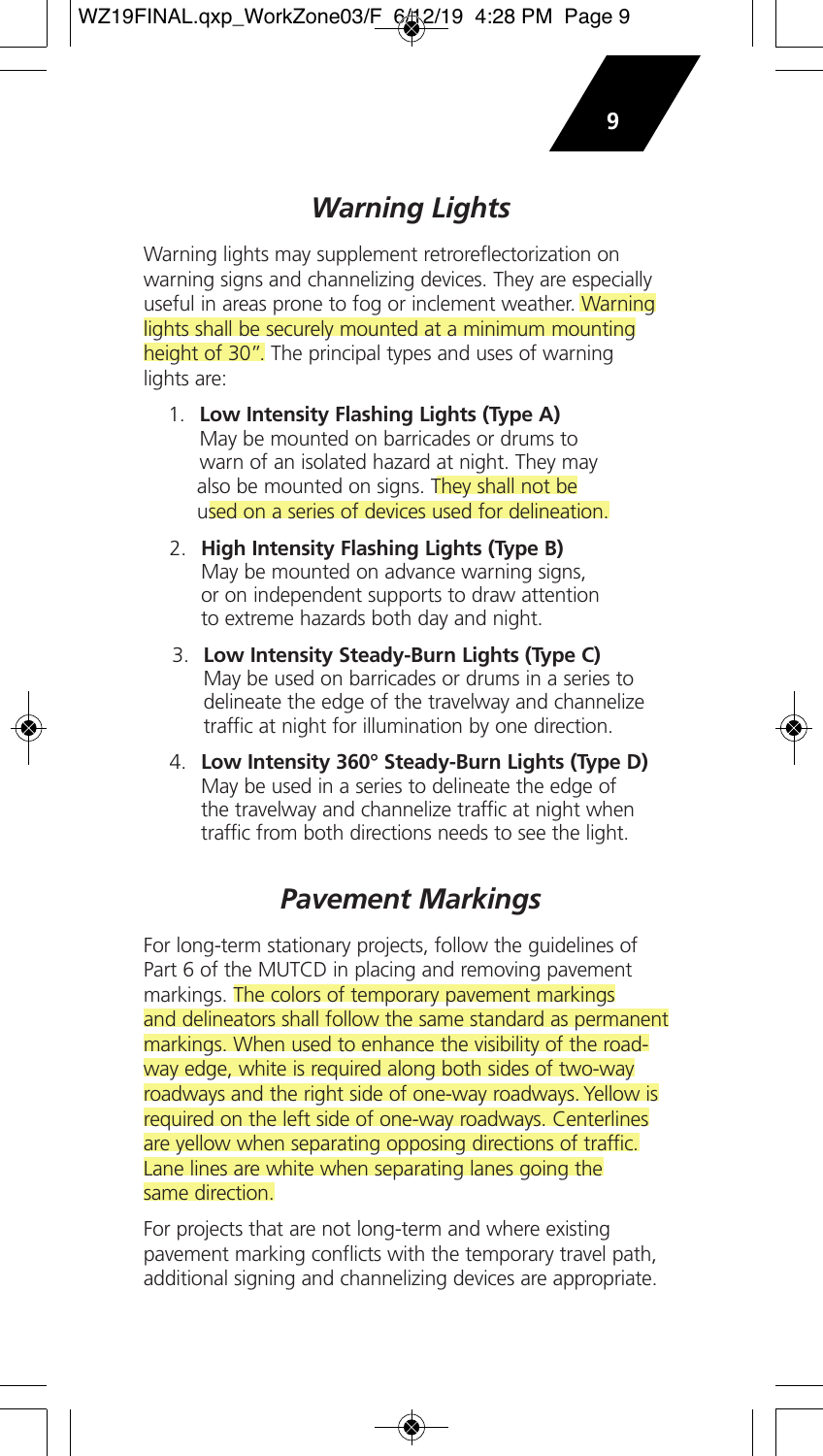## *Warning Lights*

Warning lights may supplement retroreflectorization on warning signs and channelizing devices. They are especially useful in areas prone to fog or inclement weather. Warning lights shall be securely mounted at a minimum mounting height of 30". The principal types and uses of warning lights are:

1. **Low Intensity Flashing Lights (Type A)**
   May be mounted on barricades or drums to warn of an isolated hazard at night. They may also be mounted on signs. They shall not be used on a series of devices used for delineation.
2. **High Intensity Flashing Lights (Type B)**
   May be mounted on advance warning signs, or on independent supports to draw attention to extreme hazards both day and night.
3. **Low Intensity Steady-Burn Lights (Type C)**
   May be used on barricades or drums in a series to delineate the edge of the travelway and channelize traffic at night for illumination by one direction.
4. **Low Intensity 360° Steady-Burn Lights (Type D)**
   May be used in a series to delineate the edge of the travelway and channelize traffic at night when traffic from both directions needs to see the light.

## *Pavement Markings*

For long-term stationary projects, follow the guidelines of Part 6 of the MUTCD in placing and removing pavement markings. The colors of temporary pavement markings and delineators shall follow the same standard as permanent markings. When used to enhance the visibility of the roadway edge, white is required along both sides of two-way roadways and the right side of one-way roadways. Yellow is required on the left side of one-way roadways. Centerlines are yellow when separating opposing directions of traffic. Lane lines are white when separating lanes going the same direction.

For projects that are not long-term and where existing pavement marking conflicts with the temporary travel path, additional signing and channelizing devices are appropriate.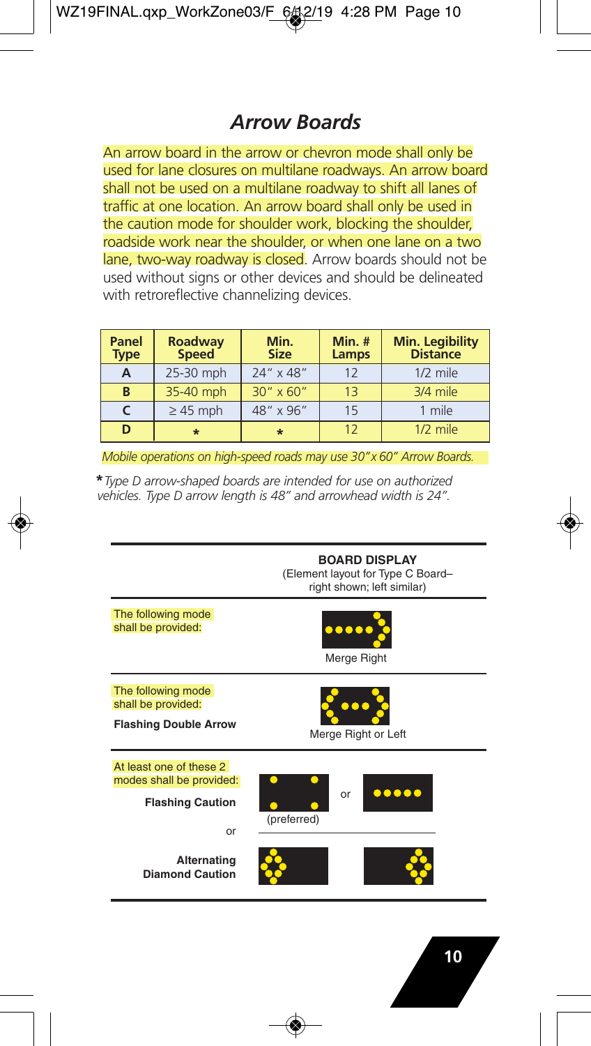## *Arrow Boards*

An arrow board in the arrow or chevron mode shall only be used for lane closures on multilane roadways. An arrow board shall not be used on a multilane roadway to shift all lanes of traffic at one location. An arrow board shall only be used in the caution mode for shoulder work, blocking the shoulder, roadside work near the shoulder, or when one lane on a two lane, two-way roadway is closed. Arrow boards should not be used without signs or other devices and should be delineated with retroreflective channelizing devices.

| Panel Type | Roadway Speed | Min. Size | Min. # Lamps | Min. Legibility Distance |
|---|---|---|---|---|
| A | 25-30 mph | 24" x 48" | 12 | 1/2 mile |
| B | 35-40 mph | 30" x 60" | 13 | 3/4 mile |
| C | ≥ 45 mph | 48" x 96" | 15 | 1 mile |
| D | * | * | 12 | 1/2 mile |

*Mobile operations on high-speed roads may use 30" x 60" Arrow Boards.*

**\*** *Type D arrow-shaped boards are intended for use on authorized vehicles. Type D arrow length is 48" and arrowhead width is 24".*

| | **BOARD DISPLAY** (Element layout for Type C Board– right shown; left similar) |
|---|---|
| The following mode shall be provided: | Merge Right |
| The following mode shall be provided: **Flashing Double Arrow** | Merge Right or Left |
| At least one of these 2 modes shall be provided: **Flashing Caution** | (preferred) or |
| or **Alternating Diamond Caution** | |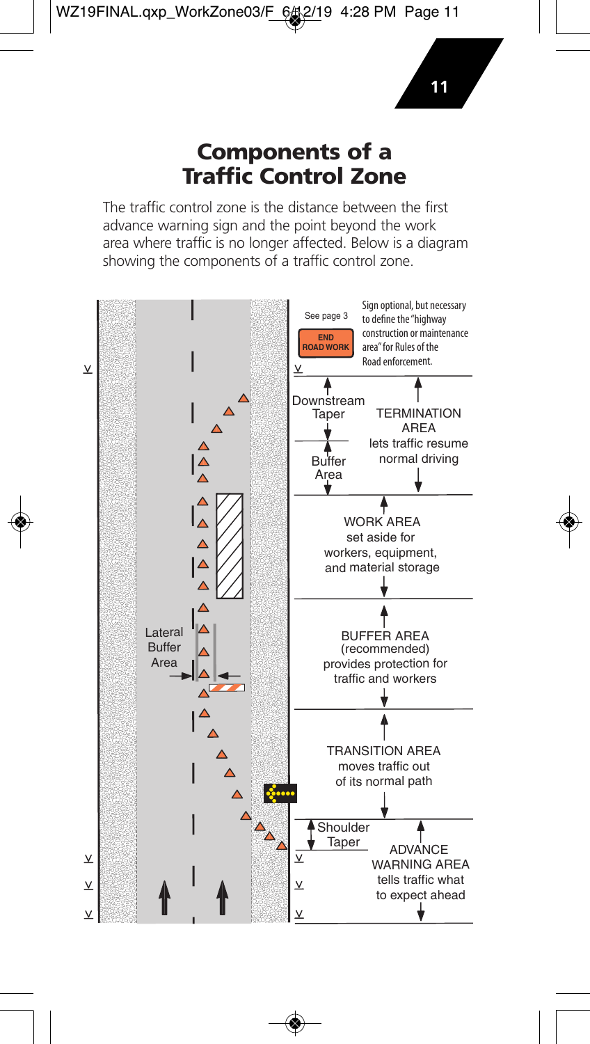# Components of a Traffic Control Zone

The traffic control zone is the distance between the first advance warning sign and the point beyond the work area where traffic is no longer affected. Below is a diagram showing the components of a traffic control zone.

See page 3

END ROAD WORK

Sign optional, but necessary to define the "highway construction or maintenance area" for Rules of the Road enforcement.

Downstream Taper

Buffer Area

TERMINATION AREA lets traffic resume normal driving

WORK AREA set aside for workers, equipment, and material storage

Lateral Buffer Area

BUFFER AREA (recommended) provides protection for traffic and workers

TRANSITION AREA moves traffic out of its normal path

Shoulder Taper

ADVANCE WARNING AREA tells traffic what to expect ahead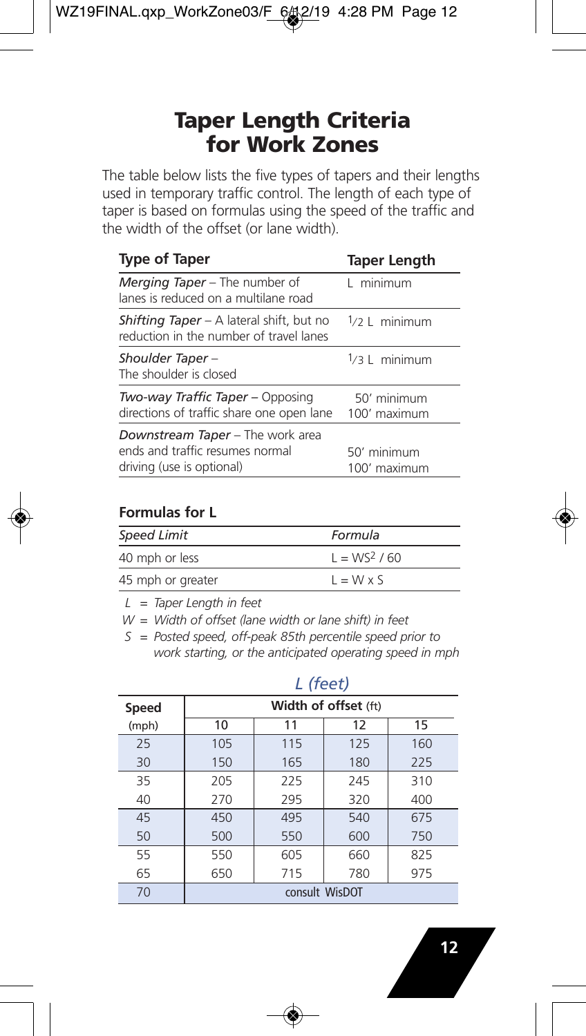# Taper Length Criteria for Work Zones

The table below lists the five types of tapers and their lengths used in temporary traffic control. The length of each type of taper is based on formulas using the speed of the traffic and the width of the offset (or lane width).

| Type of Taper | Taper Length |
|---|---|
| *Merging Taper* – The number of lanes is reduced on a multilane road | L minimum |
| *Shifting Taper* – A lateral shift, but no reduction in the number of travel lanes | $1/2$ L minimum |
| *Shoulder Taper* – The shoulder is closed | $1/3$ L minimum |
| *Two-way Traffic Taper* – Opposing directions of traffic share one open lane | 50′ minimum<br>100′ maximum |
| *Downstream Taper* – The work area ends and traffic resumes normal driving (use is optional) | 50′ minimum<br>100′ maximum |

### Formulas for L

| *Speed Limit* | *Formula* |
|---|---|
| 40 mph or less | $L = WS^2 / 60$ |
| 45 mph or greater | $L = W \times S$ |

*L = Taper Length in feet*

*W = Width of offset (lane width or lane shift) in feet*

*S = Posted speed, off-peak 85th percentile speed prior to work starting, or the anticipated operating speed in mph*

| | *L (feet)* | | | |
|---|---|---|---|---|
| **Speed** | **Width of offset** (ft) | | | |
| (mph) | 10 | 11 | 12 | 15 |
| 25 | 105 | 115 | 125 | 160 |
| 30 | 150 | 165 | 180 | 225 |
| 35 | 205 | 225 | 245 | 310 |
| 40 | 270 | 295 | 320 | 400 |
| 45 | 450 | 495 | 540 | 675 |
| 50 | 500 | 550 | 600 | 750 |
| 55 | 550 | 605 | 660 | 825 |
| 65 | 650 | 715 | 780 | 975 |
| 70 | consult WisDOT | | | |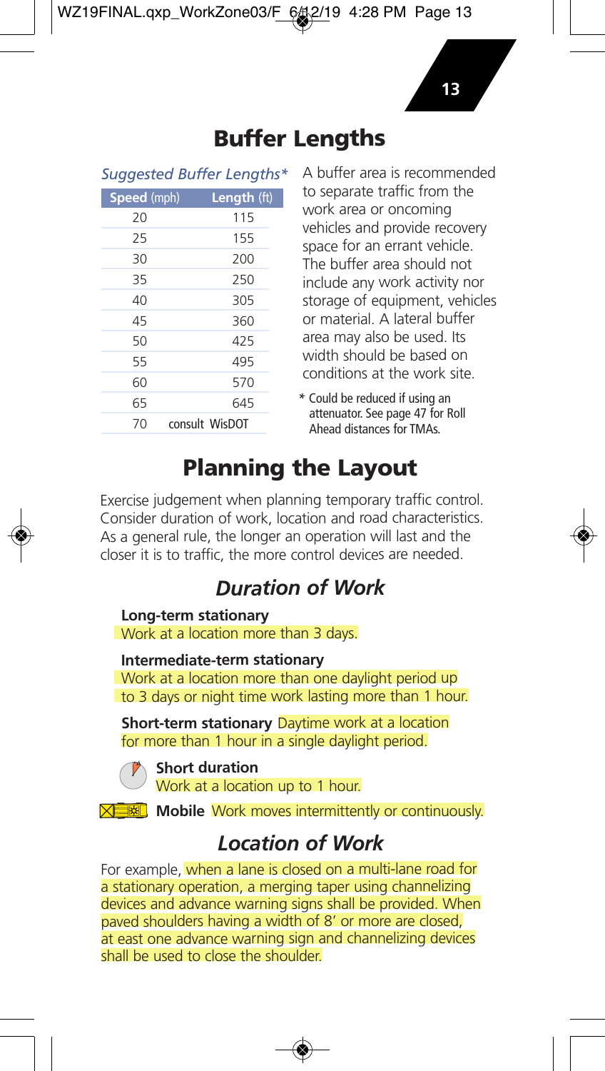# Buffer Lengths

*Suggested Buffer Lengths**

| Speed (mph) | Length (ft) |
|---|---|
| 20 | 115 |
| 25 | 155 |
| 30 | 200 |
| 35 | 250 |
| 40 | 305 |
| 45 | 360 |
| 50 | 425 |
| 55 | 495 |
| 60 | 570 |
| 65 | 645 |
| 70 | consult WisDOT |

A buffer area is recommended to separate traffic from the work area or oncoming vehicles and provide recovery space for an errant vehicle. The buffer area should not include any work activity nor storage of equipment, vehicles or material. A lateral buffer area may also be used. Its width should be based on conditions at the work site.

\* Could be reduced if using an attenuator. See page 47 for Roll Ahead distances for TMAs.

# Planning the Layout

Exercise judgement when planning temporary traffic control. Consider duration of work, location and road characteristics. As a general rule, the longer an operation will last and the closer it is to traffic, the more control devices are needed.

## *Duration of Work*

**Long-term stationary**
Work at a location more than 3 days.

**Intermediate-term stationary**
Work at a location more than one daylight period up to 3 days or night time work lasting more than 1 hour.

**Short-term stationary** Daytime work at a location for more than 1 hour in a single daylight period.

**Short duration**
Work at a location up to 1 hour.

**Mobile** Work moves intermittently or continuously.

## *Location of Work*

For example, when a lane is closed on a multi-lane road for a stationary operation, a merging taper using channelizing devices and advance warning signs shall be provided. When paved shoulders having a width of 8' or more are closed, at east one advance warning sign and channelizing devices shall be used to close the shoulder.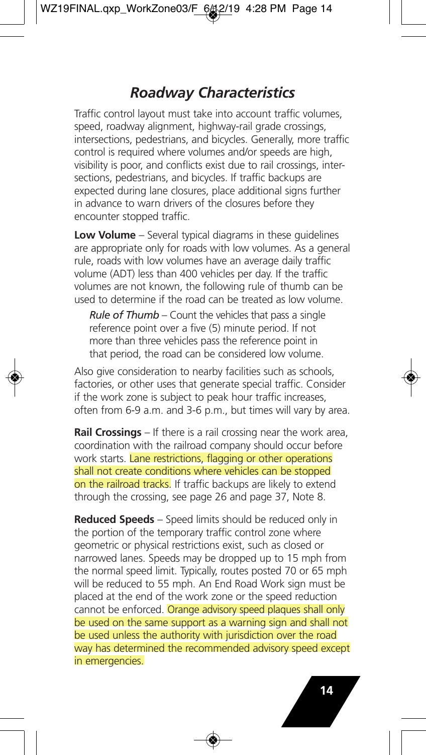## *Roadway Characteristics*

Traffic control layout must take into account traffic volumes, speed, roadway alignment, highway-rail grade crossings, intersections, pedestrians, and bicycles. Generally, more traffic control is required where volumes and/or speeds are high, visibility is poor, and conflicts exist due to rail crossings, intersections, pedestrians, and bicycles. If traffic backups are expected during lane closures, place additional signs further in advance to warn drivers of the closures before they encounter stopped traffic.

**Low Volume** – Several typical diagrams in these guidelines are appropriate only for roads with low volumes. As a general rule, roads with low volumes have an average daily traffic volume (ADT) less than 400 vehicles per day. If the traffic volumes are not known, the following rule of thumb can be used to determine if the road can be treated as low volume.

> *Rule of Thumb* – Count the vehicles that pass a single reference point over a five (5) minute period. If not more than three vehicles pass the reference point in that period, the road can be considered low volume.

Also give consideration to nearby facilities such as schools, factories, or other uses that generate special traffic. Consider if the work zone is subject to peak hour traffic increases, often from 6-9 a.m. and 3-6 p.m., but times will vary by area.

**Rail Crossings** – If there is a rail crossing near the work area, coordination with the railroad company should occur before work starts. Lane restrictions, flagging or other operations shall not create conditions where vehicles can be stopped on the railroad tracks. If traffic backups are likely to extend through the crossing, see page 26 and page 37, Note 8.

**Reduced Speeds** – Speed limits should be reduced only in the portion of the temporary traffic control zone where geometric or physical restrictions exist, such as closed or narrowed lanes. Speeds may be dropped up to 15 mph from the normal speed limit. Typically, routes posted 70 or 65 mph will be reduced to 55 mph. An End Road Work sign must be placed at the end of the work zone or the speed reduction cannot be enforced. Orange advisory speed plaques shall only be used on the same support as a warning sign and shall not be used unless the authority with jurisdiction over the road way has determined the recommended advisory speed except in emergencies.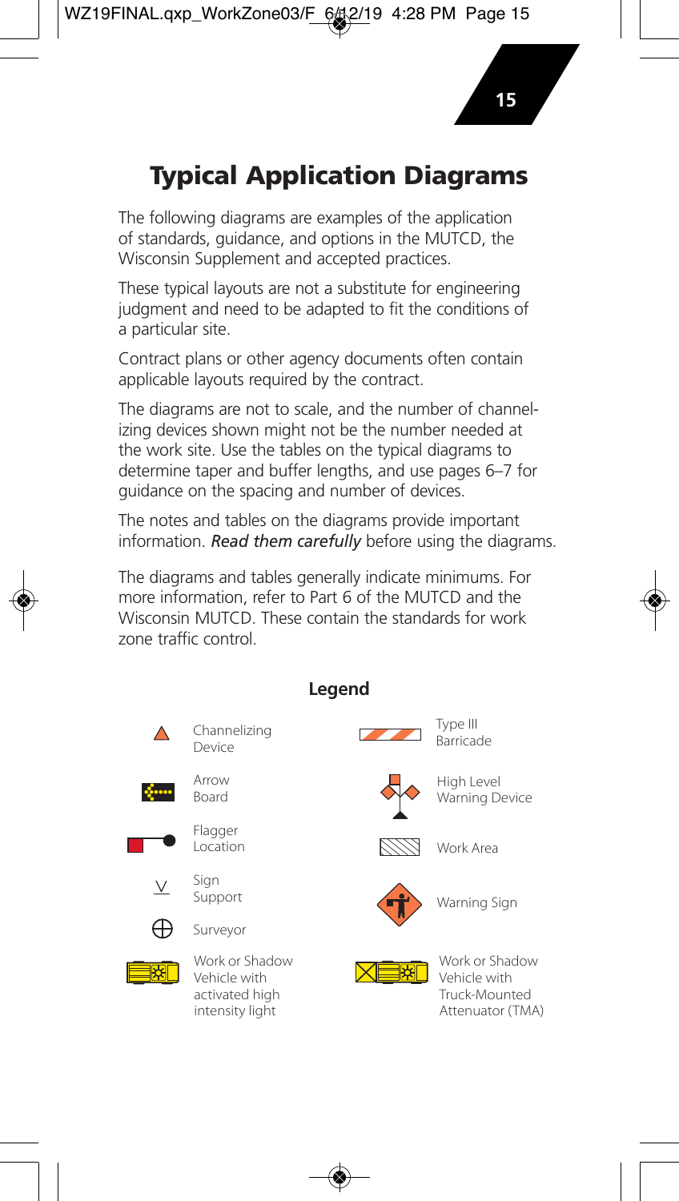# Typical Application Diagrams

The following diagrams are examples of the application of standards, guidance, and options in the MUTCD, the Wisconsin Supplement and accepted practices.

These typical layouts are not a substitute for engineering judgment and need to be adapted to fit the conditions of a particular site.

Contract plans or other agency documents often contain applicable layouts required by the contract.

The diagrams are not to scale, and the number of channelizing devices shown might not be the number needed at the work site. Use the tables on the typical diagrams to determine taper and buffer lengths, and use pages 6–7 for guidance on the spacing and number of devices.

The notes and tables on the diagrams provide important information. ***Read them carefully*** before using the diagrams.

The diagrams and tables generally indicate minimums. For more information, refer to Part 6 of the MUTCD and the Wisconsin MUTCD. These contain the standards for work zone traffic control.

## Legend

- Channelizing Device
- Arrow Board
- Flagger Location
- Sign Support
- Surveyor
- Work or Shadow Vehicle with activated high intensity light
- Type III Barricade
- High Level Warning Device
- Work Area
- Warning Sign
- Work or Shadow Vehicle with Truck-Mounted Attenuator (TMA)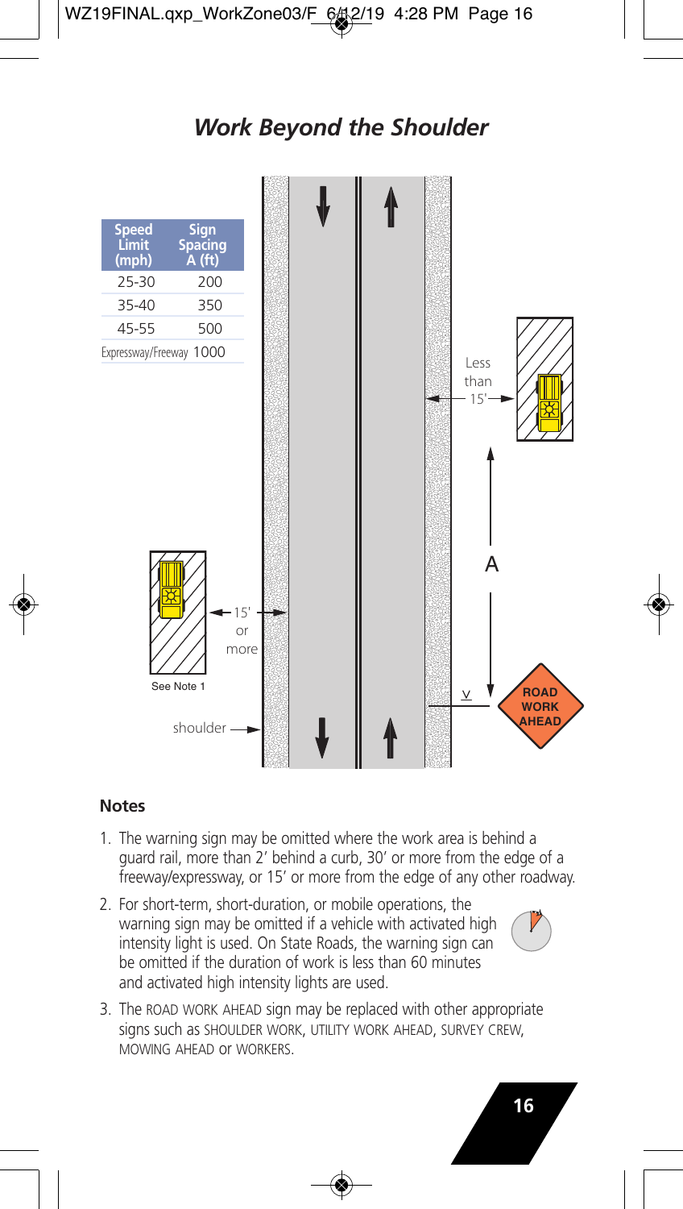# *Work Beyond the Shoulder*

| Speed Limit (mph) | Sign Spacing A (ft) |
|---|---|
| 25-30 | 200 |
| 35-40 | 350 |
| 45-55 | 500 |
| Expressway/Freeway | 1000 |

Less than 15'

A

15' or more

See Note 1

shoulder

ROAD WORK AHEAD

**Notes**

1. The warning sign may be omitted where the work area is behind a guard rail, more than 2' behind a curb, 30' or more from the edge of a freeway/expressway, or 15' or more from the edge of any other roadway.
2. For short-term, short-duration, or mobile operations, the warning sign may be omitted if a vehicle with activated high intensity light is used. On State Roads, the warning sign can be omitted if the duration of work is less than 60 minutes and activated high intensity lights are used.
3. The ROAD WORK AHEAD sign may be replaced with other appropriate signs such as SHOULDER WORK, UTILITY WORK AHEAD, SURVEY CREW, MOWING AHEAD or WORKERS.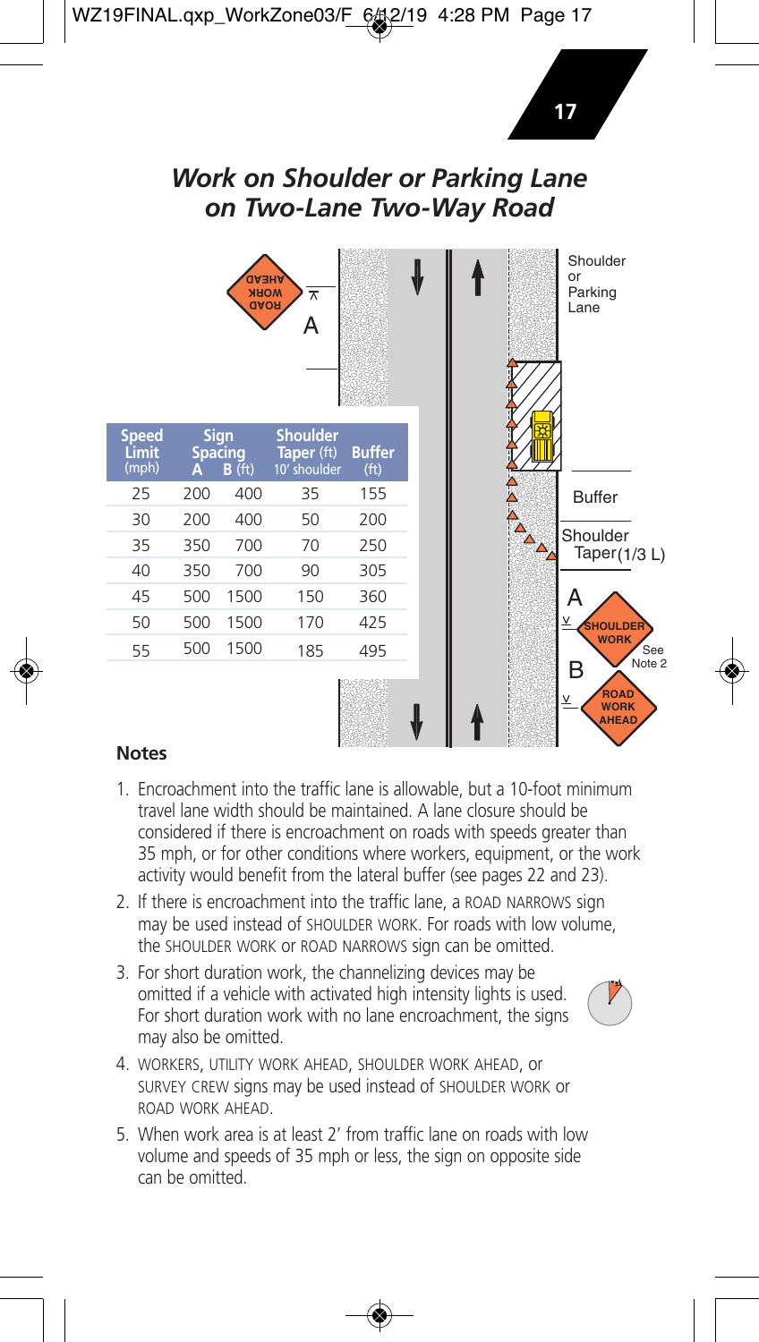# *Work on Shoulder or Parking Lane on Two-Lane Two-Way Road*

| Speed Limit (mph) | Sign Spacing A | B (ft) | Shoulder Taper (ft) 10' shoulder | Buffer (ft) |
|---|---|---|---|---|
| 25 | 200 | 400 | 35 | 155 |
| 30 | 200 | 400 | 50 | 200 |
| 35 | 350 | 700 | 70 | 250 |
| 40 | 350 | 700 | 90 | 305 |
| 45 | 500 | 1500 | 150 | 360 |
| 50 | 500 | 1500 | 170 | 425 |
| 55 | 500 | 1500 | 185 | 495 |

Shoulder or Parking Lane

Buffer

Shoulder Taper (1/3 L)

SHOULDER WORK — See Note 2

ROAD WORK AHEAD

### Notes

1. Encroachment into the traffic lane is allowable, but a 10-foot minimum travel lane width should be maintained. A lane closure should be considered if there is encroachment on roads with speeds greater than 35 mph, or for other conditions where workers, equipment, or the work activity would benefit from the lateral buffer (see pages 22 and 23).
2. If there is encroachment into the traffic lane, a ROAD NARROWS sign may be used instead of SHOULDER WORK. For roads with low volume, the SHOULDER WORK or ROAD NARROWS sign can be omitted.
3. For short duration work, the channelizing devices may be omitted if a vehicle with activated high intensity lights is used. For short duration work with no lane encroachment, the signs may also be omitted.
4. WORKERS, UTILITY WORK AHEAD, SHOULDER WORK AHEAD, or SURVEY CREW signs may be used instead of SHOULDER WORK or ROAD WORK AHEAD.
5. When work area is at least 2' from traffic lane on roads with low volume and speeds of 35 mph or less, the sign on opposite side can be omitted.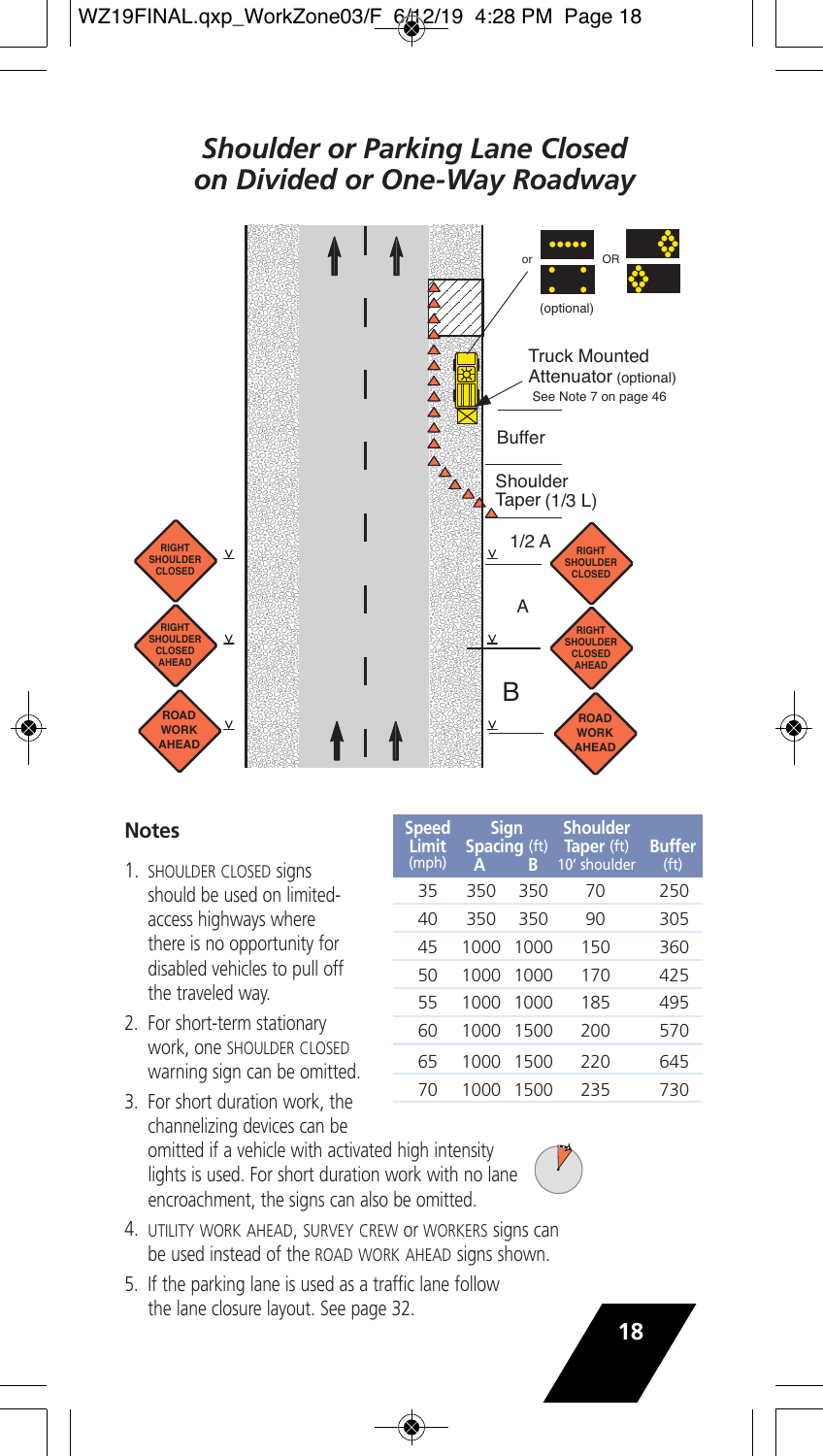# *Shoulder or Parking Lane Closed on Divided or One-Way Roadway*

(optional)

Truck Mounted Attenuator (optional)
See Note 7 on page 46

Buffer

Shoulder Taper (1/3 L)

1/2 A

A

B

RIGHT SHOULDER CLOSED

RIGHT SHOULDER CLOSED AHEAD

ROAD WORK AHEAD

## Notes

1. SHOULDER CLOSED signs should be used on limited-access highways where there is no opportunity for disabled vehicles to pull off the traveled way.
2. For short-term stationary work, one SHOULDER CLOSED warning sign can be omitted.
3. For short duration work, the channelizing devices can be omitted if a vehicle with activated high intensity lights is used. For short duration work with no lane encroachment, the signs can also be omitted.
4. UTILITY WORK AHEAD, SURVEY CREW or WORKERS signs can be used instead of the ROAD WORK AHEAD signs shown.
5. If the parking lane is used as a traffic lane follow the lane closure layout. See page 32.

| Speed Limit (mph) | Sign Spacing (ft) A | Sign Spacing (ft) B | Shoulder Taper (ft) 10' shoulder | Buffer (ft) |
|---|---|---|---|---|
| 35 | 350 | 350 | 70 | 250 |
| 40 | 350 | 350 | 90 | 305 |
| 45 | 1000 | 1000 | 150 | 360 |
| 50 | 1000 | 1000 | 170 | 425 |
| 55 | 1000 | 1000 | 185 | 495 |
| 60 | 1000 | 1500 | 200 | 570 |
| 65 | 1000 | 1500 | 220 | 645 |
| 70 | 1000 | 1500 | 235 | 730 |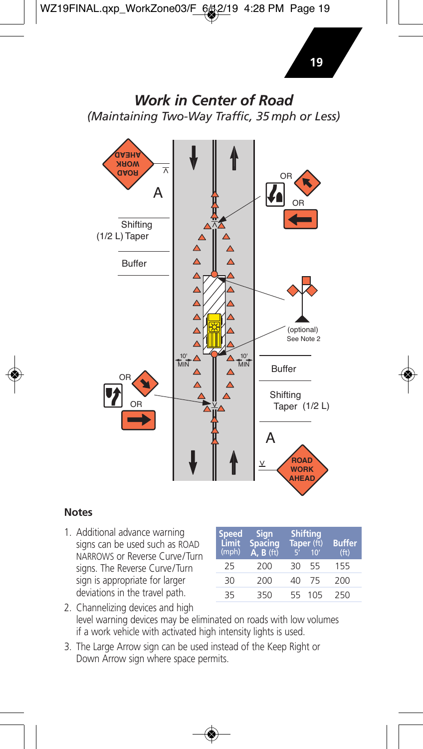## *Work in Center of Road*

*(Maintaining Two-Way Traffic, 35 mph or Less)*

### Notes

1. Additional advance warning signs can be used such as ROAD NARROWS or Reverse Curve/Turn signs. The Reverse Curve/Turn sign is appropriate for larger deviations in the travel path.
2. Channelizing devices and high level warning devices may be eliminated on roads with low volumes if a work vehicle with activated high intensity lights is used.
3. The Large Arrow sign can be used instead of the Keep Right or Down Arrow sign where space permits.

| Speed Limit (mph) | Sign Spacing A, B (ft) | Shifting Taper (ft) 5′ | Shifting Taper (ft) 10′ | Buffer (ft) |
|---|---|---|---|---|
| 25 | 200 | 30 | 55 | 155 |
| 30 | 200 | 40 | 75 | 200 |
| 35 | 350 | 55 | 105 | 250 |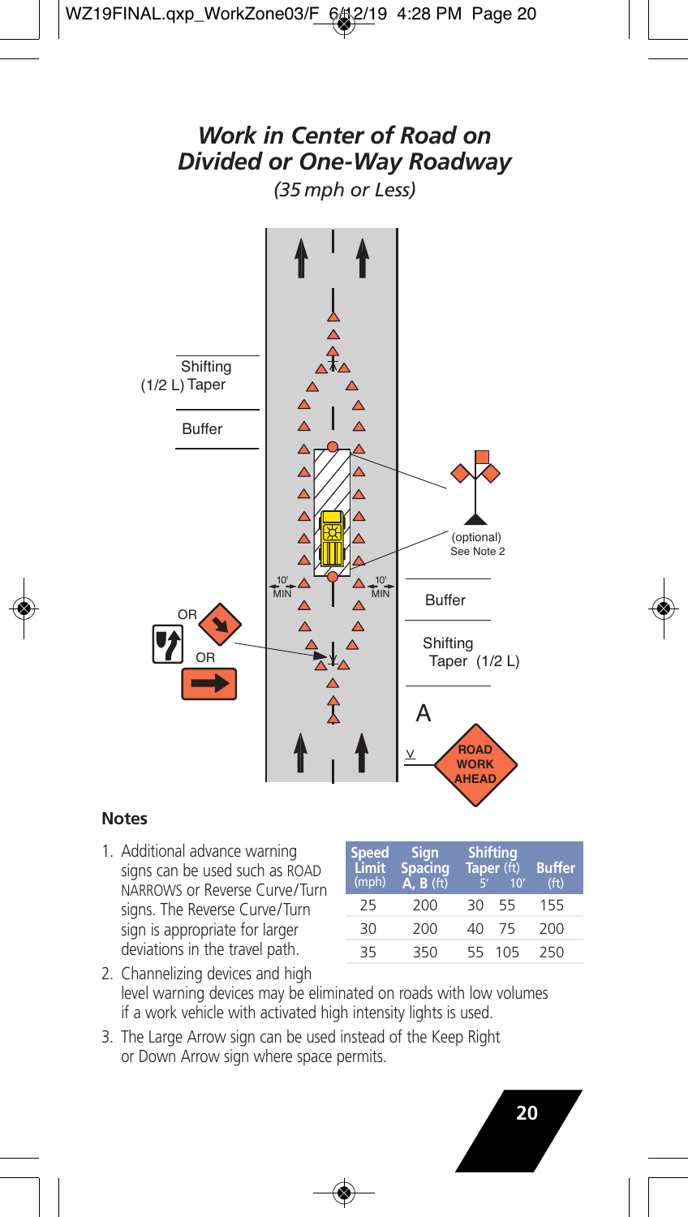## *Work in Center of Road on Divided or One-Way Roadway*

*(35 mph or Less)*

Shifting (1/2 L) Taper

Buffer

(optional) See Note 2

10' MIN

10' MIN

Buffer

OR

OR

Shifting Taper (1/2 L)

A

ROAD WORK AHEAD

### Notes

1. Additional advance warning signs can be used such as ROAD NARROWS or Reverse Curve/Turn signs. The Reverse Curve/Turn sign is appropriate for larger deviations in the travel path.

| Speed Limit (mph) | Sign Spacing A, B (ft) | Shifting Taper (ft) 5' | Shifting Taper (ft) 10' | Buffer (ft) |
|---|---|---|---|---|
| 25 | 200 | 30 | 55 | 155 |
| 30 | 200 | 40 | 75 | 200 |
| 35 | 350 | 55 | 105 | 250 |

2. Channelizing devices and high level warning devices may be eliminated on roads with low volumes if a work vehicle with activated high intensity lights is used.
3. The Large Arrow sign can be used instead of the Keep Right or Down Arrow sign where space permits.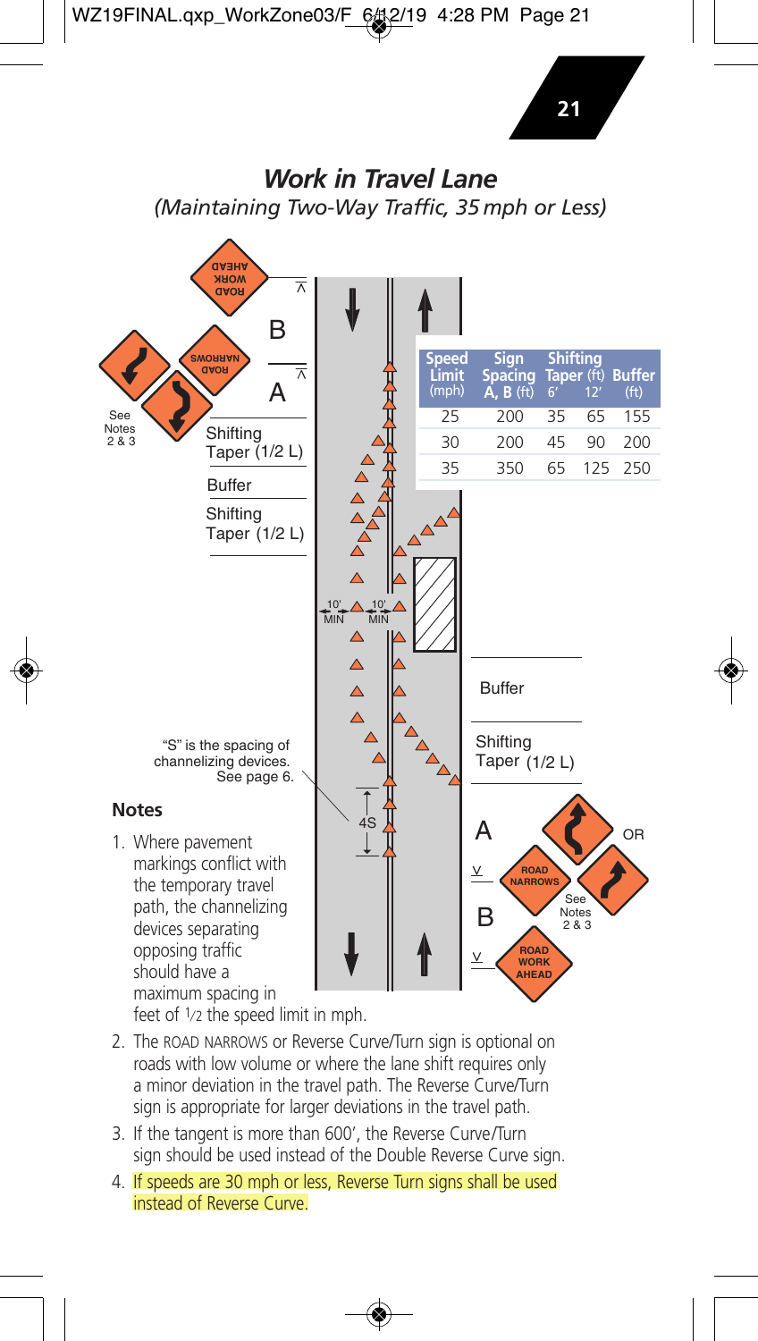## *Work in Travel Lane*

*(Maintaining Two-Way Traffic, 35 mph or Less)*

| Speed Limit (mph) | Sign Spacing A, B (ft) | Shifting Taper (ft) 6′ | Shifting Taper (ft) 12′ | Buffer (ft) |
|---|---|---|---|---|
| 25 | 200 | 35 | 65 | 155 |
| 30 | 200 | 45 | 90 | 200 |
| 35 | 350 | 65 | 125 | 250 |

ROAD WORK AHEAD

ROAD NARROWS

See Notes 2 & 3

A

B

Shifting Taper (1/2 L)

Buffer

Shifting Taper (1/2 L)

10′ MIN

10′ MIN

Buffer

Shifting Taper (1/2 L)

"S" is the spacing of channelizing devices. See page 6.

4S

OR

### Notes

1. Where pavement markings conflict with the temporary travel path, the channelizing devices separating opposing traffic should have a maximum spacing in feet of 1/2 the speed limit in mph.
2. The ROAD NARROWS or Reverse Curve/Turn sign is optional on roads with low volume or where the lane shift requires only a minor deviation in the travel path. The Reverse Curve/Turn sign is appropriate for larger deviations in the travel path.
3. If the tangent is more than 600′, the Reverse Curve/Turn sign should be used instead of the Double Reverse Curve sign.
4. If speeds are 30 mph or less, Reverse Turn signs shall be used instead of Reverse Curve.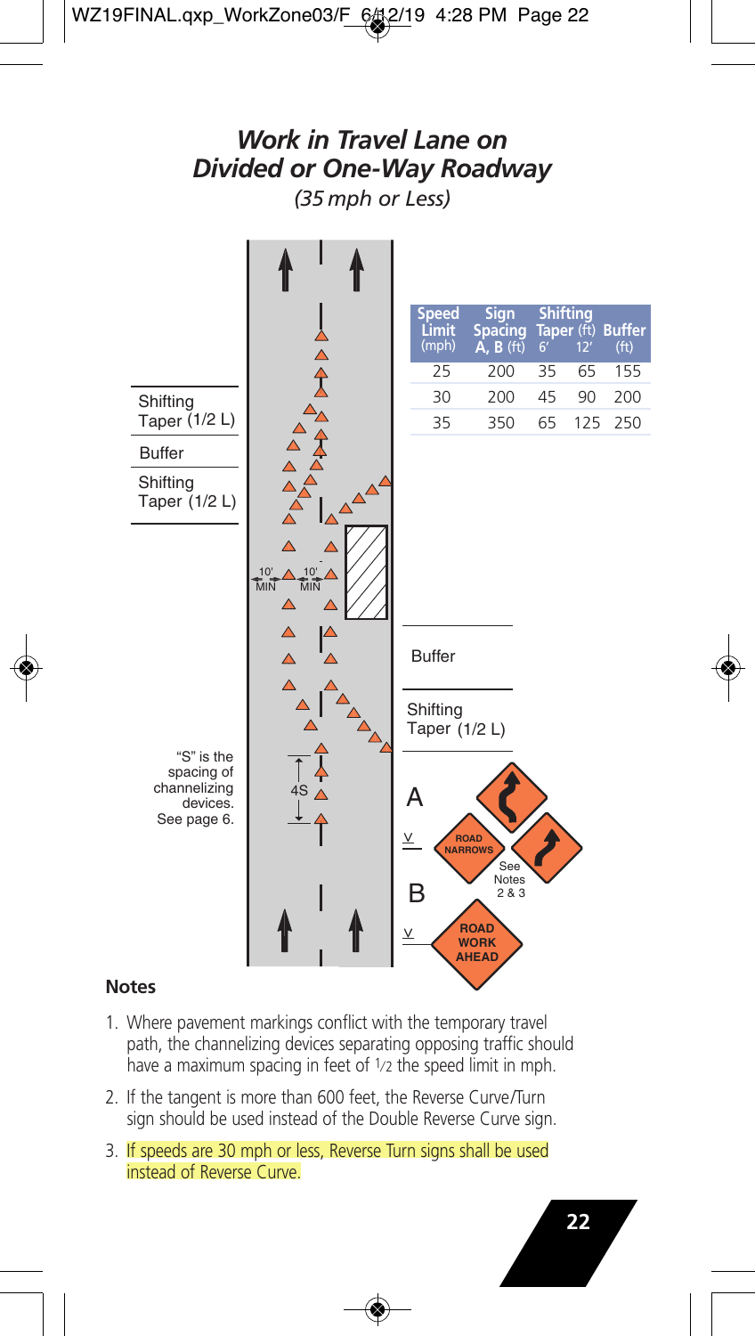## *Work in Travel Lane on Divided or One-Way Roadway*

*(35 mph or Less)*

| Speed Limit (mph) | Sign Spacing A, B (ft) | Shifting Taper (ft) 6′ | Shifting Taper (ft) 12′ | Buffer (ft) |
|---|---|---|---|---|
| 25 | 200 | 35 | 65 | 155 |
| 30 | 200 | 45 | 90 | 200 |
| 35 | 350 | 65 | 125 | 250 |

Shifting Taper (1/2 L)

Buffer

Shifting Taper (1/2 L)

10′ MIN

10′ MIN

Buffer

Shifting Taper (1/2 L)

"S" is the spacing of channelizing devices. See page 6.

4S

A

ROAD NARROWS

See Notes 2 & 3

B

ROAD WORK AHEAD

### Notes

1. Where pavement markings conflict with the temporary travel path, the channelizing devices separating opposing traffic should have a maximum spacing in feet of 1/2 the speed limit in mph.
2. If the tangent is more than 600 feet, the Reverse Curve/Turn sign should be used instead of the Double Reverse Curve sign.
3. If speeds are 30 mph or less, Reverse Turn signs shall be used instead of Reverse Curve.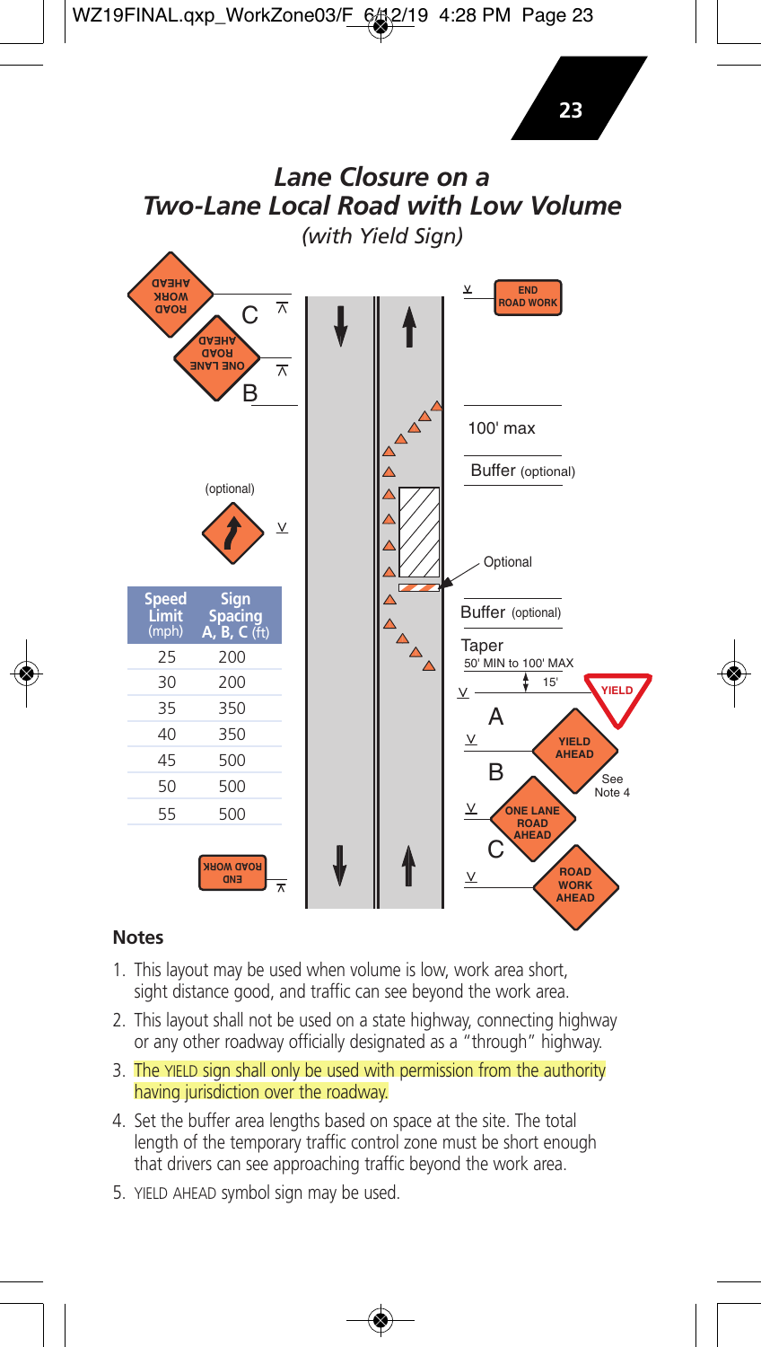## *Lane Closure on a Two-Lane Local Road with Low Volume*

*(with Yield Sign)*

| Speed Limit (mph) | Sign Spacing A, B, C (ft) |
|---|---|
| 25 | 200 |
| 30 | 200 |
| 35 | 350 |
| 40 | 350 |
| 45 | 500 |
| 50 | 500 |
| 55 | 500 |

### Notes

1. This layout may be used when volume is low, work area short, sight distance good, and traffic can see beyond the work area.
2. This layout shall not be used on a state highway, connecting highway or any other roadway officially designated as a "through" highway.
3. The YIELD sign shall only be used with permission from the authority having jurisdiction over the roadway.
4. Set the buffer area lengths based on space at the site. The total length of the temporary traffic control zone must be short enough that drivers can see approaching traffic beyond the work area.
5. YIELD AHEAD symbol sign may be used.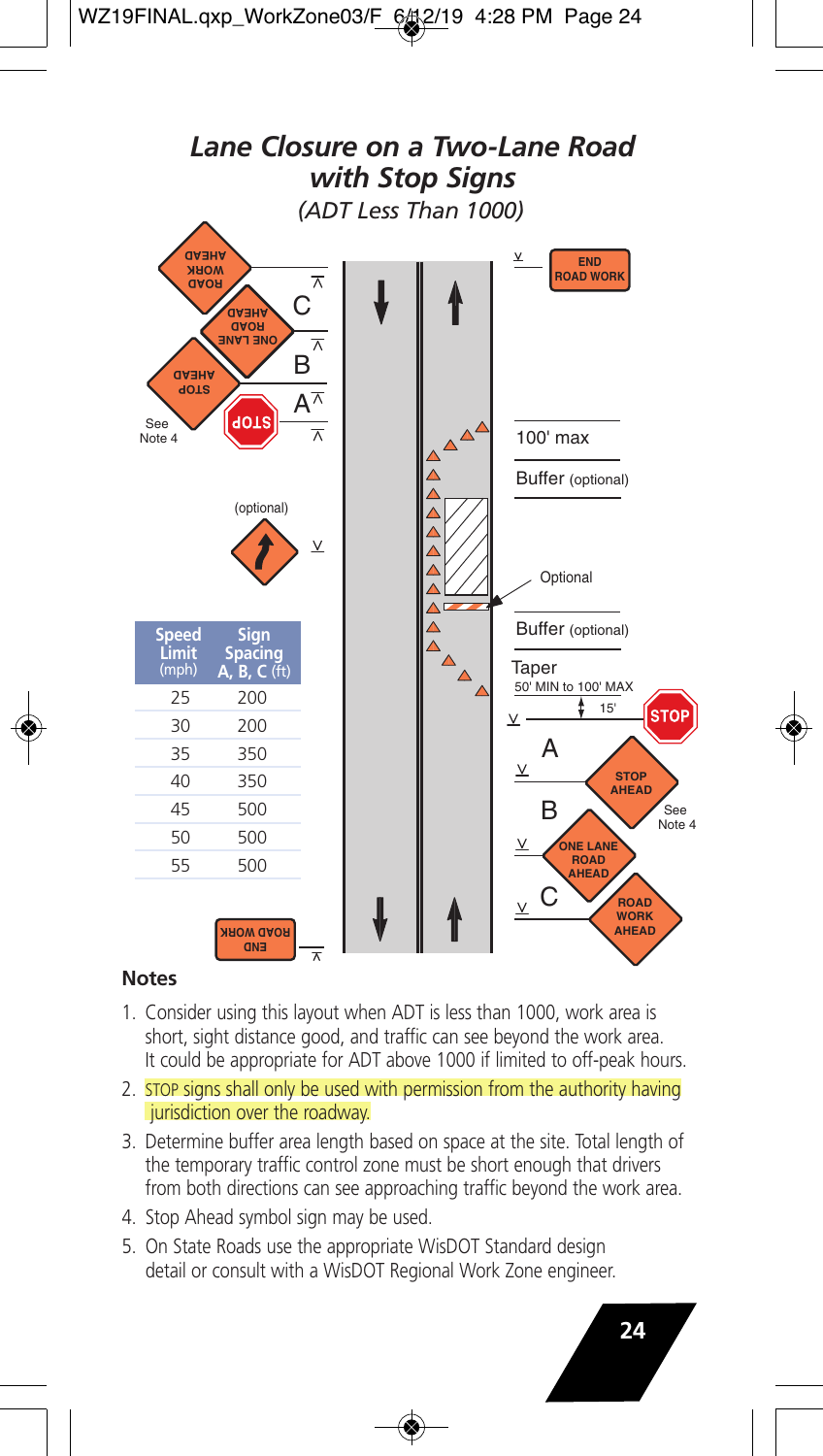## Lane Closure on a Two-Lane Road with Stop Signs

*(ADT Less Than 1000)*

END ROAD WORK

ROAD WORK AHEAD

C

ONE LANE ROAD AHEAD

B

STOP AHEAD

A

See Note 4

STOP

100' max

Buffer (optional)

(optional)

Optional

Buffer (optional)

Taper
50' MIN to 100' MAX

15'

STOP

A

STOP AHEAD

B

See Note 4

ONE LANE ROAD AHEAD

C

ROAD WORK AHEAD

END ROAD WORK

| Speed Limit (mph) | Sign Spacing A, B, C (ft) |
|---|---|
| 25 | 200 |
| 30 | 200 |
| 35 | 350 |
| 40 | 350 |
| 45 | 500 |
| 50 | 500 |
| 55 | 500 |

### Notes

1. Consider using this layout when ADT is less than 1000, work area is short, sight distance good, and traffic can see beyond the work area. It could be appropriate for ADT above 1000 if limited to off-peak hours.
2. STOP signs shall only be used with permission from the authority having jurisdiction over the roadway.
3. Determine buffer area length based on space at the site. Total length of the temporary traffic control zone must be short enough that drivers from both directions can see approaching traffic beyond the work area.
4. Stop Ahead symbol sign may be used.
5. On State Roads use the appropriate WisDOT Standard design detail or consult with a WisDOT Regional Work Zone engineer.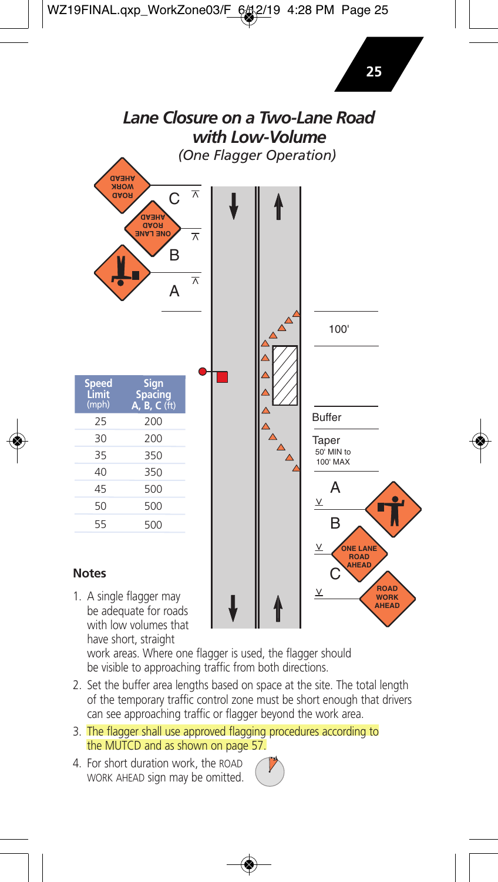# Lane Closure on a Two-Lane Road with Low-Volume

*(One Flagger Operation)*

| Speed Limit (mph) | Sign Spacing A, B, C (ft) |
|---|---|
| 25 | 200 |
| 30 | 200 |
| 35 | 350 |
| 40 | 350 |
| 45 | 500 |
| 50 | 500 |
| 55 | 500 |

100'

Buffer

Taper
50' MIN to
100' MAX

ROAD WORK AHEAD

ONE LANE ROAD AHEAD

### Notes

1. A single flagger may be adequate for roads with low volumes that have short, straight work areas. Where one flagger is used, the flagger should be visible to approaching traffic from both directions.
2. Set the buffer area lengths based on space at the site. The total length of the temporary traffic control zone must be short enough that drivers can see approaching traffic or flagger beyond the work area.
3. The flagger shall use approved flagging procedures according to the MUTCD and as shown on page 57.
4. For short duration work, the ROAD WORK AHEAD sign may be omitted.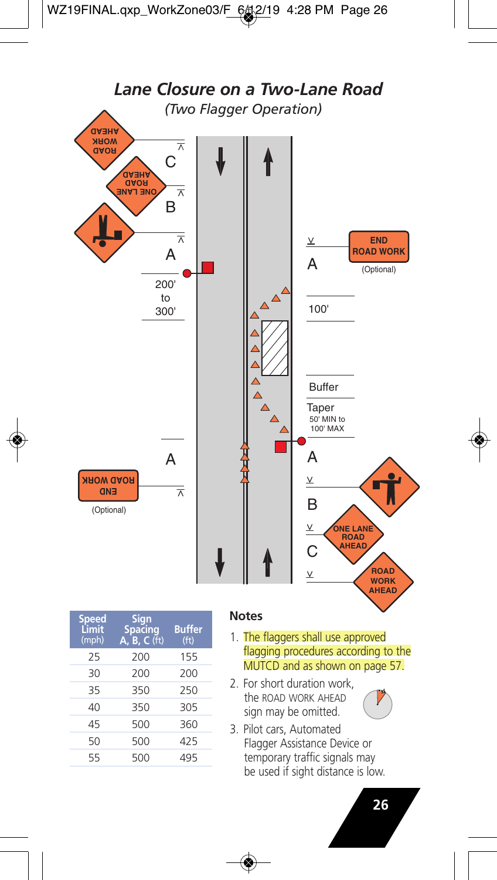## *Lane Closure on a Two-Lane Road*

*(Two Flagger Operation)*

| Speed Limit (mph) | Sign Spacing A, B, C (ft) | Buffer (ft) |
|---|---|---|
| 25 | 200 | 155 |
| 30 | 200 | 200 |
| 35 | 350 | 250 |
| 40 | 350 | 305 |
| 45 | 500 | 360 |
| 50 | 500 | 425 |
| 55 | 500 | 495 |

**Notes**

1. The flaggers shall use approved flagging procedures according to the MUTCD and as shown on page 57.
2. For short duration work, the ROAD WORK AHEAD sign may be omitted.
3. Pilot cars, Automated Flagger Assistance Device or temporary traffic signals may be used if sight distance is low.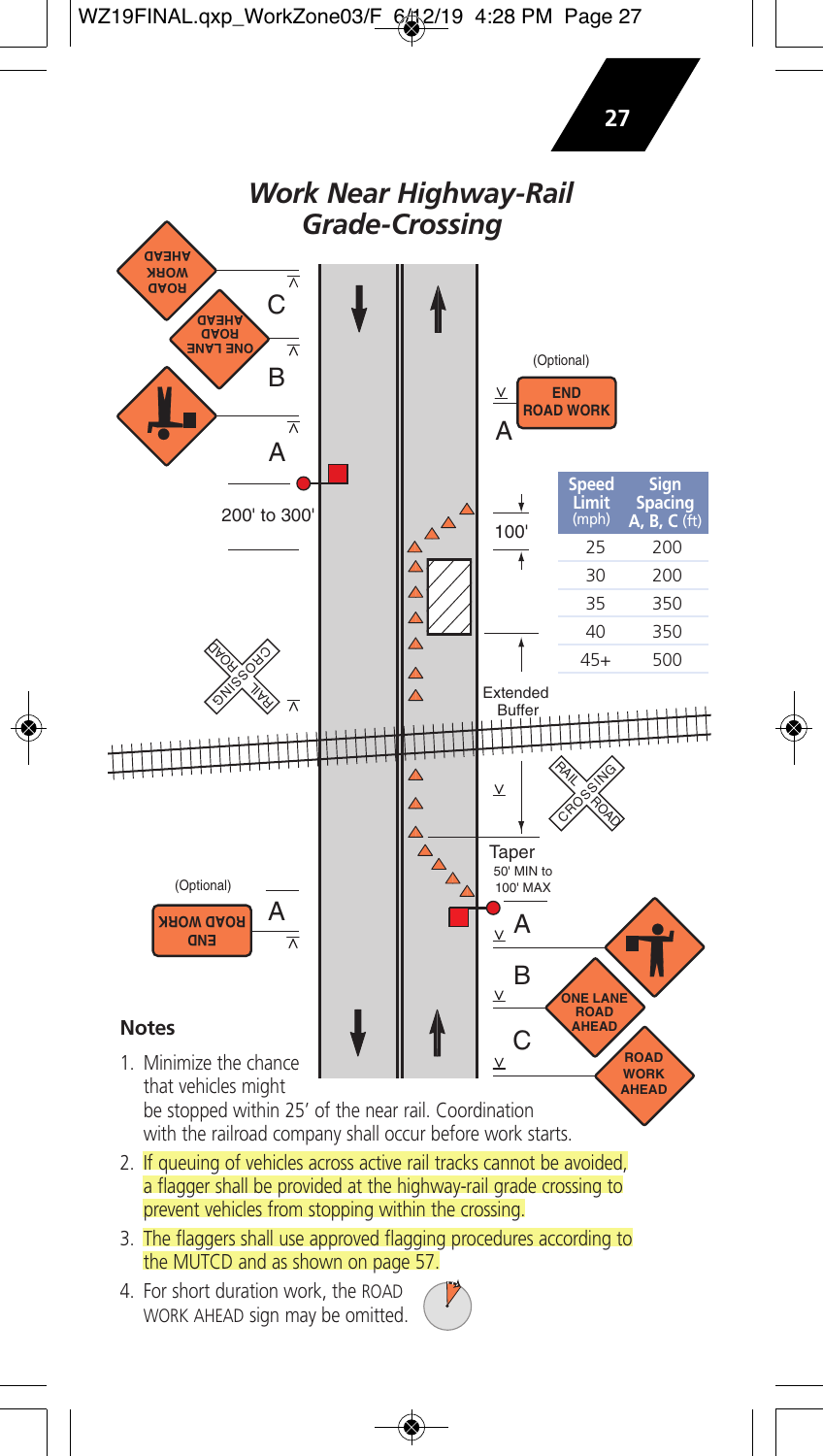## *Work Near Highway-Rail Grade-Crossing*

| Speed Limit (mph) | Sign Spacing A, B, C (ft) |
|---|---|
| 25 | 200 |
| 30 | 200 |
| 35 | 350 |
| 40 | 350 |
| 45+ | 500 |

(Optional) END ROAD WORK

200' to 300'

100'

Extended Buffer

Taper 50' MIN to 100' MAX

ONE LANE ROAD AHEAD

ROAD WORK AHEAD

RAIL ROAD CROSSING

### Notes

1. Minimize the chance that vehicles might be stopped within 25′ of the near rail. Coordination with the railroad company shall occur before work starts.
2. If queuing of vehicles across active rail tracks cannot be avoided, a flagger shall be provided at the highway-rail grade crossing to prevent vehicles from stopping within the crossing.
3. The flaggers shall use approved flagging procedures according to the MUTCD and as shown on page 57.
4. For short duration work, the ROAD WORK AHEAD sign may be omitted.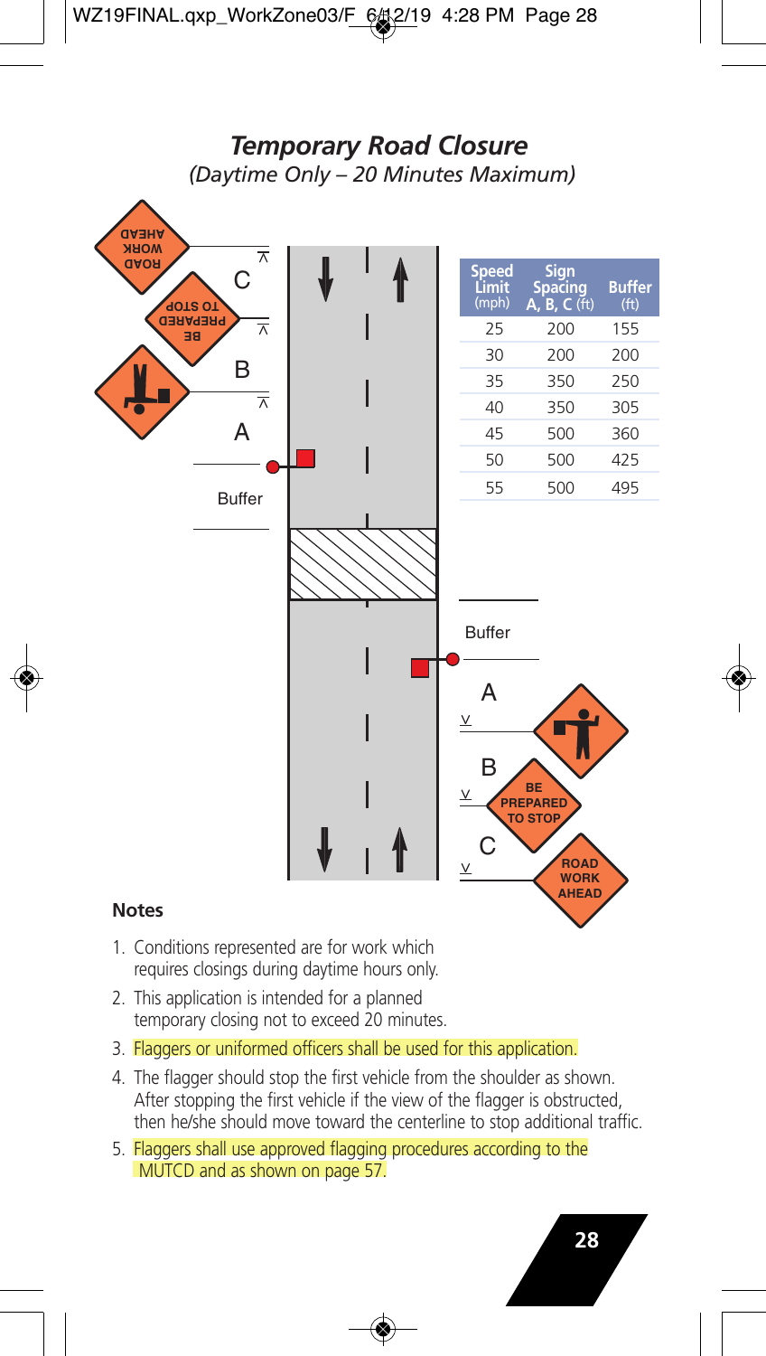# *Temporary Road Closure*

*(Daytime Only – 20 Minutes Maximum)*

| Speed Limit (mph) | Sign Spacing A, B, C (ft) | Buffer (ft) |
|---|---|---|
| 25 | 200 | 155 |
| 30 | 200 | 200 |
| 35 | 350 | 250 |
| 40 | 350 | 305 |
| 45 | 500 | 360 |
| 50 | 500 | 425 |
| 55 | 500 | 495 |

ROAD WORK AHEAD

C

BE PREPARED TO STOP

B

A

Buffer

Buffer

A

B

BE PREPARED TO STOP

C

ROAD WORK AHEAD

### Notes

1. Conditions represented are for work which requires closings during daytime hours only.
2. This application is intended for a planned temporary closing not to exceed 20 minutes.
3. Flaggers or uniformed officers shall be used for this application.
4. The flagger should stop the first vehicle from the shoulder as shown. After stopping the first vehicle if the view of the flagger is obstructed, then he/she should move toward the centerline to stop additional traffic.
5. Flaggers shall use approved flagging procedures according to the MUTCD and as shown on page 57.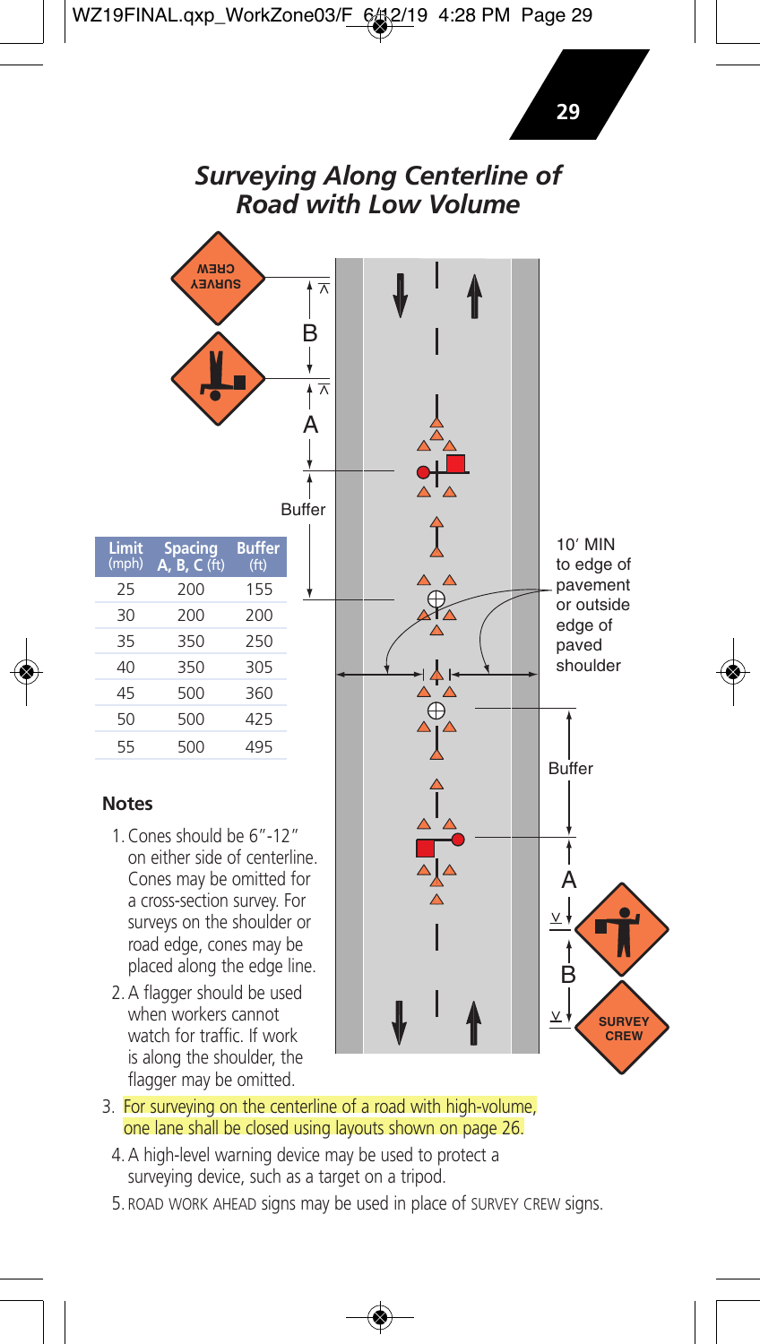# *Surveying Along Centerline of Road with Low Volume*

| Limit (mph) | Spacing A, B, C (ft) | Buffer (ft) |
|---|---|---|
| 25 | 200 | 155 |
| 30 | 200 | 200 |
| 35 | 350 | 250 |
| 40 | 350 | 305 |
| 45 | 500 | 360 |
| 50 | 500 | 425 |
| 55 | 500 | 495 |

SURVEY CREW

A

B

Buffer

10′ MIN to edge of pavement or outside edge of paved shoulder

## Notes

1. Cones should be 6″-12″ on either side of centerline. Cones may be omitted for a cross-section survey. For surveys on the shoulder or road edge, cones may be placed along the edge line.
2. A flagger should be used when workers cannot watch for traffic. If work is along the shoulder, the flagger may be omitted.
3. For surveying on the centerline of a road with high-volume, one lane shall be closed using layouts shown on page 26.
4. A high-level warning device may be used to protect a surveying device, such as a target on a tripod.
5. ROAD WORK AHEAD signs may be used in place of SURVEY CREW signs.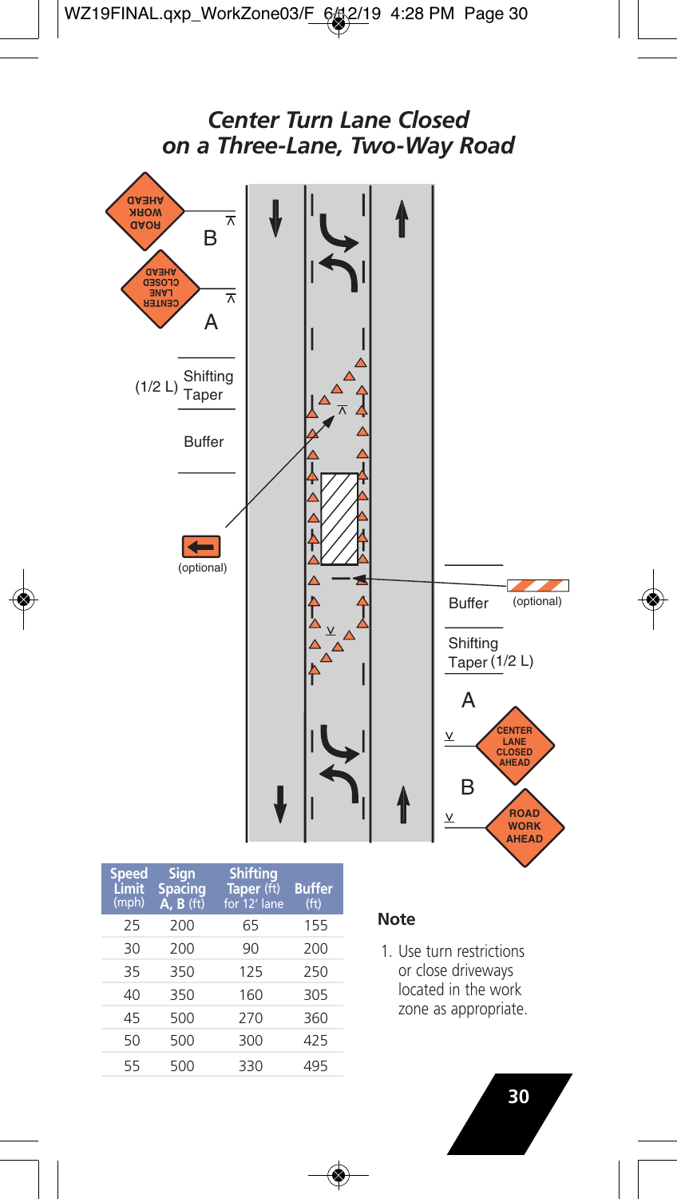# *Center Turn Lane Closed on a Three-Lane, Two-Way Road*

ROAD WORK AHEAD

B

CENTER LANE CLOSED AHEAD

A

(1/2 L) Shifting Taper

Buffer

(optional)

Buffer (optional)

Shifting Taper (1/2 L)

A

CENTER LANE CLOSED AHEAD

B

ROAD WORK AHEAD

| Speed Limit (mph) | Sign Spacing A, B (ft) | Shifting Taper (ft) for 12' lane | Buffer (ft) |
|---|---|---|---|
| 25 | 200 | 65 | 155 |
| 30 | 200 | 90 | 200 |
| 35 | 350 | 125 | 250 |
| 40 | 350 | 160 | 305 |
| 45 | 500 | 270 | 360 |
| 50 | 500 | 300 | 425 |
| 55 | 500 | 330 | 495 |

**Note**

1. Use turn restrictions or close driveways located in the work zone as appropriate.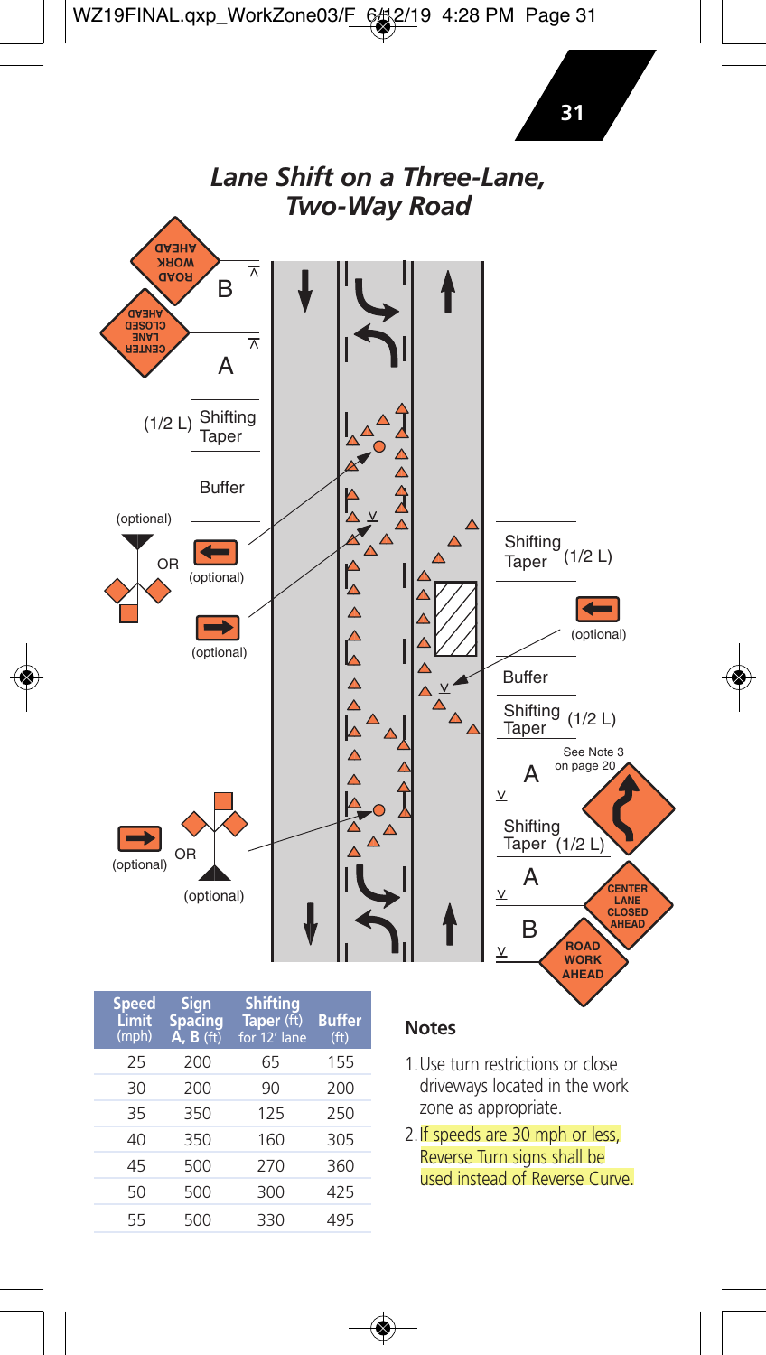## *Lane Shift on a Three-Lane, Two-Way Road*

| Speed Limit (mph) | Sign Spacing A, B (ft) | Shifting Taper (ft) for 12' lane | Buffer (ft) |
|---|---|---|---|
| 25 | 200 | 65 | 155 |
| 30 | 200 | 90 | 200 |
| 35 | 350 | 125 | 250 |
| 40 | 350 | 160 | 305 |
| 45 | 500 | 270 | 360 |
| 50 | 500 | 300 | 425 |
| 55 | 500 | 330 | 495 |

### Notes

1. Use turn restrictions or close driveways located in the work zone as appropriate.
2. If speeds are 30 mph or less, Reverse Turn signs shall be used instead of Reverse Curve.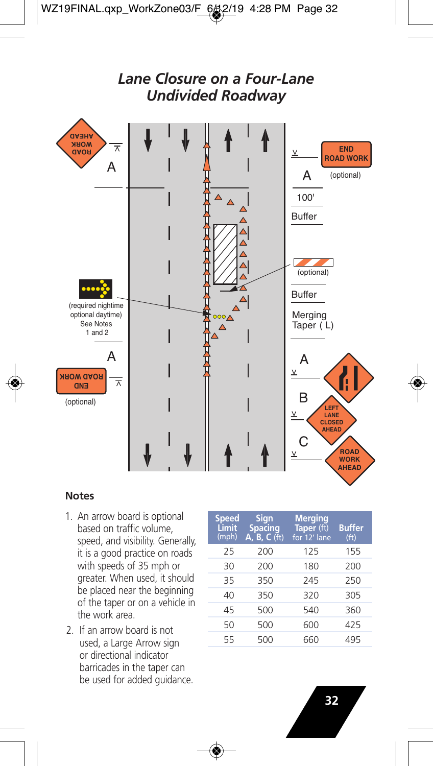# *Lane Closure on a Four-Lane Undivided Roadway*

ROAD WORK AHEAD

A

END ROAD WORK

A

(optional)

100'

Buffer

(optional)

Buffer

Merging Taper ( L)

(required nightime optional daytime) See Notes 1 and 2

A

END ROAD WORK

(optional)

A

B

LEFT LANE CLOSED AHEAD

C

ROAD WORK AHEAD

## Notes

1. An arrow board is optional based on traffic volume, speed, and visibility. Generally, it is a good practice on roads with speeds of 35 mph or greater. When used, it should be placed near the beginning of the taper or on a vehicle in the work area.
2. If an arrow board is not used, a Large Arrow sign or directional indicator barricades in the taper can be used for added guidance.

| Speed Limit (mph) | Sign Spacing A, B, C (ft) | Merging Taper (ft) for 12' lane | Buffer (ft) |
|---|---|---|---|
| 25 | 200 | 125 | 155 |
| 30 | 200 | 180 | 200 |
| 35 | 350 | 245 | 250 |
| 40 | 350 | 320 | 305 |
| 45 | 500 | 540 | 360 |
| 50 | 500 | 600 | 425 |
| 55 | 500 | 660 | 495 |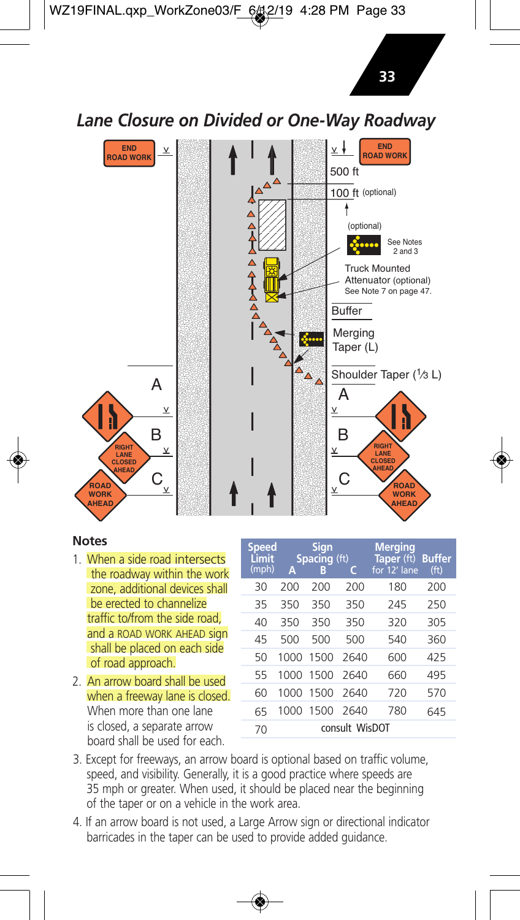## *Lane Closure on Divided or One-Way Roadway*

END ROAD WORK

END ROAD WORK

500 ft

100 ft (optional)

(optional)

See Notes 2 and 3

Truck Mounted Attenuator (optional) See Note 7 on page 47.

Buffer

Merging Taper (L)

Shoulder Taper (1/3 L)

A

B

C

RIGHT LANE CLOSED AHEAD

ROAD WORK AHEAD

### Notes

1. When a side road intersects the roadway within the work zone, additional devices shall be erected to channelize traffic to/from the side road, and a ROAD WORK AHEAD sign shall be placed on each side of road approach.
2. An arrow board shall be used when a freeway lane is closed. When more than one lane is closed, a separate arrow board shall be used for each.
3. Except for freeways, an arrow board is optional based on traffic volume, speed, and visibility. Generally, it is a good practice where speeds are 35 mph or greater. When used, it should be placed near the beginning of the taper or on a vehicle in the work area.
4. If an arrow board is not used, a Large Arrow sign or directional indicator barricades in the taper can be used to provide added guidance.

| Speed Limit (mph) | Sign Spacing (ft) A | B | C | Merging Taper (ft) for 12' lane | Buffer (ft) |
|---|---|---|---|---|---|
| 30 | 200 | 200 | 200 | 180 | 200 |
| 35 | 350 | 350 | 350 | 245 | 250 |
| 40 | 350 | 350 | 350 | 320 | 305 |
| 45 | 500 | 500 | 500 | 540 | 360 |
| 50 | 1000 | 1500 | 2640 | 600 | 425 |
| 55 | 1000 | 1500 | 2640 | 660 | 495 |
| 60 | 1000 | 1500 | 2640 | 720 | 570 |
| 65 | 1000 | 1500 | 2640 | 780 | 645 |
| 70 | consult WisDOT | | | | |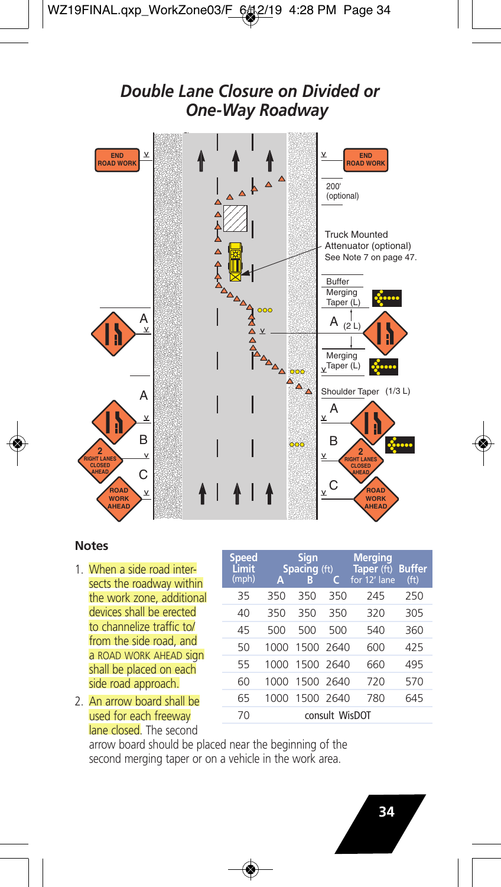## *Double Lane Closure on Divided or One-Way Roadway*

END ROAD WORK

END ROAD WORK

200' (optional)

Truck Mounted Attenuator (optional) See Note 7 on page 47.

Buffer

Merging Taper (L)

A (2 L)

A

Merging Taper (L)

Shoulder Taper (1/3 L)

A

A

B

B

2 RIGHT LANES CLOSED AHEAD

2 RIGHT LANES CLOSED AHEAD

C

C

ROAD WORK AHEAD

ROAD WORK AHEAD

### Notes

1. When a side road intersects the roadway within the work zone, additional devices shall be erected to channelize traffic to/from the side road, and a ROAD WORK AHEAD sign shall be placed on each side road approach.
2. An arrow board shall be used for each freeway lane closed. The second arrow board should be placed near the beginning of the second merging taper or on a vehicle in the work area.

| Speed Limit (mph) | Sign Spacing (ft) A | B | C | Merging Taper (ft) for 12' lane | Buffer (ft) |
|---|---|---|---|---|---|
| 35 | 350 | 350 | 350 | 245 | 250 |
| 40 | 350 | 350 | 350 | 320 | 305 |
| 45 | 500 | 500 | 500 | 540 | 360 |
| 50 | 1000 | 1500 | 2640 | 600 | 425 |
| 55 | 1000 | 1500 | 2640 | 660 | 495 |
| 60 | 1000 | 1500 | 2640 | 720 | 570 |
| 65 | 1000 | 1500 | 2640 | 780 | 645 |
| 70 | consult WisDOT | | | | |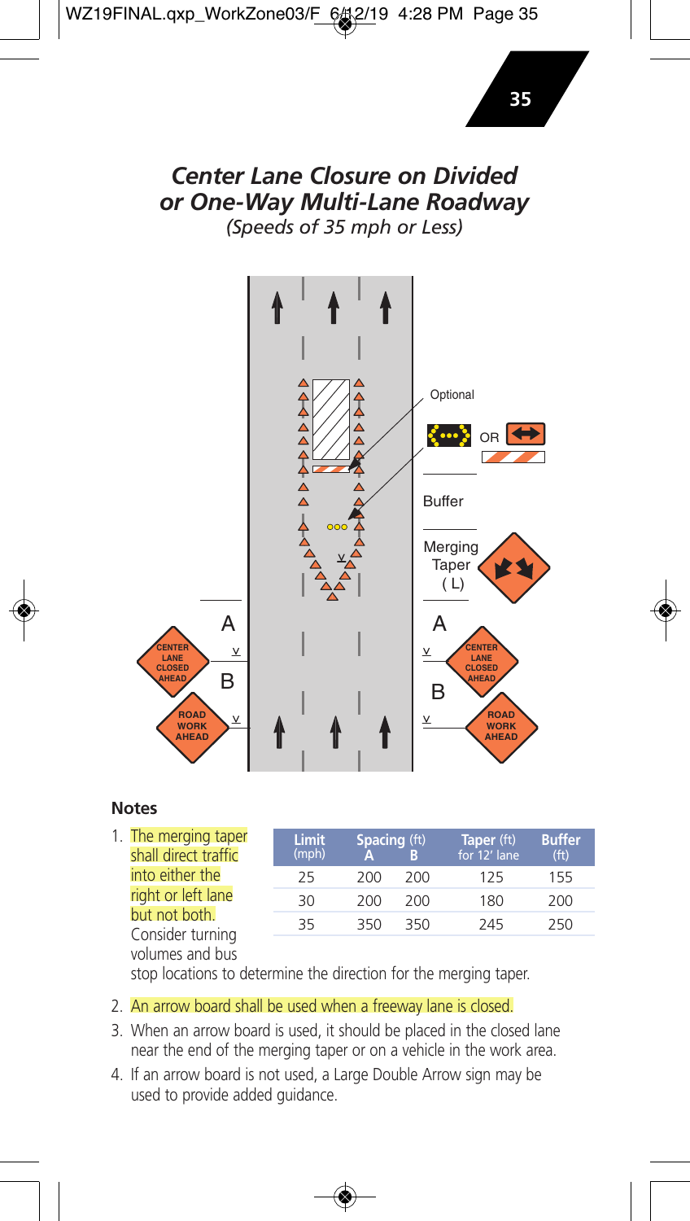# *Center Lane Closure on Divided or One-Way Multi-Lane Roadway*

*(Speeds of 35 mph or Less)*

Optional

OR

Buffer

Merging Taper (L)

A

B

CENTER LANE CLOSED AHEAD

ROAD WORK AHEAD

## Notes

| Limit (mph) | Spacing (ft) A | Spacing (ft) B | Taper (ft) for 12′ lane | Buffer (ft) |
|---|---|---|---|---|
| 25 | 200 | 200 | 125 | 155 |
| 30 | 200 | 200 | 180 | 200 |
| 35 | 350 | 350 | 245 | 250 |

1. The merging taper shall direct traffic into either the right or left lane but not both. Consider turning volumes and bus stop locations to determine the direction for the merging taper.
2. An arrow board shall be used when a freeway lane is closed.
3. When an arrow board is used, it should be placed in the closed lane near the end of the merging taper or on a vehicle in the work area.
4. If an arrow board is not used, a Large Double Arrow sign may be used to provide added guidance.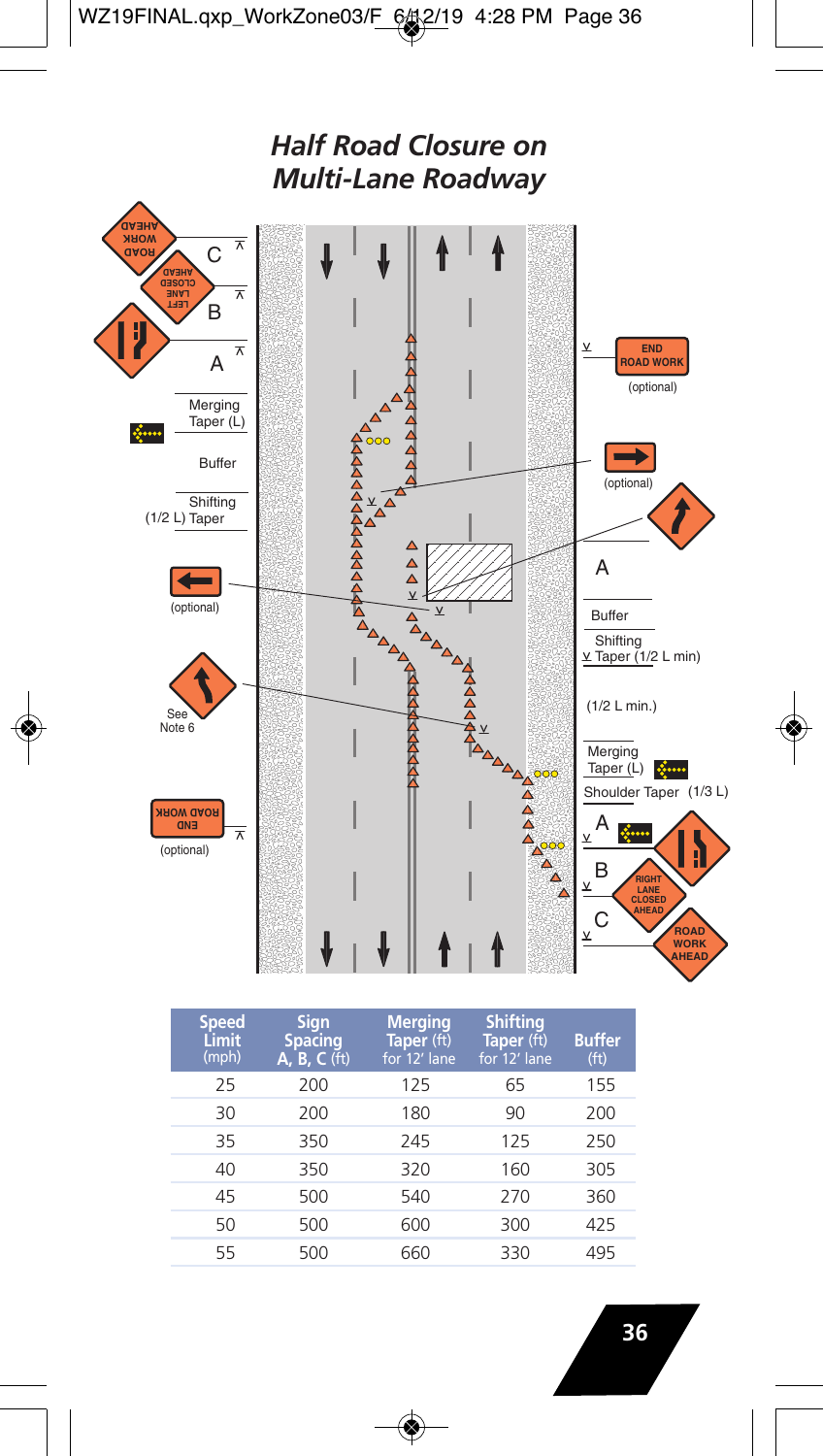## *Half Road Closure on Multi-Lane Roadway*

ROAD WORK AHEAD

C

LEFT LANE CLOSED AHEAD

B

A

Merging Taper (L)

Buffer

Shifting (1/2 L) Taper

(optional)

See Note 6

END ROAD WORK

(optional)

END ROAD WORK

(optional)

(optional)

A

Buffer

Shifting Taper (1/2 L min)

(1/2 L min.)

Merging Taper (L)

Shoulder Taper (1/3 L)

A

B

RIGHT LANE CLOSED AHEAD

C

ROAD WORK AHEAD

| Speed Limit (mph) | Sign Spacing A, B, C (ft) | Merging Taper (ft) for 12' lane | Shifting Taper (ft) for 12' lane | Buffer (ft) |
|---|---|---|---|---|
| 25 | 200 | 125 | 65 | 155 |
| 30 | 200 | 180 | 90 | 200 |
| 35 | 350 | 245 | 125 | 250 |
| 40 | 350 | 320 | 160 | 305 |
| 45 | 500 | 540 | 270 | 360 |
| 50 | 500 | 600 | 300 | 425 |
| 55 | 500 | 660 | 330 | 495 |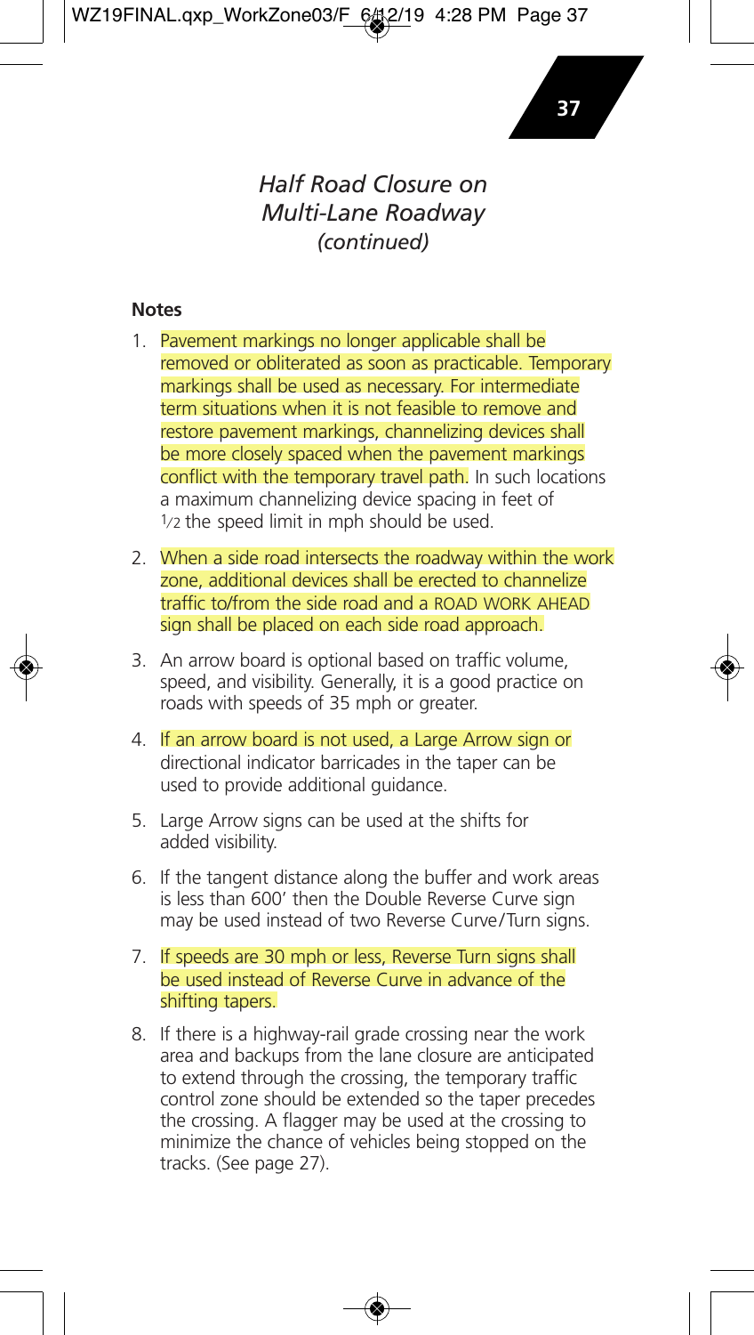# *Half Road Closure on Multi-Lane Roadway (continued)*

**Notes**

1. Pavement markings no longer applicable shall be removed or obliterated as soon as practicable. Temporary markings shall be used as necessary. For intermediate term situations when it is not feasible to remove and restore pavement markings, channelizing devices shall be more closely spaced when the pavement markings conflict with the temporary travel path. In such locations a maximum channelizing device spacing in feet of 1/2 the speed limit in mph should be used.
2. When a side road intersects the roadway within the work zone, additional devices shall be erected to channelize traffic to/from the side road and a ROAD WORK AHEAD sign shall be placed on each side road approach.
3. An arrow board is optional based on traffic volume, speed, and visibility. Generally, it is a good practice on roads with speeds of 35 mph or greater.
4. If an arrow board is not used, a Large Arrow sign or directional indicator barricades in the taper can be used to provide additional guidance.
5. Large Arrow signs can be used at the shifts for added visibility.
6. If the tangent distance along the buffer and work areas is less than 600' then the Double Reverse Curve sign may be used instead of two Reverse Curve/Turn signs.
7. If speeds are 30 mph or less, Reverse Turn signs shall be used instead of Reverse Curve in advance of the shifting tapers.
8. If there is a highway-rail grade crossing near the work area and backups from the lane closure are anticipated to extend through the crossing, the temporary traffic control zone should be extended so the taper precedes the crossing. A flagger may be used at the crossing to minimize the chance of vehicles being stopped on the tracks. (See page 27).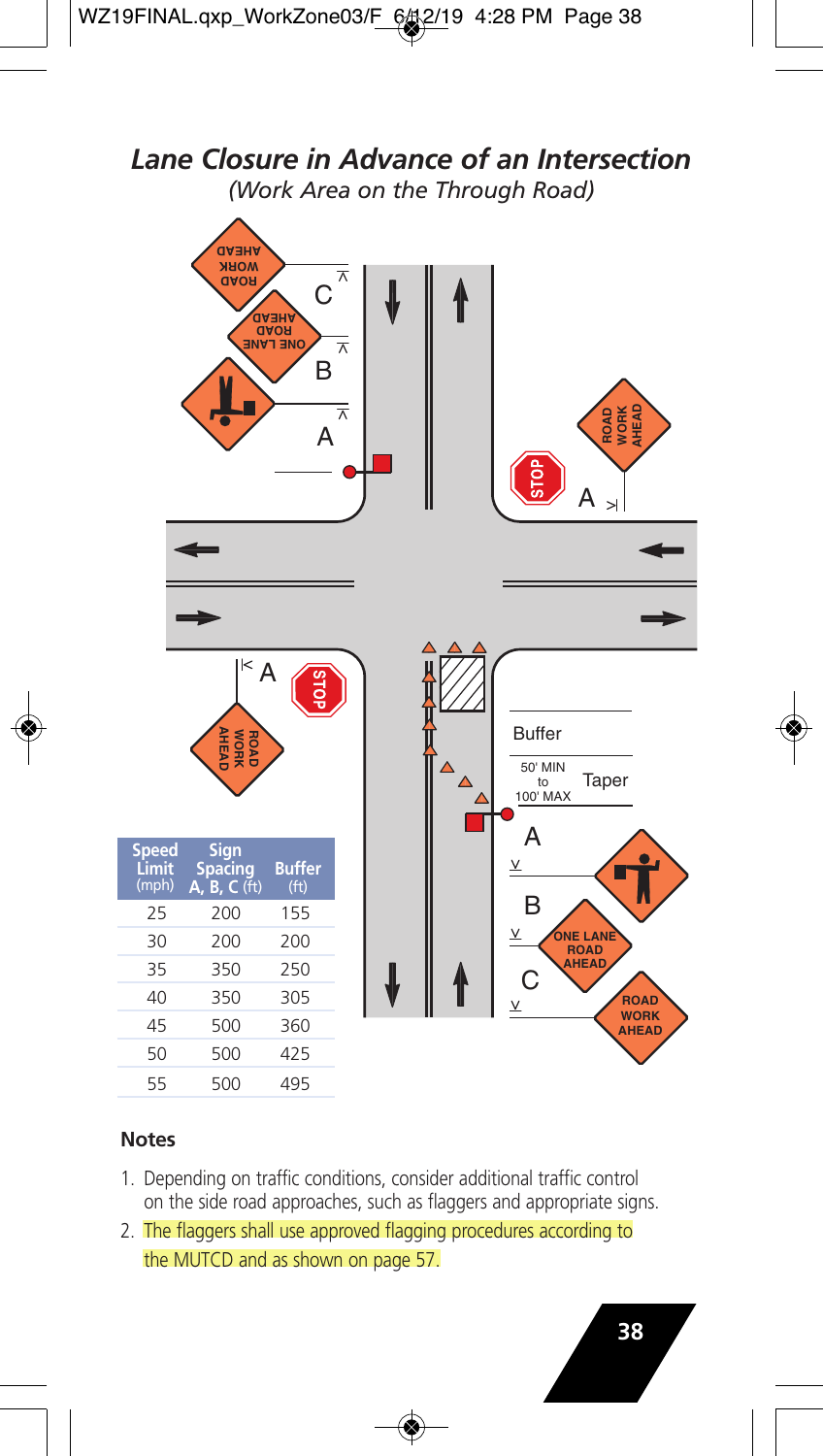## *Lane Closure in Advance of an Intersection*

*(Work Area on the Through Road)*

| Speed Limit (mph) | Sign Spacing A, B, C (ft) | Buffer (ft) |
|---|---|---|
| 25 | 200 | 155 |
| 30 | 200 | 200 |
| 35 | 350 | 250 |
| 40 | 350 | 305 |
| 45 | 500 | 360 |
| 50 | 500 | 425 |
| 55 | 500 | 495 |

### Notes

1. Depending on traffic conditions, consider additional traffic control on the side road approaches, such as flaggers and appropriate signs.
2. The flaggers shall use approved flagging procedures according to the MUTCD and as shown on page 57.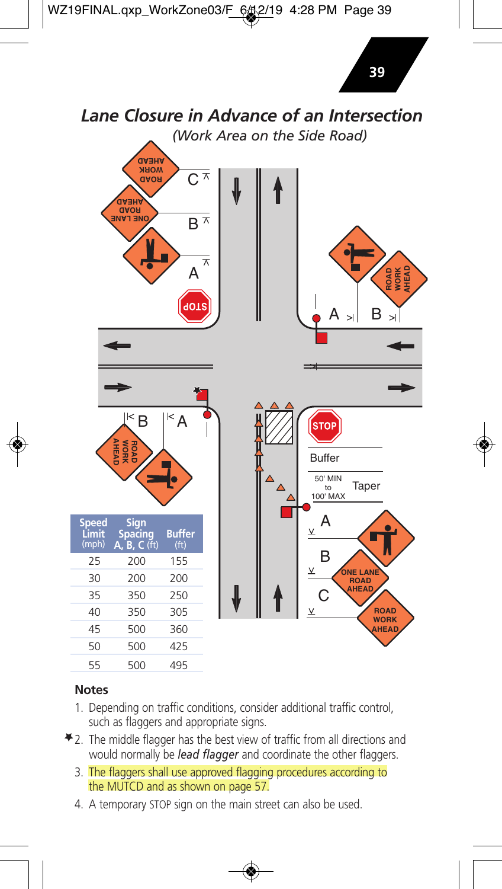## Lane Closure in Advance of an Intersection

*(Work Area on the Side Road)*

| Speed Limit (mph) | Sign Spacing A, B, C (ft) | Buffer (ft) |
|---|---|---|
| 25 | 200 | 155 |
| 30 | 200 | 200 |
| 35 | 350 | 250 |
| 40 | 350 | 305 |
| 45 | 500 | 360 |
| 50 | 500 | 425 |
| 55 | 500 | 495 |

### Notes

1. Depending on traffic conditions, consider additional traffic control, such as flaggers and appropriate signs.
2. The middle flagger has the best view of traffic from all directions and would normally be *lead flagger* and coordinate the other flaggers.
3. The flaggers shall use approved flagging procedures according to the MUTCD and as shown on page 57.
4. A temporary STOP sign on the main street can also be used.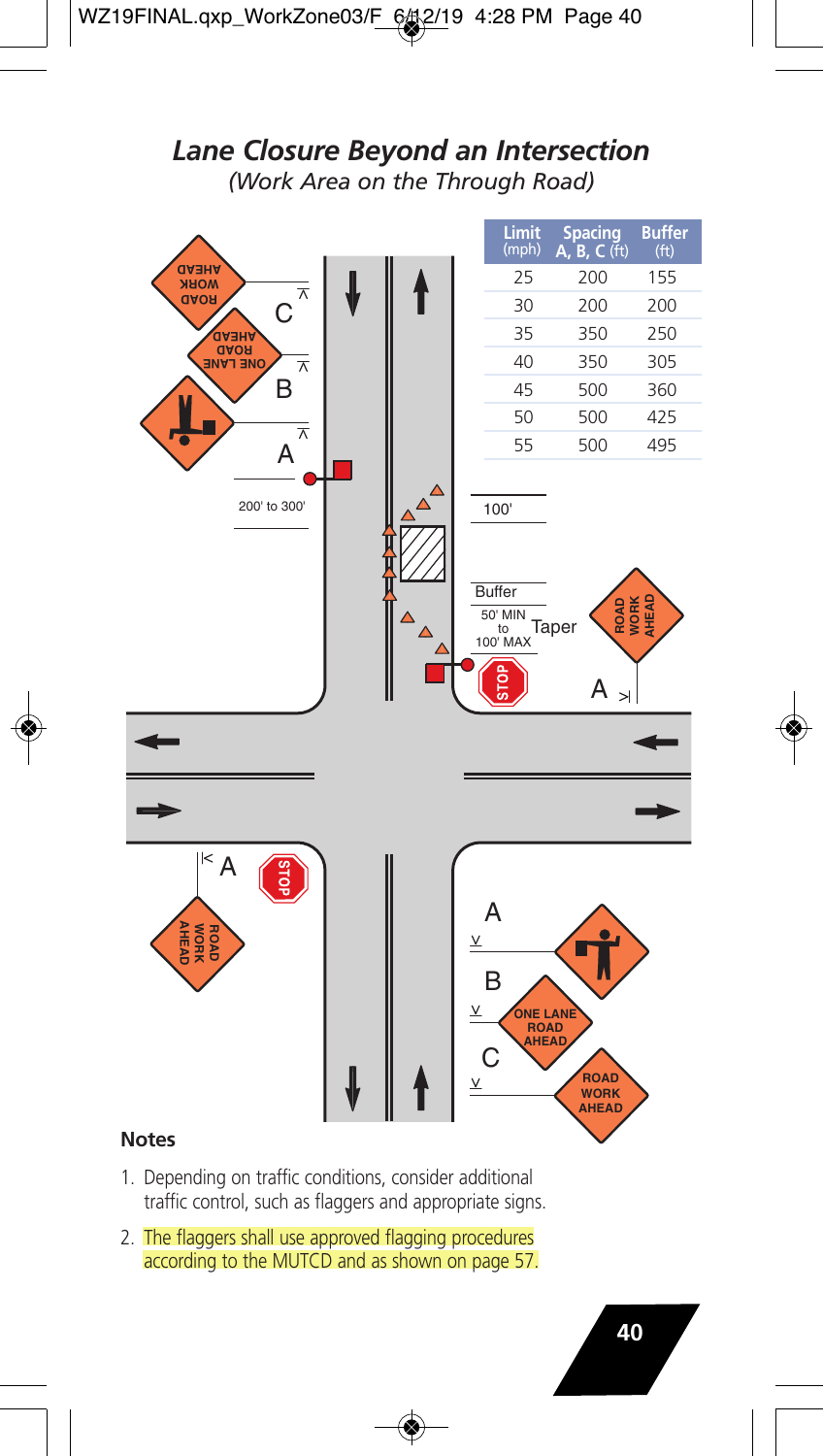## *Lane Closure Beyond an Intersection*

*(Work Area on the Through Road)*

| Limit (mph) | Spacing A, B, C (ft) | Buffer (ft) |
|---|---|---|
| 25 | 200 | 155 |
| 30 | 200 | 200 |
| 35 | 350 | 250 |
| 40 | 350 | 305 |
| 45 | 500 | 360 |
| 50 | 500 | 425 |
| 55 | 500 | 495 |

ROAD WORK AHEAD

C

ONE LANE ROAD AHEAD

B

A

200' to 300'

100'

Buffer

50' MIN to 100' MAX Taper

STOP

ROAD WORK AHEAD

A

A

STOP

ROAD WORK AHEAD

A

B

ONE LANE ROAD AHEAD

C

ROAD WORK AHEAD

### Notes

1. Depending on traffic conditions, consider additional traffic control, such as flaggers and appropriate signs.
2. The flaggers shall use approved flagging procedures according to the MUTCD and as shown on page 57.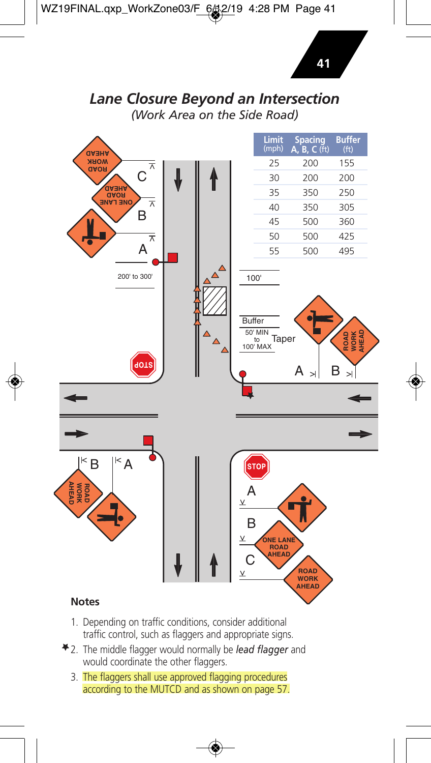# *Lane Closure Beyond an Intersection*

*(Work Area on the Side Road)*

| Limit (mph) | Spacing A, B, C (ft) | Buffer (ft) |
|---|---|---|
| 25 | 200 | 155 |
| 30 | 200 | 200 |
| 35 | 350 | 250 |
| 40 | 350 | 305 |
| 45 | 500 | 360 |
| 50 | 500 | 425 |
| 55 | 500 | 495 |

## Notes

1. Depending on traffic conditions, consider additional traffic control, such as flaggers and appropriate signs.
2. ★ The middle flagger would normally be ***lead flagger*** and would coordinate the other flaggers.
3. The flaggers shall use approved flagging procedures according to the MUTCD and as shown on page 57.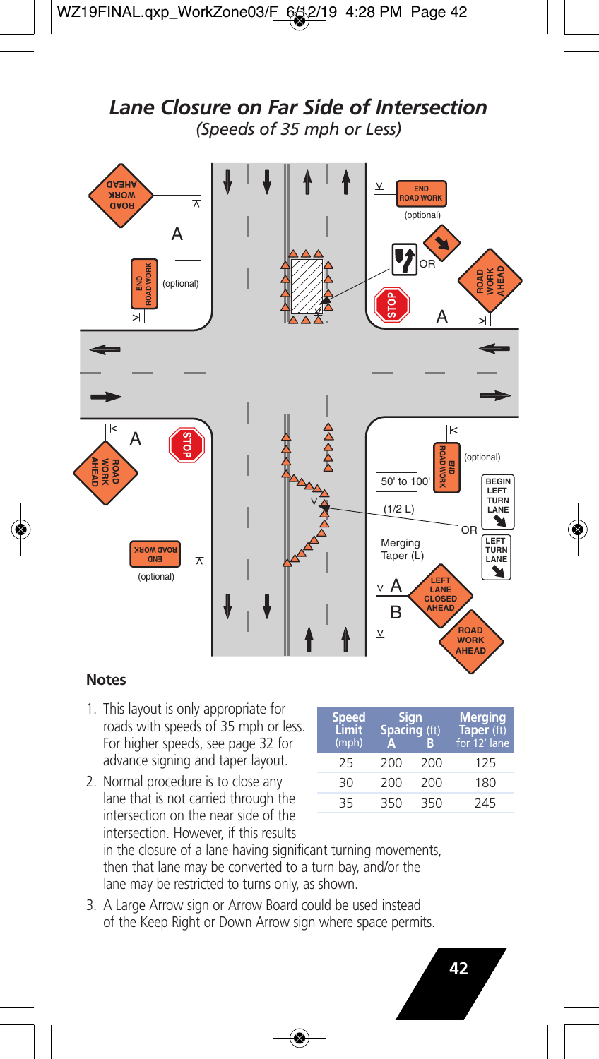# *Lane Closure on Far Side of Intersection*

*(Speeds of 35 mph or Less)*

## Notes

1. This layout is only appropriate for roads with speeds of 35 mph or less. For higher speeds, see page 32 for advance signing and taper layout.
2. Normal procedure is to close any lane that is not carried through the intersection on the near side of the intersection. However, if this results in the closure of a lane having significant turning movements, then that lane may be converted to a turn bay, and/or the lane may be restricted to turns only, as shown.
3. A Large Arrow sign or Arrow Board could be used instead of the Keep Right or Down Arrow sign where space permits.

| Speed Limit (mph) | Sign Spacing (ft) A | Sign Spacing (ft) B | Merging Taper (ft) for 12' lane |
|---|---|---|---|
| 25 | 200 | 200 | 125 |
| 30 | 200 | 200 | 180 |
| 35 | 350 | 350 | 245 |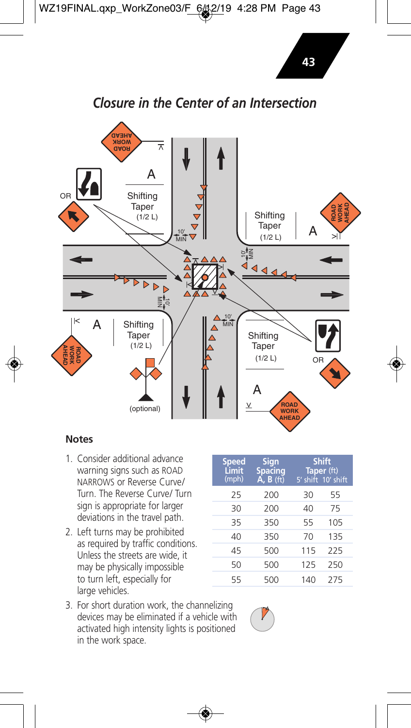## *Closure in the Center of an Intersection*

### Notes

1. Consider additional advance warning signs such as ROAD NARROWS or Reverse Curve/ Turn. The Reverse Curve/ Turn sign is appropriate for larger deviations in the travel path.
2. Left turns may be prohibited as required by traffic conditions. Unless the streets are wide, it may be physically impossible to turn left, especially for large vehicles.
3. For short duration work, the channelizing devices may be eliminated if a vehicle with activated high intensity lights is positioned in the work space.

| Speed Limit (mph) | Sign Spacing A, B (ft) | Shift Taper (ft) 5' shift | Shift Taper (ft) 10' shift |
|---|---|---|---|
| 25 | 200 | 30 | 55 |
| 30 | 200 | 40 | 75 |
| 35 | 350 | 55 | 105 |
| 40 | 350 | 70 | 135 |
| 45 | 500 | 115 | 225 |
| 50 | 500 | 125 | 250 |
| 55 | 500 | 140 | 275 |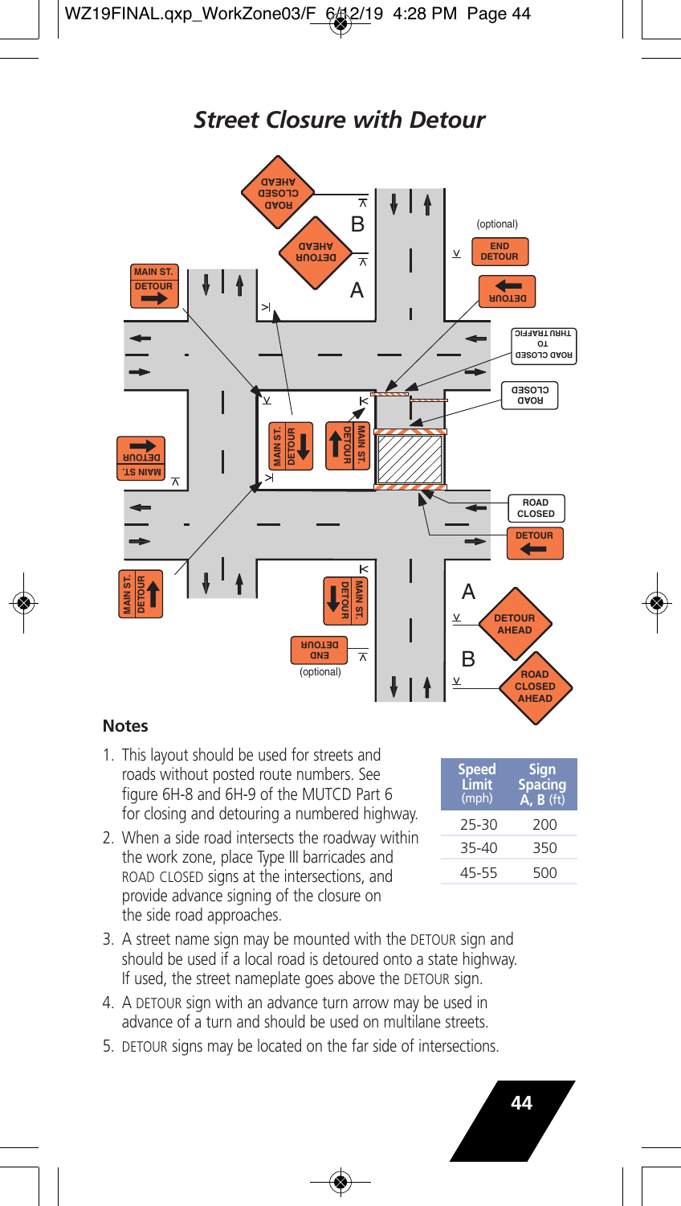## *Street Closure with Detour*

(optional)

END DETOUR

DETOUR

ROAD CLOSED TO THRU TRAFFIC

ROAD CLOSED

MAIN ST. DETOUR

ROAD CLOSED AHEAD

DETOUR AHEAD

B

A

ROAD CLOSED

DETOUR

A

DETOUR AHEAD

B

ROAD CLOSED AHEAD

END DETOUR

(optional)

### Notes

1. This layout should be used for streets and roads without posted route numbers. See figure 6H-8 and 6H-9 of the MUTCD Part 6 for closing and detouring a numbered highway.
2. When a side road intersects the roadway within the work zone, place Type III barricades and ROAD CLOSED signs at the intersections, and provide advance signing of the closure on the side road approaches.
3. A street name sign may be mounted with the DETOUR sign and should be used if a local road is detoured onto a state highway. If used, the street nameplate goes above the DETOUR sign.
4. A DETOUR sign with an advance turn arrow may be used in advance of a turn and should be used on multilane streets.
5. DETOUR signs may be located on the far side of intersections.

| Speed Limit (mph) | Sign Spacing A, B (ft) |
|---|---|
| 25-30 | 200 |
| 35-40 | 350 |
| 45-55 | 500 |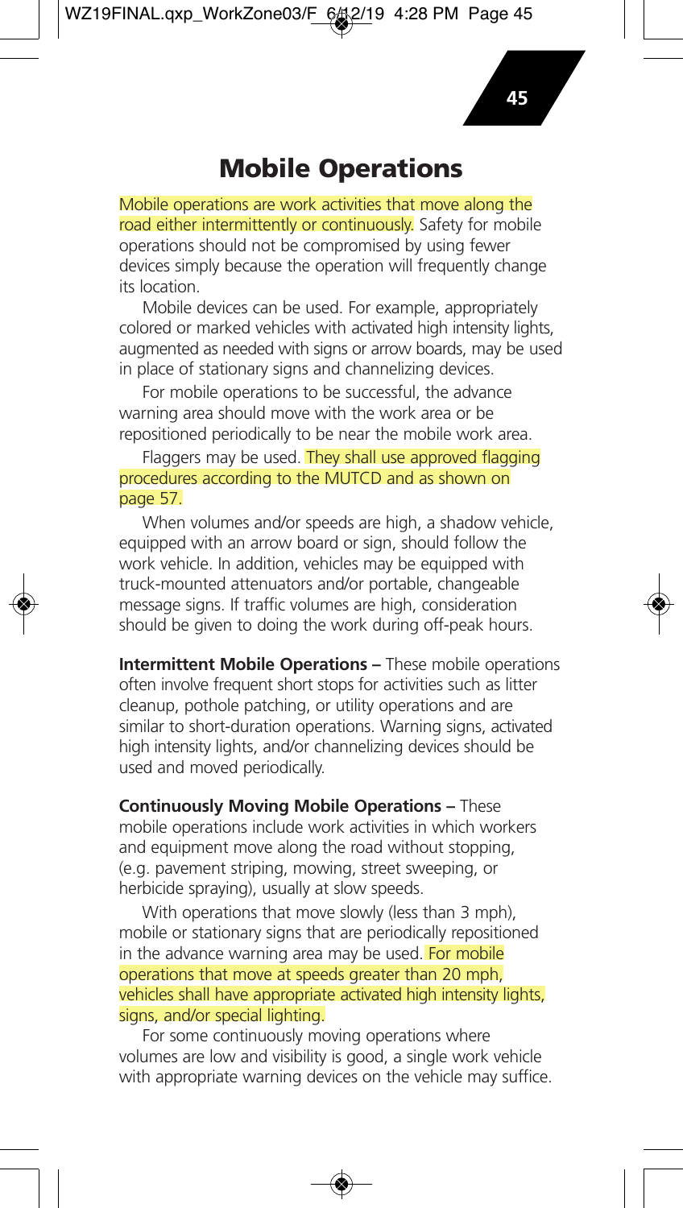# Mobile Operations

Mobile operations are work activities that move along the road either intermittently or continuously. Safety for mobile operations should not be compromised by using fewer devices simply because the operation will frequently change its location.

Mobile devices can be used. For example, appropriately colored or marked vehicles with activated high intensity lights, augmented as needed with signs or arrow boards, may be used in place of stationary signs and channelizing devices.

For mobile operations to be successful, the advance warning area should move with the work area or be repositioned periodically to be near the mobile work area.

Flaggers may be used. They shall use approved flagging procedures according to the MUTCD and as shown on page 57.

When volumes and/or speeds are high, a shadow vehicle, equipped with an arrow board or sign, should follow the work vehicle. In addition, vehicles may be equipped with truck-mounted attenuators and/or portable, changeable message signs. If traffic volumes are high, consideration should be given to doing the work during off-peak hours.

**Intermittent Mobile Operations –** These mobile operations often involve frequent short stops for activities such as litter cleanup, pothole patching, or utility operations and are similar to short-duration operations. Warning signs, activated high intensity lights, and/or channelizing devices should be used and moved periodically.

**Continuously Moving Mobile Operations –** These mobile operations include work activities in which workers and equipment move along the road without stopping, (e.g. pavement striping, mowing, street sweeping, or herbicide spraying), usually at slow speeds.

With operations that move slowly (less than 3 mph), mobile or stationary signs that are periodically repositioned in the advance warning area may be used. For mobile operations that move at speeds greater than 20 mph, vehicles shall have appropriate activated high intensity lights, signs, and/or special lighting.

For some continuously moving operations where volumes are low and visibility is good, a single work vehicle with appropriate warning devices on the vehicle may suffice.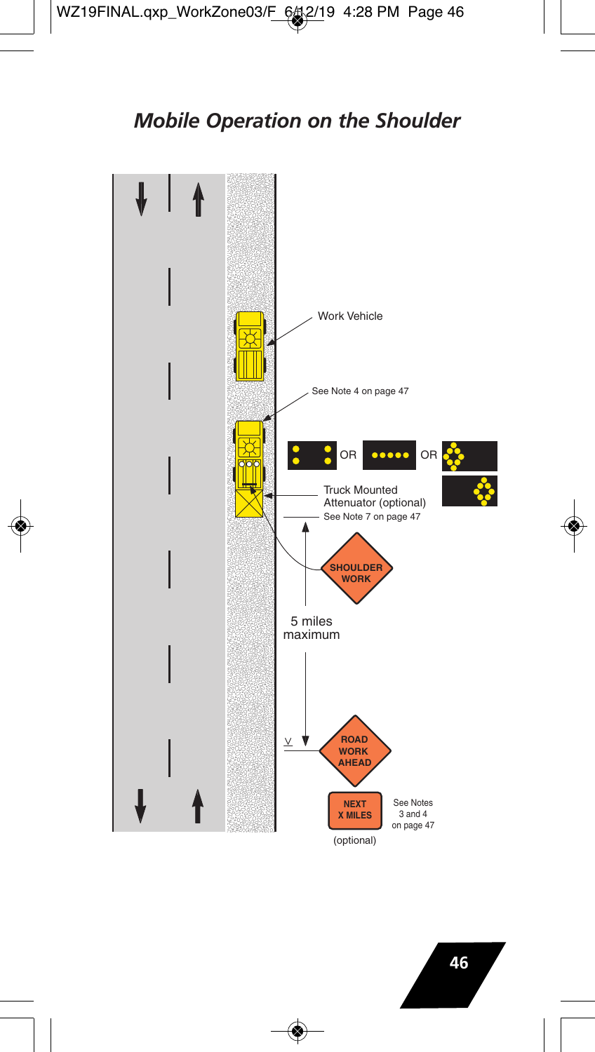## *Mobile Operation on the Shoulder*

Work Vehicle

See Note 4 on page 47

OR OR

Truck Mounted Attenuator (optional)

See Note 7 on page 47

SHOULDER WORK

5 miles maximum

ROAD WORK AHEAD

NEXT X MILES

(optional)

See Notes 3 and 4 on page 47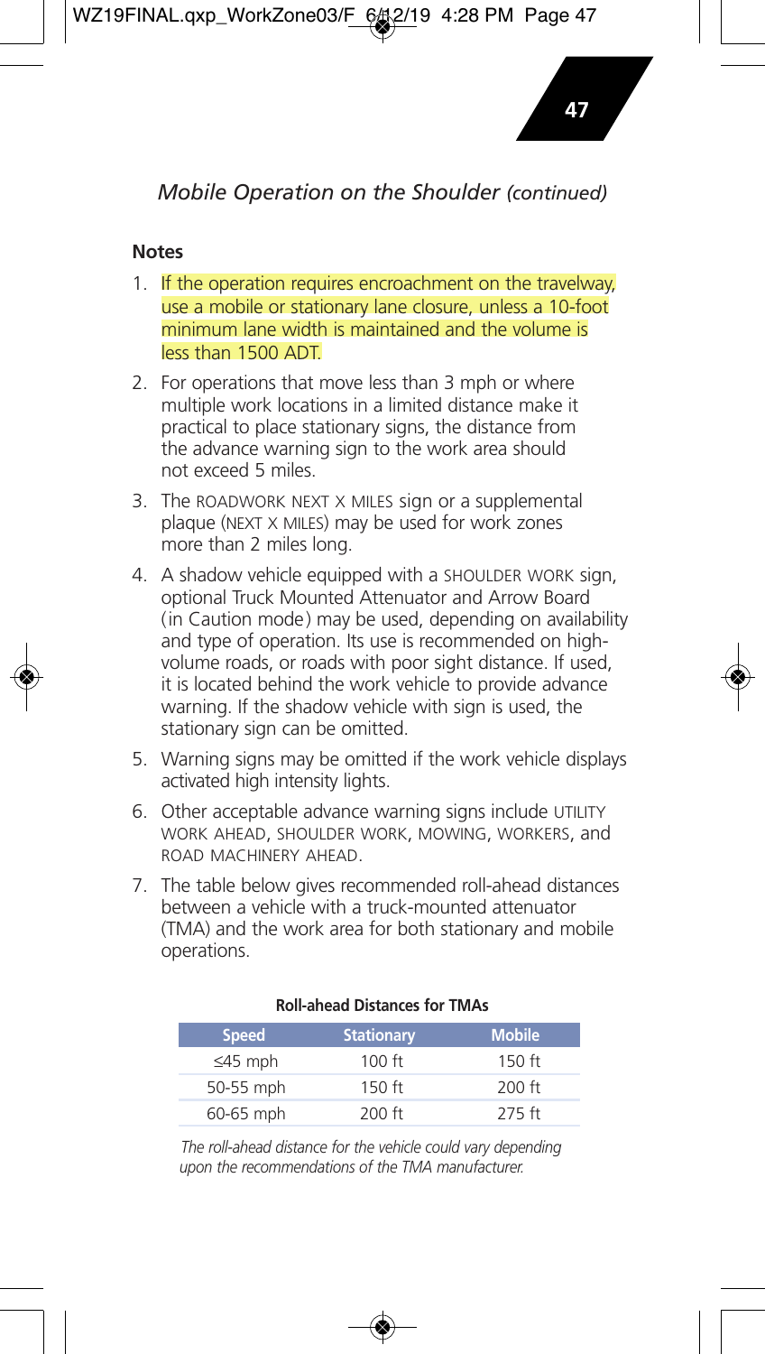## *Mobile Operation on the Shoulder (continued)*

**Notes**

1. If the operation requires encroachment on the travelway, use a mobile or stationary lane closure, unless a 10-foot minimum lane width is maintained and the volume is less than 1500 ADT.
2. For operations that move less than 3 mph or where multiple work locations in a limited distance make it practical to place stationary signs, the distance from the advance warning sign to the work area should not exceed 5 miles.
3. The ROADWORK NEXT X MILES sign or a supplemental plaque (NEXT X MILES) may be used for work zones more than 2 miles long.
4. A shadow vehicle equipped with a SHOULDER WORK sign, optional Truck Mounted Attenuator and Arrow Board (in Caution mode) may be used, depending on availability and type of operation. Its use is recommended on high-volume roads, or roads with poor sight distance. If used, it is located behind the work vehicle to provide advance warning. If the shadow vehicle with sign is used, the stationary sign can be omitted.
5. Warning signs may be omitted if the work vehicle displays activated high intensity lights.
6. Other acceptable advance warning signs include UTILITY WORK AHEAD, SHOULDER WORK, MOWING, WORKERS, and ROAD MACHINERY AHEAD.
7. The table below gives recommended roll-ahead distances between a vehicle with a truck-mounted attenuator (TMA) and the work area for both stationary and mobile operations.

**Roll-ahead Distances for TMAs**

| Speed | Stationary | Mobile |
|---|---|---|
| ≤45 mph | 100 ft | 150 ft |
| 50-55 mph | 150 ft | 200 ft |
| 60-65 mph | 200 ft | 275 ft |

*The roll-ahead distance for the vehicle could vary depending upon the recommendations of the TMA manufacturer.*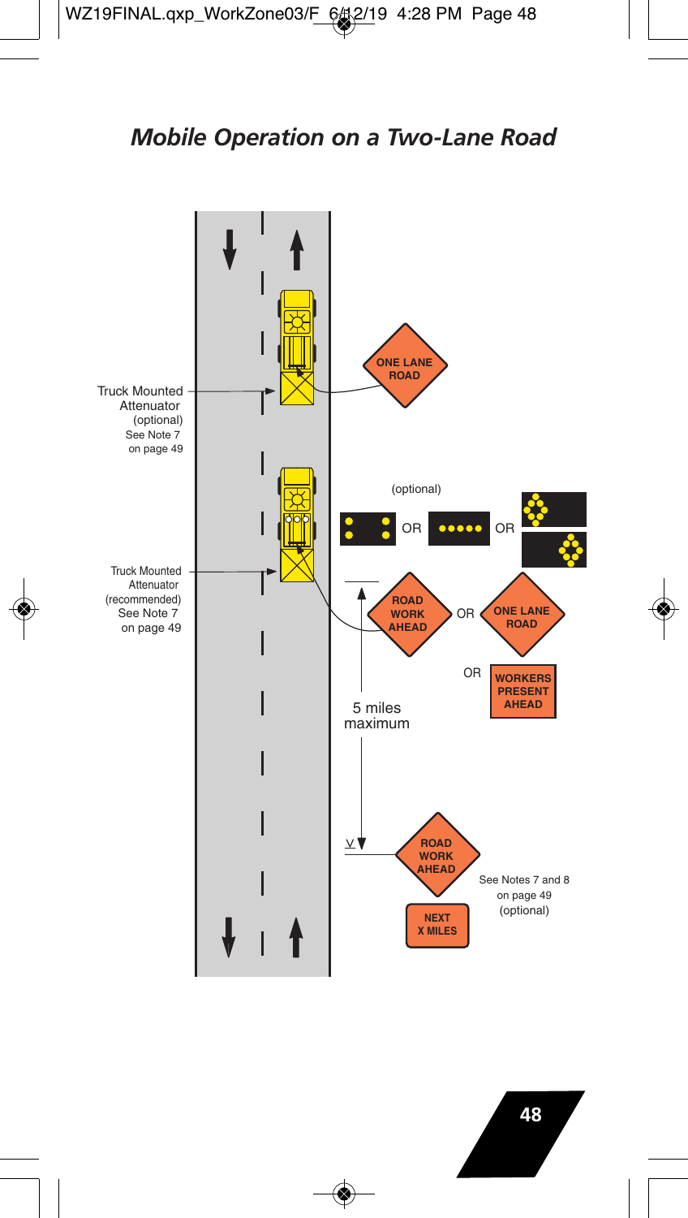# *Mobile Operation on a Two-Lane Road*

ONE LANE ROAD

Truck Mounted Attenuator (optional) See Note 7 on page 49

(optional)

OR

OR

Truck Mounted Attenuator (recommended) See Note 7 on page 49

ROAD WORK AHEAD

OR

ONE LANE ROAD

OR

WORKERS PRESENT AHEAD

5 miles maximum

ROAD WORK AHEAD

NEXT X MILES

See Notes 7 and 8 on page 49 (optional)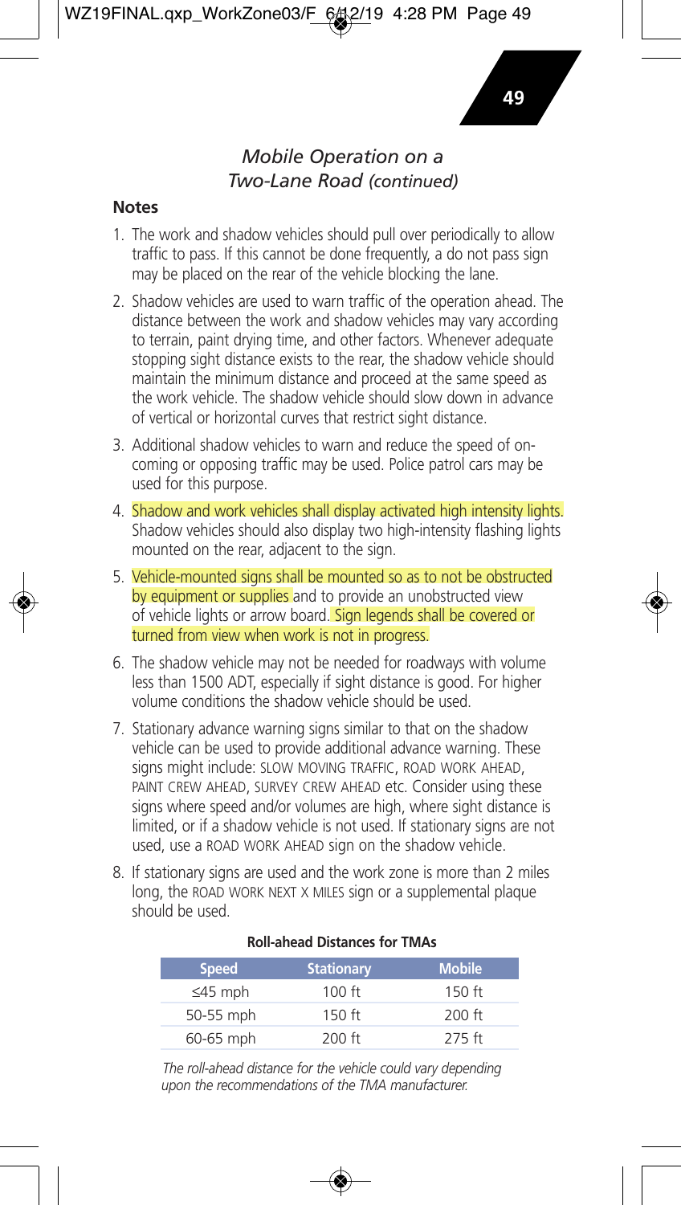## *Mobile Operation on a Two-Lane Road (continued)*

**Notes**

1. The work and shadow vehicles should pull over periodically to allow traffic to pass. If this cannot be done frequently, a do not pass sign may be placed on the rear of the vehicle blocking the lane.
2. Shadow vehicles are used to warn traffic of the operation ahead. The distance between the work and shadow vehicles may vary according to terrain, paint drying time, and other factors. Whenever adequate stopping sight distance exists to the rear, the shadow vehicle should maintain the minimum distance and proceed at the same speed as the work vehicle. The shadow vehicle should slow down in advance of vertical or horizontal curves that restrict sight distance.
3. Additional shadow vehicles to warn and reduce the speed of on-coming or opposing traffic may be used. Police patrol cars may be used for this purpose.
4. Shadow and work vehicles shall display activated high intensity lights. Shadow vehicles should also display two high-intensity flashing lights mounted on the rear, adjacent to the sign.
5. Vehicle-mounted signs shall be mounted so as to not be obstructed by equipment or supplies and to provide an unobstructed view of vehicle lights or arrow board. Sign legends shall be covered or turned from view when work is not in progress.
6. The shadow vehicle may not be needed for roadways with volume less than 1500 ADT, especially if sight distance is good. For higher volume conditions the shadow vehicle should be used.
7. Stationary advance warning signs similar to that on the shadow vehicle can be used to provide additional advance warning. These signs might include: SLOW MOVING TRAFFIC, ROAD WORK AHEAD, PAINT CREW AHEAD, SURVEY CREW AHEAD etc. Consider using these signs where speed and/or volumes are high, where sight distance is limited, or if a shadow vehicle is not used. If stationary signs are not used, use a ROAD WORK AHEAD sign on the shadow vehicle.
8. If stationary signs are used and the work zone is more than 2 miles long, the ROAD WORK NEXT X MILES sign or a supplemental plaque should be used.

**Roll-ahead Distances for TMAs**

| Speed | Stationary | Mobile |
|---|---|---|
| ≤45 mph | 100 ft | 150 ft |
| 50-55 mph | 150 ft | 200 ft |
| 60-65 mph | 200 ft | 275 ft |

*The roll-ahead distance for the vehicle could vary depending upon the recommendations of the TMA manufacturer.*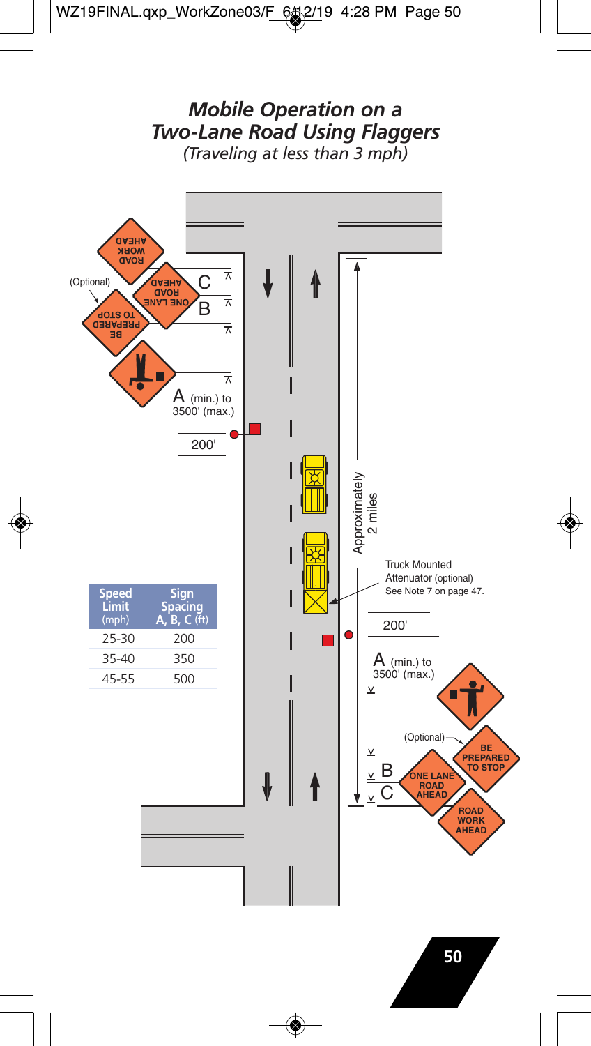## *Mobile Operation on a Two-Lane Road Using Flaggers*

*(Traveling at less than 3 mph)*

ROAD WORK AHEAD

(Optional)

BE PREPARED TO STOP

ONE LANE ROAD AHEAD

C

B

A (min.) to 3500' (max.)

200'

Approximately 2 miles

Truck Mounted Attenuator (optional) See Note 7 on page 47.

200'

A (min.) to 3500' (max.)

(Optional)

BE PREPARED TO STOP

ONE LANE ROAD AHEAD

B

C

ROAD WORK AHEAD

| Speed Limit (mph) | Sign Spacing A, B, C (ft) |
|---|---|
| 25-30 | 200 |
| 35-40 | 350 |
| 45-55 | 500 |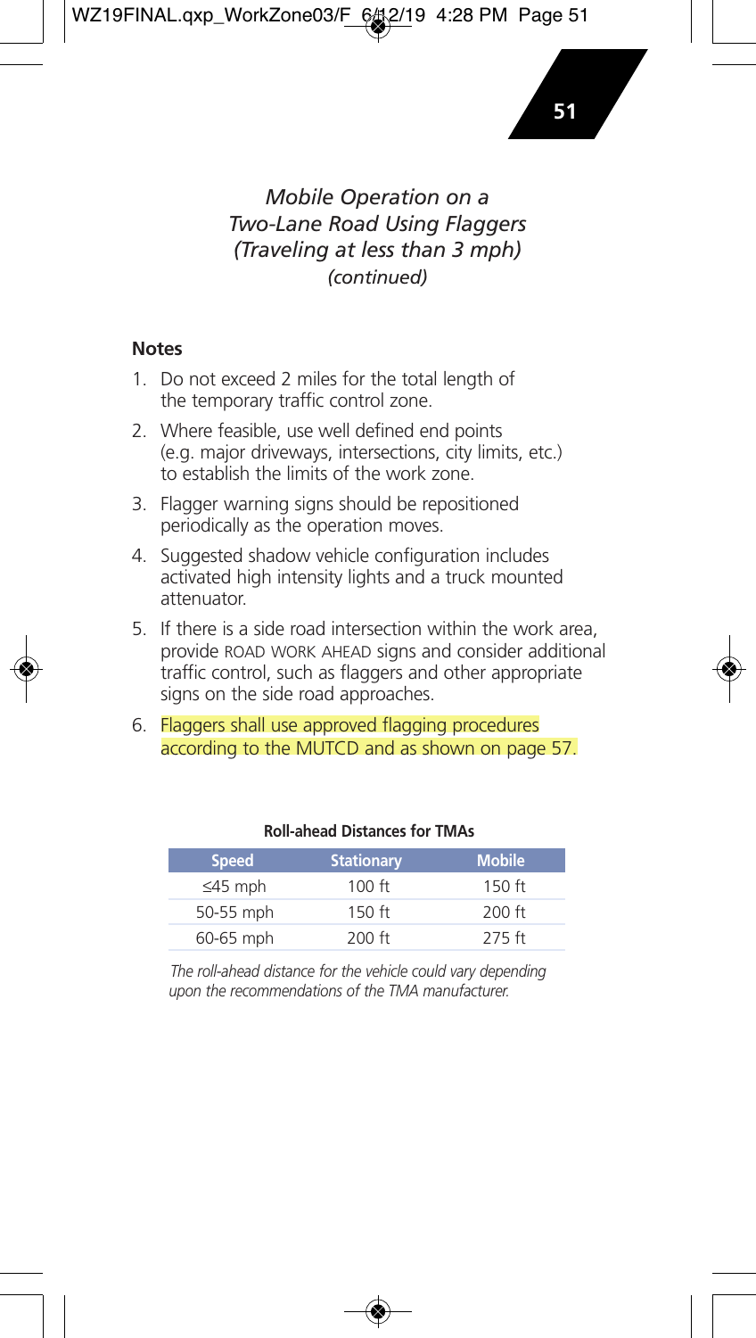## *Mobile Operation on a Two-Lane Road Using Flaggers (Traveling at less than 3 mph) (continued)*

**Notes**

1. Do not exceed 2 miles for the total length of the temporary traffic control zone.
2. Where feasible, use well defined end points (e.g. major driveways, intersections, city limits, etc.) to establish the limits of the work zone.
3. Flagger warning signs should be repositioned periodically as the operation moves.
4. Suggested shadow vehicle configuration includes activated high intensity lights and a truck mounted attenuator.
5. If there is a side road intersection within the work area, provide ROAD WORK AHEAD signs and consider additional traffic control, such as flaggers and other appropriate signs on the side road approaches.
6. Flaggers shall use approved flagging procedures according to the MUTCD and as shown on page 57.

**Roll-ahead Distances for TMAs**

| Speed | Stationary | Mobile |
|---|---|---|
| ≤45 mph | 100 ft | 150 ft |
| 50-55 mph | 150 ft | 200 ft |
| 60-65 mph | 200 ft | 275 ft |

*The roll-ahead distance for the vehicle could vary depending upon the recommendations of the TMA manufacturer.*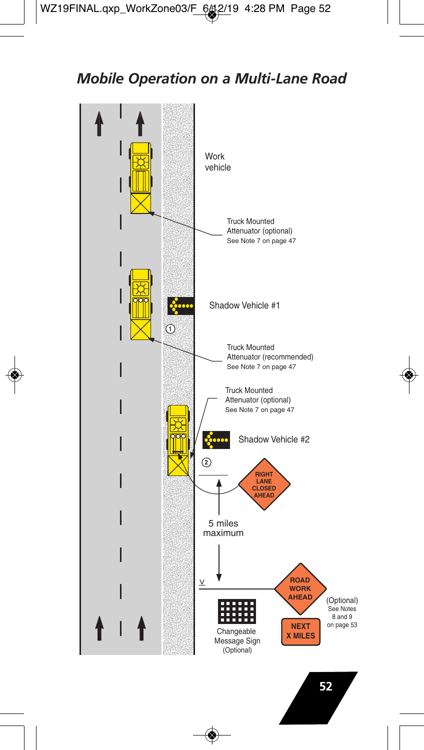# Mobile Operation on a Multi-Lane Road

Work vehicle

Truck Mounted Attenuator (optional)
See Note 7 on page 47

Shadow Vehicle #1

①

Truck Mounted Attenuator (recommended)
See Note 7 on page 47

Truck Mounted Attenuator (optional)
See Note 7 on page 47

Shadow Vehicle #2

②

RIGHT LANE CLOSED AHEAD

5 miles maximum

ROAD WORK AHEAD

NEXT X MILES

(Optional)
See Notes 8 and 9 on page 53

Changeable Message Sign (Optional)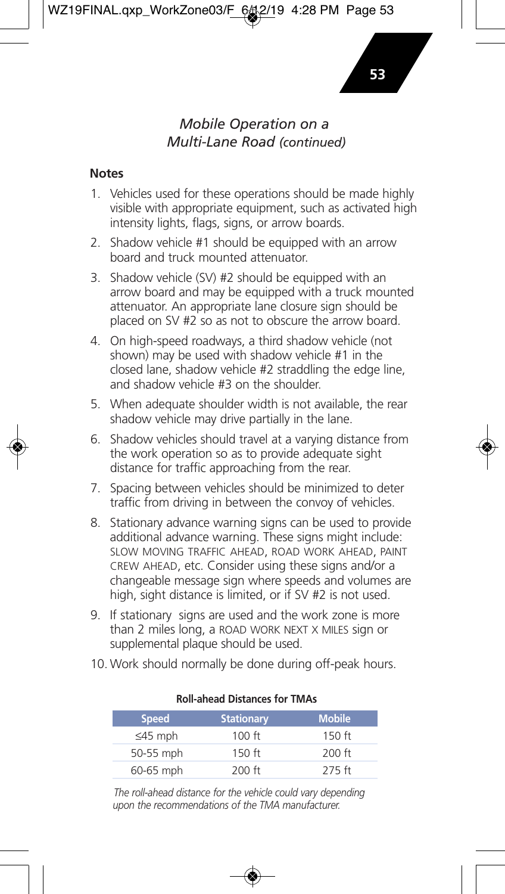## *Mobile Operation on a Multi-Lane Road (continued)*

**Notes**

1. Vehicles used for these operations should be made highly visible with appropriate equipment, such as activated high intensity lights, flags, signs, or arrow boards.
2. Shadow vehicle #1 should be equipped with an arrow board and truck mounted attenuator.
3. Shadow vehicle (SV) #2 should be equipped with an arrow board and may be equipped with a truck mounted attenuator. An appropriate lane closure sign should be placed on SV #2 so as not to obscure the arrow board.
4. On high-speed roadways, a third shadow vehicle (not shown) may be used with shadow vehicle #1 in the closed lane, shadow vehicle #2 straddling the edge line, and shadow vehicle #3 on the shoulder.
5. When adequate shoulder width is not available, the rear shadow vehicle may drive partially in the lane.
6. Shadow vehicles should travel at a varying distance from the work operation so as to provide adequate sight distance for traffic approaching from the rear.
7. Spacing between vehicles should be minimized to deter traffic from driving in between the convoy of vehicles.
8. Stationary advance warning signs can be used to provide additional advance warning. These signs might include: SLOW MOVING TRAFFIC AHEAD, ROAD WORK AHEAD, PAINT CREW AHEAD, etc. Consider using these signs and/or a changeable message sign where speeds and volumes are high, sight distance is limited, or if SV #2 is not used.
9. If stationary signs are used and the work zone is more than 2 miles long, a ROAD WORK NEXT X MILES sign or supplemental plaque should be used.
10. Work should normally be done during off-peak hours.

**Roll-ahead Distances for TMAs**

| Speed | Stationary | Mobile |
|---|---|---|
| ≤45 mph | 100 ft | 150 ft |
| 50-55 mph | 150 ft | 200 ft |
| 60-65 mph | 200 ft | 275 ft |

*The roll-ahead distance for the vehicle could vary depending upon the recommendations of the TMA manufacturer.*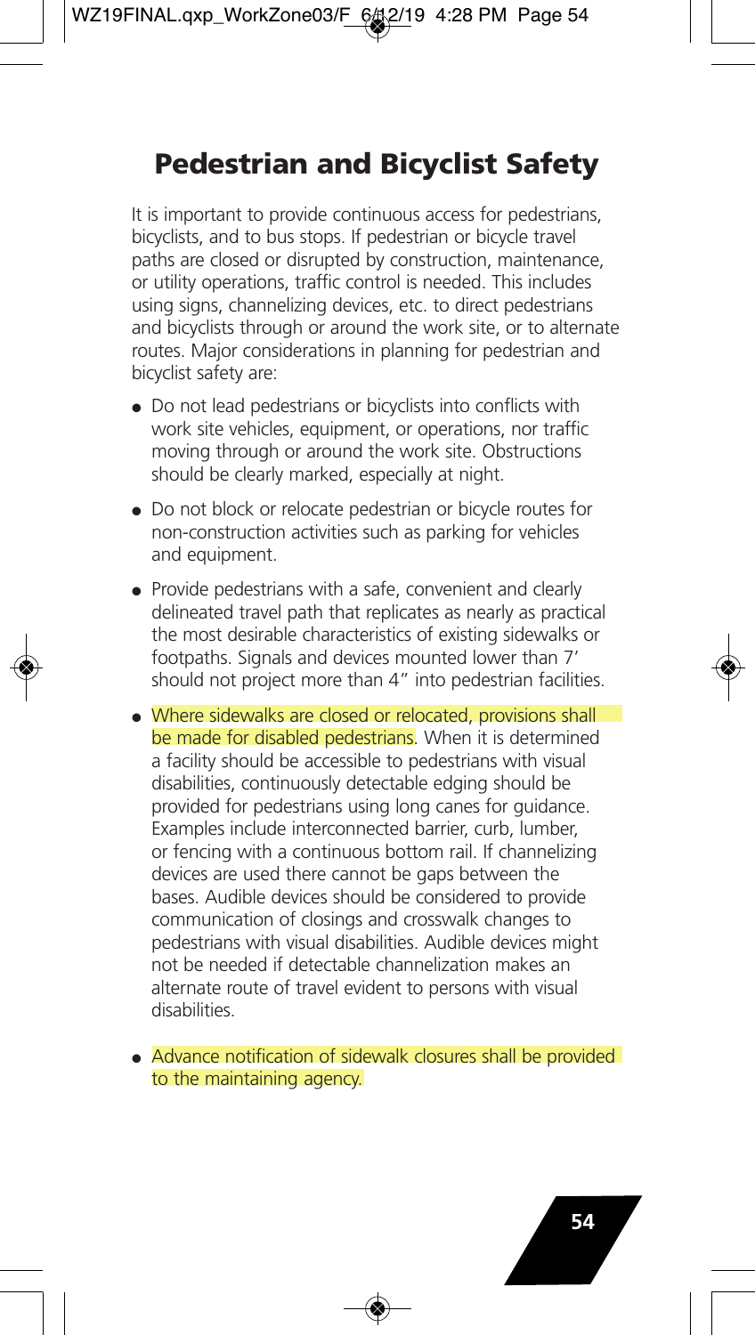# Pedestrian and Bicyclist Safety

It is important to provide continuous access for pedestrians, bicyclists, and to bus stops. If pedestrian or bicycle travel paths are closed or disrupted by construction, maintenance, or utility operations, traffic control is needed. This includes using signs, channelizing devices, etc. to direct pedestrians and bicyclists through or around the work site, or to alternate routes. Major considerations in planning for pedestrian and bicyclist safety are:

- Do not lead pedestrians or bicyclists into conflicts with work site vehicles, equipment, or operations, nor traffic moving through or around the work site. Obstructions should be clearly marked, especially at night.
- Do not block or relocate pedestrian or bicycle routes for non-construction activities such as parking for vehicles and equipment.
- Provide pedestrians with a safe, convenient and clearly delineated travel path that replicates as nearly as practical the most desirable characteristics of existing sidewalks or footpaths. Signals and devices mounted lower than 7' should not project more than 4" into pedestrian facilities.
- Where sidewalks are closed or relocated, provisions shall be made for disabled pedestrians. When it is determined a facility should be accessible to pedestrians with visual disabilities, continuously detectable edging should be provided for pedestrians using long canes for guidance. Examples include interconnected barrier, curb, lumber, or fencing with a continuous bottom rail. If channelizing devices are used there cannot be gaps between the bases. Audible devices should be considered to provide communication of closings and crosswalk changes to pedestrians with visual disabilities. Audible devices might not be needed if detectable channelization makes an alternate route of travel evident to persons with visual disabilities.
- Advance notification of sidewalk closures shall be provided to the maintaining agency.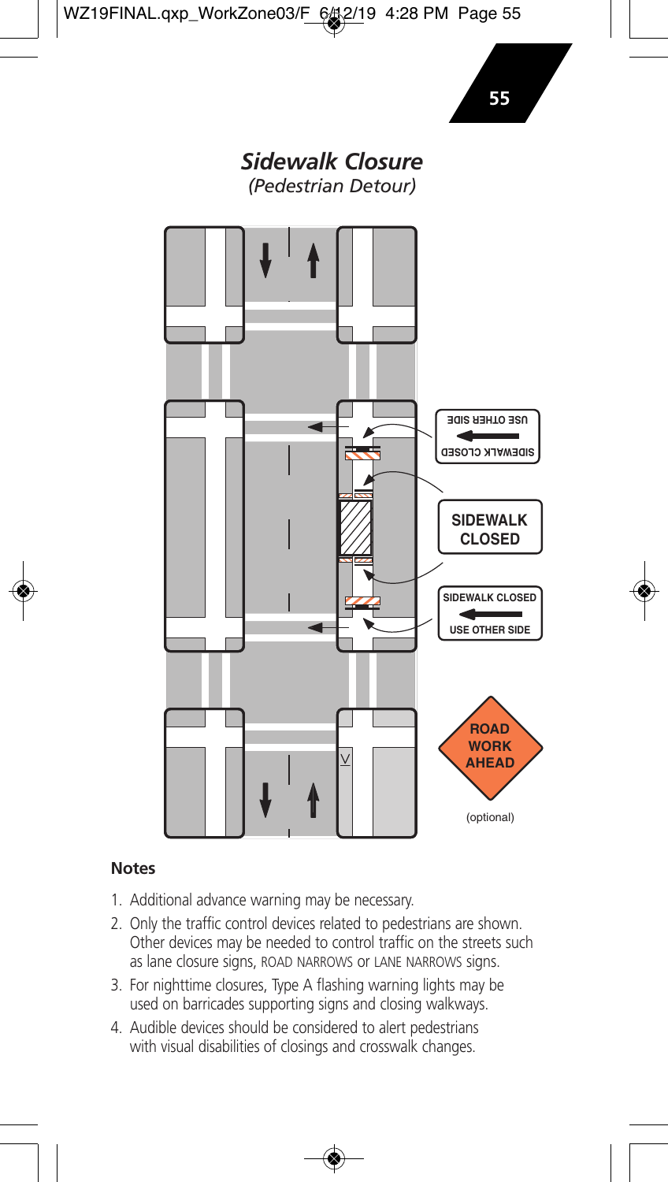# Sidewalk Closure

*(Pedestrian Detour)*

SIDEWALK CLOSED
USE OTHER SIDE

SIDEWALK CLOSED

SIDEWALK CLOSED
USE OTHER SIDE

ROAD WORK AHEAD

(optional)

**Notes**

1. Additional advance warning may be necessary.
2. Only the traffic control devices related to pedestrians are shown. Other devices may be needed to control traffic on the streets such as lane closure signs, ROAD NARROWS or LANE NARROWS signs.
3. For nighttime closures, Type A flashing warning lights may be used on barricades supporting signs and closing walkways.
4. Audible devices should be considered to alert pedestrians with visual disabilities of closings and crosswalk changes.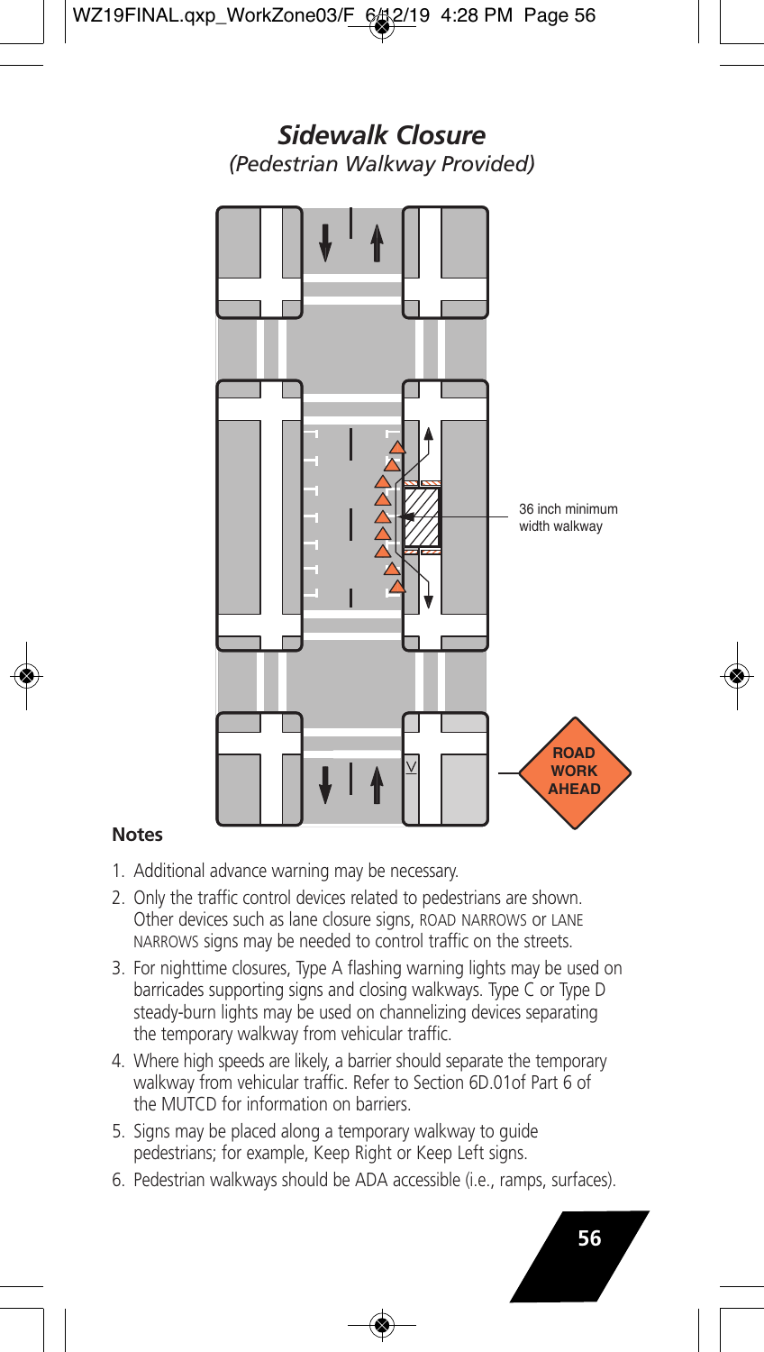# *Sidewalk Closure*

*(Pedestrian Walkway Provided)*

36 inch minimum width walkway

ROAD WORK AHEAD

**Notes**

1. Additional advance warning may be necessary.
2. Only the traffic control devices related to pedestrians are shown. Other devices such as lane closure signs, ROAD NARROWS or LANE NARROWS signs may be needed to control traffic on the streets.
3. For nighttime closures, Type A flashing warning lights may be used on barricades supporting signs and closing walkways. Type C or Type D steady-burn lights may be used on channelizing devices separating the temporary walkway from vehicular traffic.
4. Where high speeds are likely, a barrier should separate the temporary walkway from vehicular traffic. Refer to Section 6D.01of Part 6 of the MUTCD for information on barriers.
5. Signs may be placed along a temporary walkway to guide pedestrians; for example, Keep Right or Keep Left signs.
6. Pedestrian walkways should be ADA accessible (i.e., ramps, surfaces).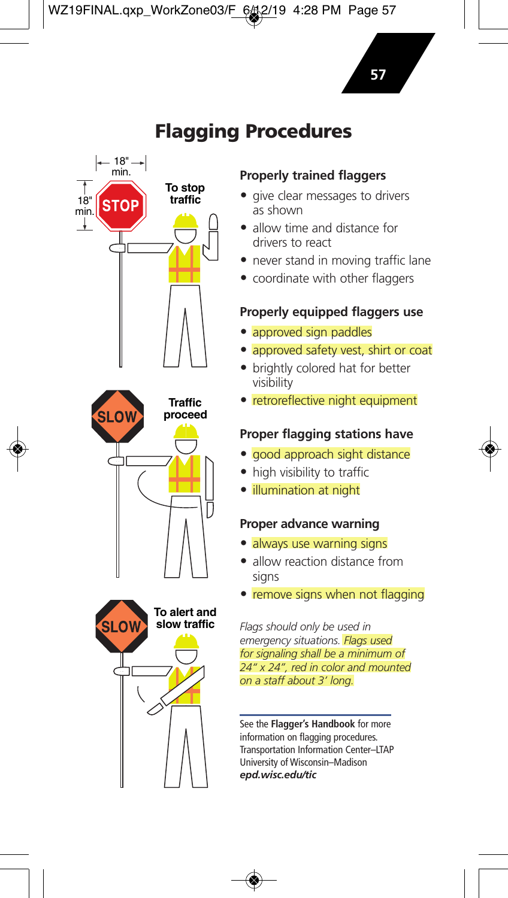# Flagging Procedures

18" min.

18" min.

STOP

To stop traffic

SLOW

Traffic proceed

SLOW

To alert and slow traffic

### Properly trained flaggers

- give clear messages to drivers as shown
- allow time and distance for drivers to react
- never stand in moving traffic lane
- coordinate with other flaggers

### Properly equipped flaggers use

- approved sign paddles
- approved safety vest, shirt or coat
- brightly colored hat for better visibility
- retroreflective night equipment

### Proper flagging stations have

- good approach sight distance
- high visibility to traffic
- illumination at night

### Proper advance warning

- always use warning signs
- allow reaction distance from signs
- remove signs when not flagging

*Flags should only be used in emergency situations. Flags used for signaling shall be a minimum of 24" x 24", red in color and mounted on a staff about 3' long.*

See the **Flagger's Handbook** for more information on flagging procedures.
Transportation Information Center–LTAP
University of Wisconsin–Madison
***epd.wisc.edu/tic***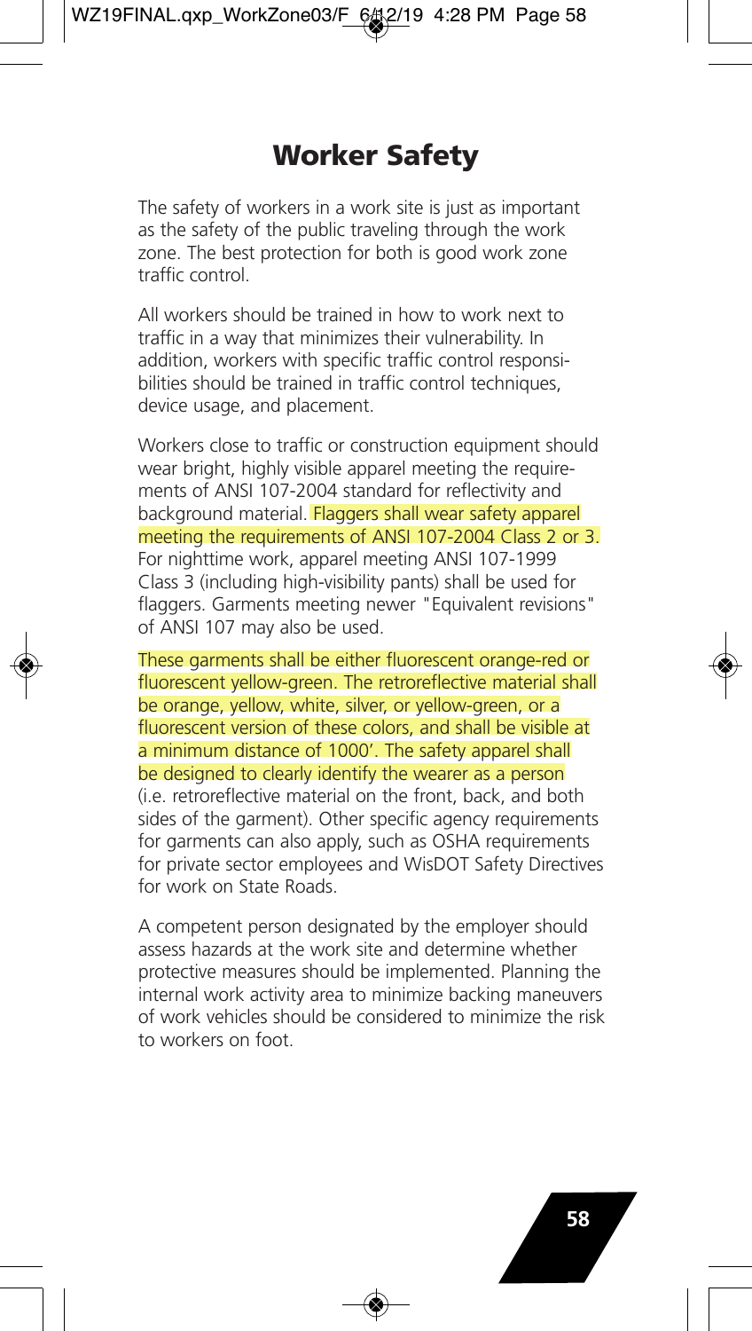# Worker Safety

The safety of workers in a work site is just as important as the safety of the public traveling through the work zone. The best protection for both is good work zone traffic control.

All workers should be trained in how to work next to traffic in a way that minimizes their vulnerability. In addition, workers with specific traffic control responsibilities should be trained in traffic control techniques, device usage, and placement.

Workers close to traffic or construction equipment should wear bright, highly visible apparel meeting the requirements of ANSI 107-2004 standard for reflectivity and background material. Flaggers shall wear safety apparel meeting the requirements of ANSI 107-2004 Class 2 or 3. For nighttime work, apparel meeting ANSI 107-1999 Class 3 (including high-visibility pants) shall be used for flaggers. Garments meeting newer "Equivalent revisions" of ANSI 107 may also be used.

These garments shall be either fluorescent orange-red or fluorescent yellow-green. The retroreflective material shall be orange, yellow, white, silver, or yellow-green, or a fluorescent version of these colors, and shall be visible at a minimum distance of 1000'. The safety apparel shall be designed to clearly identify the wearer as a person (i.e. retroreflective material on the front, back, and both sides of the garment). Other specific agency requirements for garments can also apply, such as OSHA requirements for private sector employees and WisDOT Safety Directives for work on State Roads.

A competent person designated by the employer should assess hazards at the work site and determine whether protective measures should be implemented. Planning the internal work activity area to minimize backing maneuvers of work vehicles should be considered to minimize the risk to workers on foot.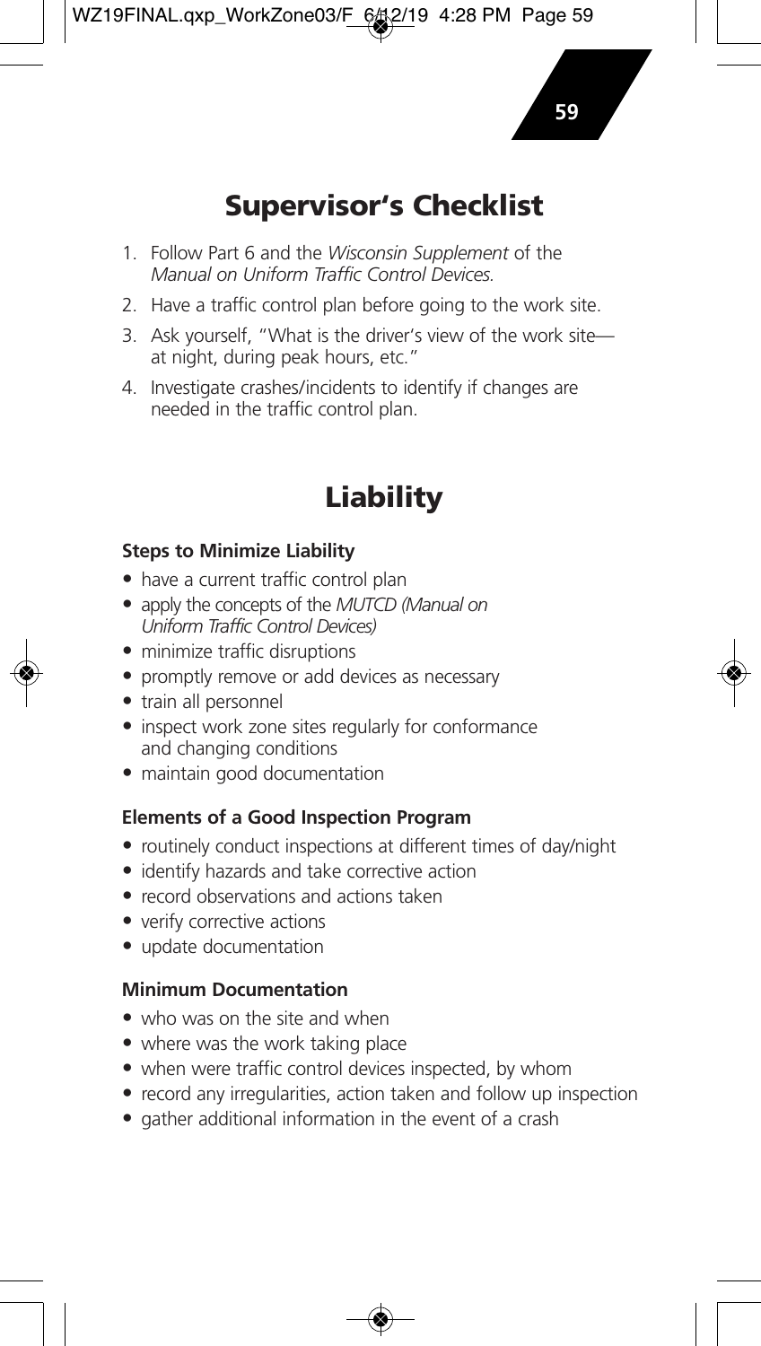## Supervisor's Checklist

1. Follow Part 6 and the *Wisconsin Supplement* of the *Manual on Uniform Traffic Control Devices.*
2. Have a traffic control plan before going to the work site.
3. Ask yourself, "What is the driver's view of the work site—at night, during peak hours, etc."
4. Investigate crashes/incidents to identify if changes are needed in the traffic control plan.

## Liability

**Steps to Minimize Liability**

- have a current traffic control plan
- apply the concepts of the *MUTCD (Manual on Uniform Traffic Control Devices)*
- minimize traffic disruptions
- promptly remove or add devices as necessary
- train all personnel
- inspect work zone sites regularly for conformance and changing conditions
- maintain good documentation

**Elements of a Good Inspection Program**

- routinely conduct inspections at different times of day/night
- identify hazards and take corrective action
- record observations and actions taken
- verify corrective actions
- update documentation

**Minimum Documentation**

- who was on the site and when
- where was the work taking place
- when were traffic control devices inspected, by whom
- record any irregularities, action taken and follow up inspection
- gather additional information in the event of a crash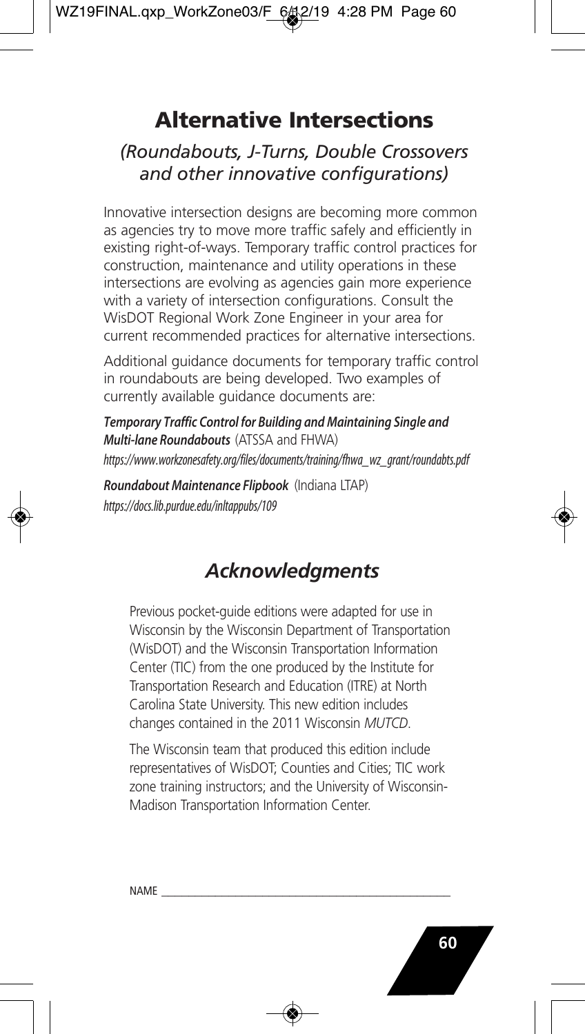# Alternative Intersections

## *(Roundabouts, J-Turns, Double Crossovers and other innovative configurations)*

Innovative intersection designs are becoming more common as agencies try to move more traffic safely and efficiently in existing right-of-ways. Temporary traffic control practices for construction, maintenance and utility operations in these intersections are evolving as agencies gain more experience with a variety of intersection configurations. Consult the WisDOT Regional Work Zone Engineer in your area for current recommended practices for alternative intersections.

Additional guidance documents for temporary traffic control in roundabouts are being developed. Two examples of currently available guidance documents are:

***Temporary Traffic Control for Building and Maintaining Single and Multi-lane Roundabouts*** (ATSSA and FHWA)
*https://www.workzonesafety.org/files/documents/training/fhwa_wz_grant/roundabts.pdf*

***Roundabout Maintenance Flipbook*** (Indiana LTAP)
*https://docs.lib.purdue.edu/inltappubs/109*

## *Acknowledgments*

Previous pocket-guide editions were adapted for use in Wisconsin by the Wisconsin Department of Transportation (WisDOT) and the Wisconsin Transportation Information Center (TIC) from the one produced by the Institute for Transportation Research and Education (ITRE) at North Carolina State University. This new edition includes changes contained in the 2011 Wisconsin *MUTCD*.

The Wisconsin team that produced this edition include representatives of WisDOT; Counties and Cities; TIC work zone training instructors; and the University of Wisconsin-Madison Transportation Information Center.

NAME ___________________________________________________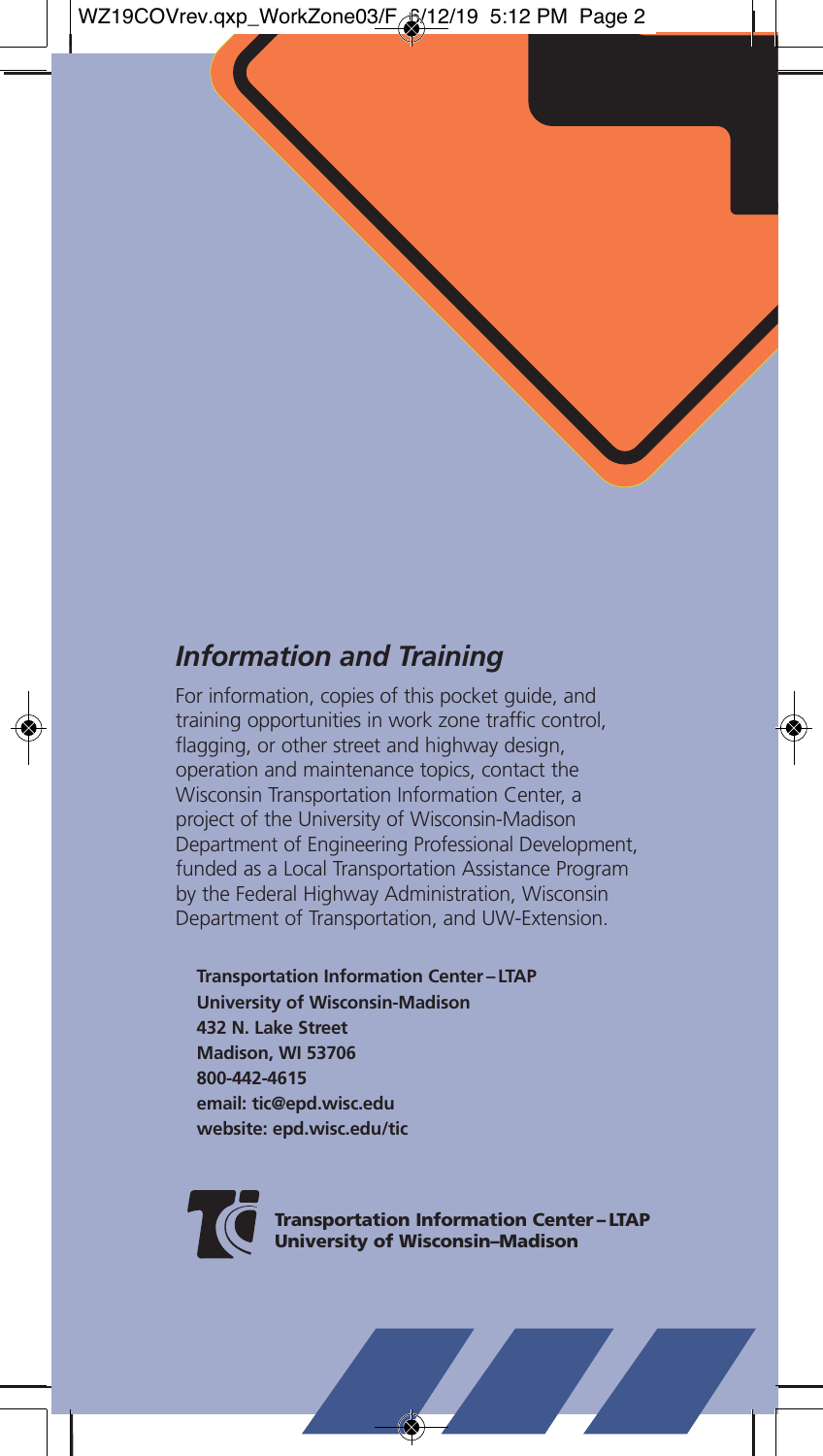## *Information and Training*

For information, copies of this pocket guide, and training opportunities in work zone traffic control, flagging, or other street and highway design, operation and maintenance topics, contact the Wisconsin Transportation Information Center, a project of the University of Wisconsin-Madison Department of Engineering Professional Development, funded as a Local Transportation Assistance Program by the Federal Highway Administration, Wisconsin Department of Transportation, and UW-Extension.

**Transportation Information Center – LTAP**
**University of Wisconsin-Madison**
**432 N. Lake Street**
**Madison, WI 53706**
**800-442-4615**
**email: tic@epd.wisc.edu**
**website: epd.wisc.edu/tic**

**Transportation Information Center – LTAP**
**University of Wisconsin–Madison**